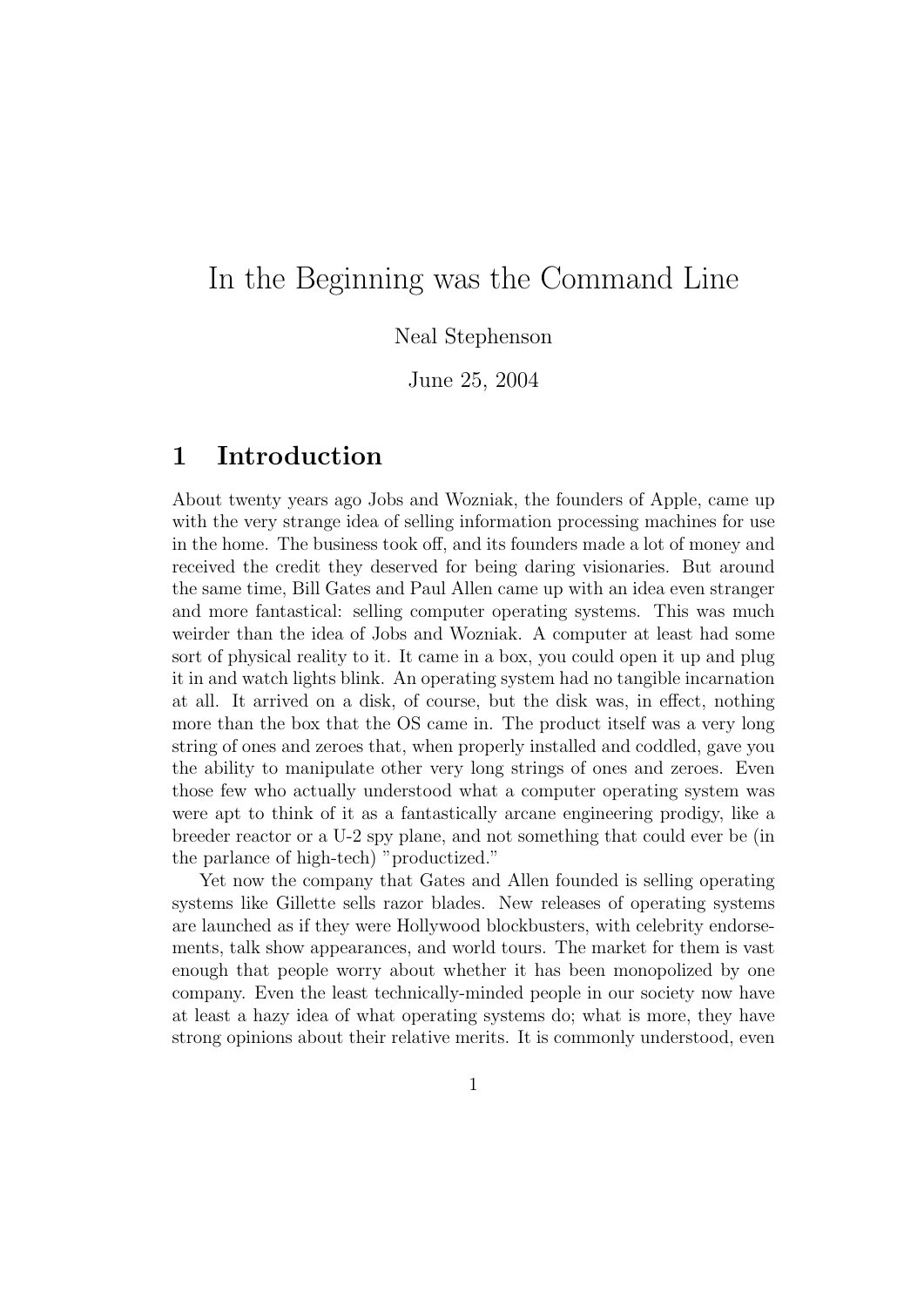# In the Beginning was the Command Line

Neal Stephenson

June 25, 2004

## 1 Introduction

About twenty years ago Jobs and Wozniak, the founders of Apple, came up with the very strange idea of selling information processing machines for use in the home. The business took off, and its founders made a lot of money and received the credit they deserved for being daring visionaries. But around the same time, Bill Gates and Paul Allen came up with an idea even stranger and more fantastical: selling computer operating systems. This was much weirder than the idea of Jobs and Wozniak. A computer at least had some sort of physical reality to it. It came in a box, you could open it up and plug it in and watch lights blink. An operating system had no tangible incarnation at all. It arrived on a disk, of course, but the disk was, in effect, nothing more than the box that the OS came in. The product itself was a very long string of ones and zeroes that, when properly installed and coddled, gave you the ability to manipulate other very long strings of ones and zeroes. Even those few who actually understood what a computer operating system was were apt to think of it as a fantastically arcane engineering prodigy, like a breeder reactor or a U-2 spy plane, and not something that could ever be (in the parlance of high-tech) "productized."

Yet now the company that Gates and Allen founded is selling operating systems like Gillette sells razor blades. New releases of operating systems are launched as if they were Hollywood blockbusters, with celebrity endorsements, talk show appearances, and world tours. The market for them is vast enough that people worry about whether it has been monopolized by one company. Even the least technically-minded people in our society now have at least a hazy idea of what operating systems do; what is more, they have strong opinions about their relative merits. It is commonly understood, even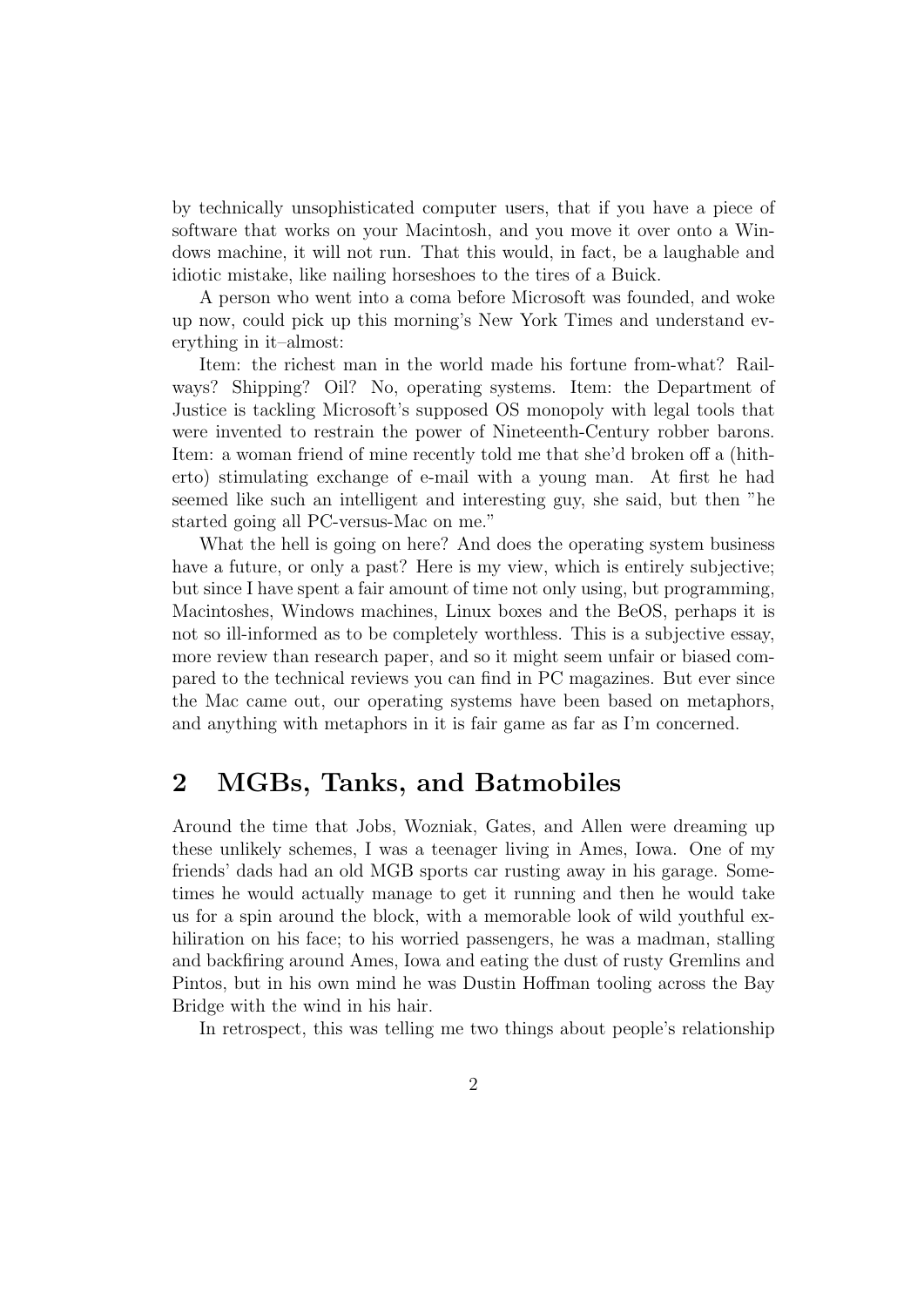by technically unsophisticated computer users, that if you have a piece of software that works on your Macintosh, and you move it over onto a Windows machine, it will not run. That this would, in fact, be a laughable and idiotic mistake, like nailing horseshoes to the tires of a Buick.

A person who went into a coma before Microsoft was founded, and woke up now, could pick up this morning's New York Times and understand everything in it–almost:

Item: the richest man in the world made his fortune from-what? Railways? Shipping? Oil? No, operating systems. Item: the Department of Justice is tackling Microsoft's supposed OS monopoly with legal tools that were invented to restrain the power of Nineteenth-Century robber barons. Item: a woman friend of mine recently told me that she'd broken off a (hitherto) stimulating exchange of e-mail with a young man. At first he had seemed like such an intelligent and interesting guy, she said, but then "he started going all PC-versus-Mac on me."

What the hell is going on here? And does the operating system business have a future, or only a past? Here is my view, which is entirely subjective; but since I have spent a fair amount of time not only using, but programming, Macintoshes, Windows machines, Linux boxes and the BeOS, perhaps it is not so ill-informed as to be completely worthless. This is a subjective essay, more review than research paper, and so it might seem unfair or biased compared to the technical reviews you can find in PC magazines. But ever since the Mac came out, our operating systems have been based on metaphors, and anything with metaphors in it is fair game as far as I'm concerned.

## 2 MGBs, Tanks, and Batmobiles

Around the time that Jobs, Wozniak, Gates, and Allen were dreaming up these unlikely schemes, I was a teenager living in Ames, Iowa. One of my friends' dads had an old MGB sports car rusting away in his garage. Sometimes he would actually manage to get it running and then he would take us for a spin around the block, with a memorable look of wild youthful exhiliration on his face; to his worried passengers, he was a madman, stalling and backfiring around Ames, Iowa and eating the dust of rusty Gremlins and Pintos, but in his own mind he was Dustin Hoffman tooling across the Bay Bridge with the wind in his hair.

In retrospect, this was telling me two things about people's relationship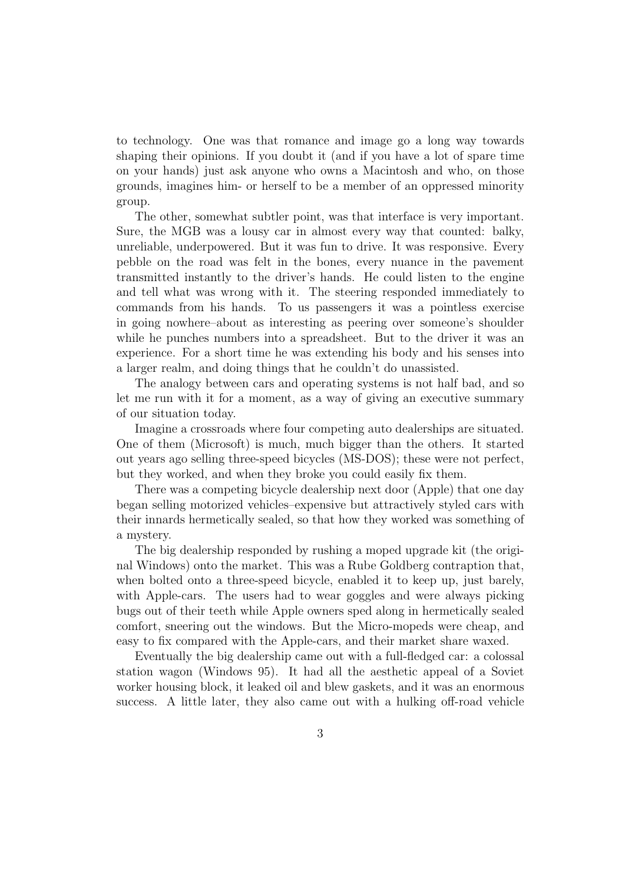to technology. One was that romance and image go a long way towards shaping their opinions. If you doubt it (and if you have a lot of spare time on your hands) just ask anyone who owns a Macintosh and who, on those grounds, imagines him- or herself to be a member of an oppressed minority group.

The other, somewhat subtler point, was that interface is very important. Sure, the MGB was a lousy car in almost every way that counted: balky, unreliable, underpowered. But it was fun to drive. It was responsive. Every pebble on the road was felt in the bones, every nuance in the pavement transmitted instantly to the driver's hands. He could listen to the engine and tell what was wrong with it. The steering responded immediately to commands from his hands. To us passengers it was a pointless exercise in going nowhere–about as interesting as peering over someone's shoulder while he punches numbers into a spreadsheet. But to the driver it was an experience. For a short time he was extending his body and his senses into a larger realm, and doing things that he couldn't do unassisted.

The analogy between cars and operating systems is not half bad, and so let me run with it for a moment, as a way of giving an executive summary of our situation today.

Imagine a crossroads where four competing auto dealerships are situated. One of them (Microsoft) is much, much bigger than the others. It started out years ago selling three-speed bicycles (MS-DOS); these were not perfect, but they worked, and when they broke you could easily fix them.

There was a competing bicycle dealership next door (Apple) that one day began selling motorized vehicles–expensive but attractively styled cars with their innards hermetically sealed, so that how they worked was something of a mystery.

The big dealership responded by rushing a moped upgrade kit (the original Windows) onto the market. This was a Rube Goldberg contraption that, when bolted onto a three-speed bicycle, enabled it to keep up, just barely, with Apple-cars. The users had to wear goggles and were always picking bugs out of their teeth while Apple owners sped along in hermetically sealed comfort, sneering out the windows. But the Micro-mopeds were cheap, and easy to fix compared with the Apple-cars, and their market share waxed.

Eventually the big dealership came out with a full-fledged car: a colossal station wagon (Windows 95). It had all the aesthetic appeal of a Soviet worker housing block, it leaked oil and blew gaskets, and it was an enormous success. A little later, they also came out with a hulking off-road vehicle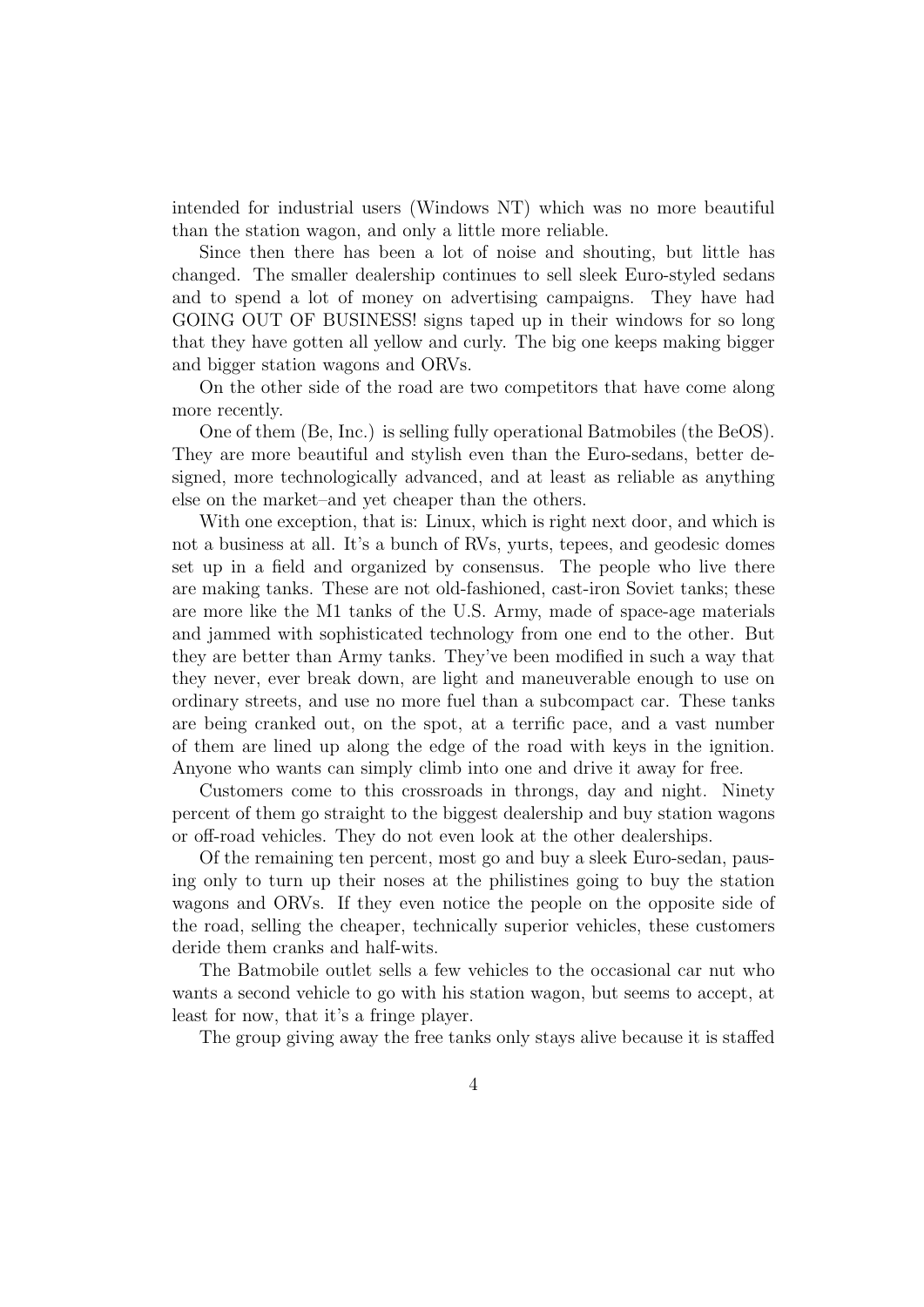intended for industrial users (Windows NT) which was no more beautiful than the station wagon, and only a little more reliable.

Since then there has been a lot of noise and shouting, but little has changed. The smaller dealership continues to sell sleek Euro-styled sedans and to spend a lot of money on advertising campaigns. They have had GOING OUT OF BUSINESS! signs taped up in their windows for so long that they have gotten all yellow and curly. The big one keeps making bigger and bigger station wagons and ORVs.

On the other side of the road are two competitors that have come along more recently.

One of them (Be, Inc.) is selling fully operational Batmobiles (the BeOS). They are more beautiful and stylish even than the Euro-sedans, better designed, more technologically advanced, and at least as reliable as anything else on the market–and yet cheaper than the others.

With one exception, that is: Linux, which is right next door, and which is not a business at all. It's a bunch of RVs, yurts, tepees, and geodesic domes set up in a field and organized by consensus. The people who live there are making tanks. These are not old-fashioned, cast-iron Soviet tanks; these are more like the M1 tanks of the U.S. Army, made of space-age materials and jammed with sophisticated technology from one end to the other. But they are better than Army tanks. They've been modified in such a way that they never, ever break down, are light and maneuverable enough to use on ordinary streets, and use no more fuel than a subcompact car. These tanks are being cranked out, on the spot, at a terrific pace, and a vast number of them are lined up along the edge of the road with keys in the ignition. Anyone who wants can simply climb into one and drive it away for free.

Customers come to this crossroads in throngs, day and night. Ninety percent of them go straight to the biggest dealership and buy station wagons or off-road vehicles. They do not even look at the other dealerships.

Of the remaining ten percent, most go and buy a sleek Euro-sedan, pausing only to turn up their noses at the philistines going to buy the station wagons and ORVs. If they even notice the people on the opposite side of the road, selling the cheaper, technically superior vehicles, these customers deride them cranks and half-wits.

The Batmobile outlet sells a few vehicles to the occasional car nut who wants a second vehicle to go with his station wagon, but seems to accept, at least for now, that it's a fringe player.

The group giving away the free tanks only stays alive because it is staffed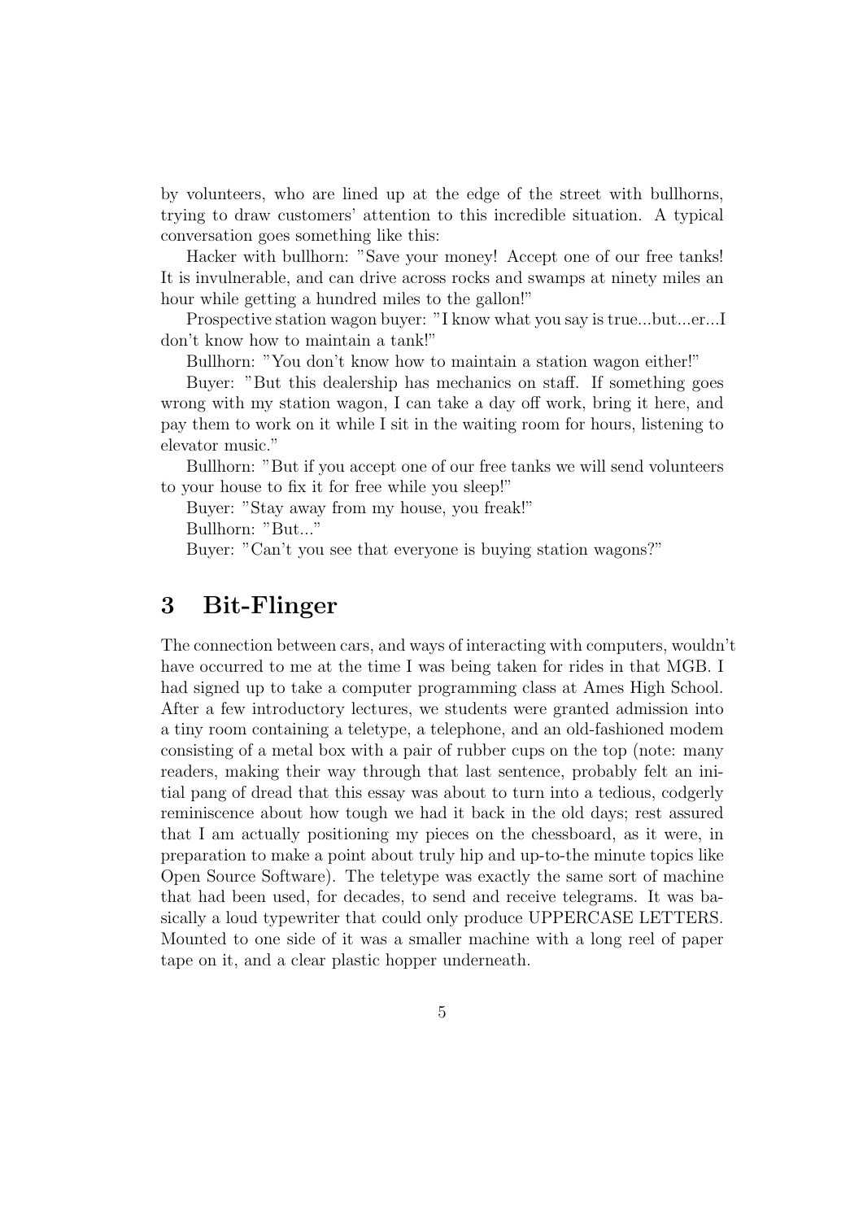by volunteers, who are lined up at the edge of the street with bullhorns, trying to draw customers' attention to this incredible situation. A typical conversation goes something like this:

Hacker with bullhorn: "Save your money! Accept one of our free tanks! It is invulnerable, and can drive across rocks and swamps at ninety miles an hour while getting a hundred miles to the gallon!"

Prospective station wagon buyer: "I know what you say is true...but...er...I don't know how to maintain a tank!"

Bullhorn: "You don't know how to maintain a station wagon either!"

Buyer: "But this dealership has mechanics on staff. If something goes wrong with my station wagon, I can take a day off work, bring it here, and pay them to work on it while I sit in the waiting room for hours, listening to elevator music."

Bullhorn: "But if you accept one of our free tanks we will send volunteers to your house to fix it for free while you sleep!"

Buyer: "Stay away from my house, you freak!"

Bullhorn: "But..."

Buyer: "Can't you see that everyone is buying station wagons?"

## 3 Bit-Flinger

The connection between cars, and ways of interacting with computers, wouldn't have occurred to me at the time I was being taken for rides in that MGB. I had signed up to take a computer programming class at Ames High School. After a few introductory lectures, we students were granted admission into a tiny room containing a teletype, a telephone, and an old-fashioned modem consisting of a metal box with a pair of rubber cups on the top (note: many readers, making their way through that last sentence, probably felt an initial pang of dread that this essay was about to turn into a tedious, codgerly reminiscence about how tough we had it back in the old days; rest assured that I am actually positioning my pieces on the chessboard, as it were, in preparation to make a point about truly hip and up-to-the minute topics like Open Source Software). The teletype was exactly the same sort of machine that had been used, for decades, to send and receive telegrams. It was basically a loud typewriter that could only produce UPPERCASE LETTERS. Mounted to one side of it was a smaller machine with a long reel of paper tape on it, and a clear plastic hopper underneath.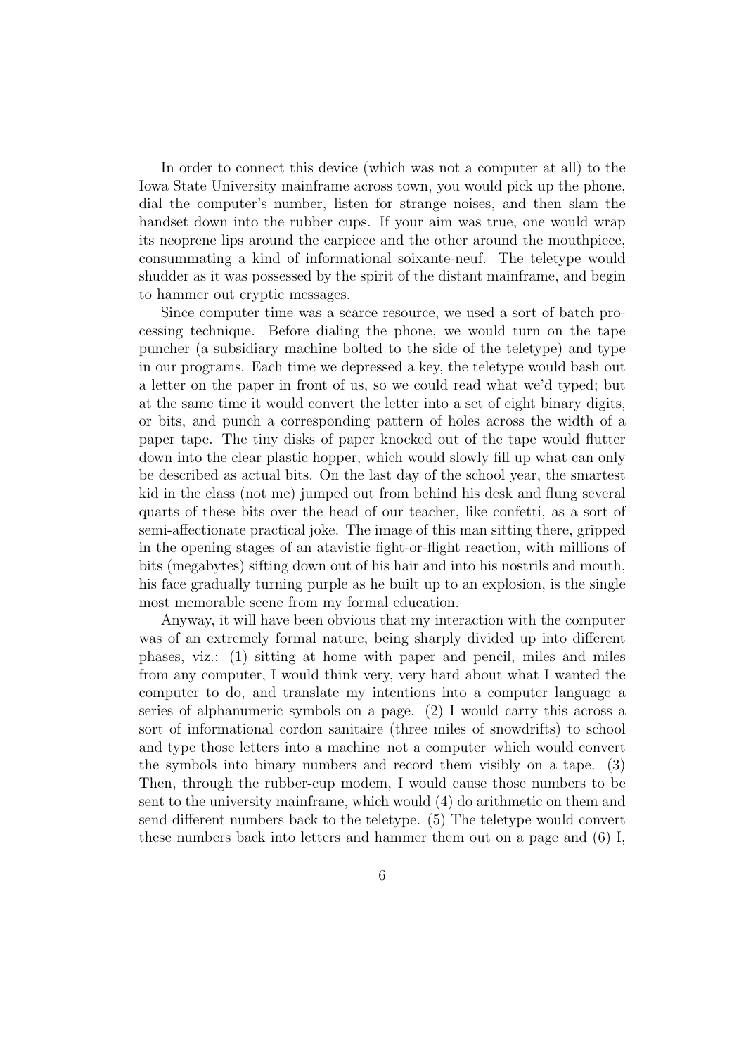In order to connect this device (which was not a computer at all) to the Iowa State University mainframe across town, you would pick up the phone, dial the computer's number, listen for strange noises, and then slam the handset down into the rubber cups. If your aim was true, one would wrap its neoprene lips around the earpiece and the other around the mouthpiece, consummating a kind of informational soixante-neuf. The teletype would shudder as it was possessed by the spirit of the distant mainframe, and begin to hammer out cryptic messages.

Since computer time was a scarce resource, we used a sort of batch processing technique. Before dialing the phone, we would turn on the tape puncher (a subsidiary machine bolted to the side of the teletype) and type in our programs. Each time we depressed a key, the teletype would bash out a letter on the paper in front of us, so we could read what we'd typed; but at the same time it would convert the letter into a set of eight binary digits, or bits, and punch a corresponding pattern of holes across the width of a paper tape. The tiny disks of paper knocked out of the tape would flutter down into the clear plastic hopper, which would slowly fill up what can only be described as actual bits. On the last day of the school year, the smartest kid in the class (not me) jumped out from behind his desk and flung several quarts of these bits over the head of our teacher, like confetti, as a sort of semi-affectionate practical joke. The image of this man sitting there, gripped in the opening stages of an atavistic fight-or-flight reaction, with millions of bits (megabytes) sifting down out of his hair and into his nostrils and mouth, his face gradually turning purple as he built up to an explosion, is the single most memorable scene from my formal education.

Anyway, it will have been obvious that my interaction with the computer was of an extremely formal nature, being sharply divided up into different phases, viz.: (1) sitting at home with paper and pencil, miles and miles from any computer, I would think very, very hard about what I wanted the computer to do, and translate my intentions into a computer language–a series of alphanumeric symbols on a page. (2) I would carry this across a sort of informational cordon sanitaire (three miles of snowdrifts) to school and type those letters into a machine–not a computer–which would convert the symbols into binary numbers and record them visibly on a tape. (3) Then, through the rubber-cup modem, I would cause those numbers to be sent to the university mainframe, which would (4) do arithmetic on them and send different numbers back to the teletype. (5) The teletype would convert these numbers back into letters and hammer them out on a page and (6) I,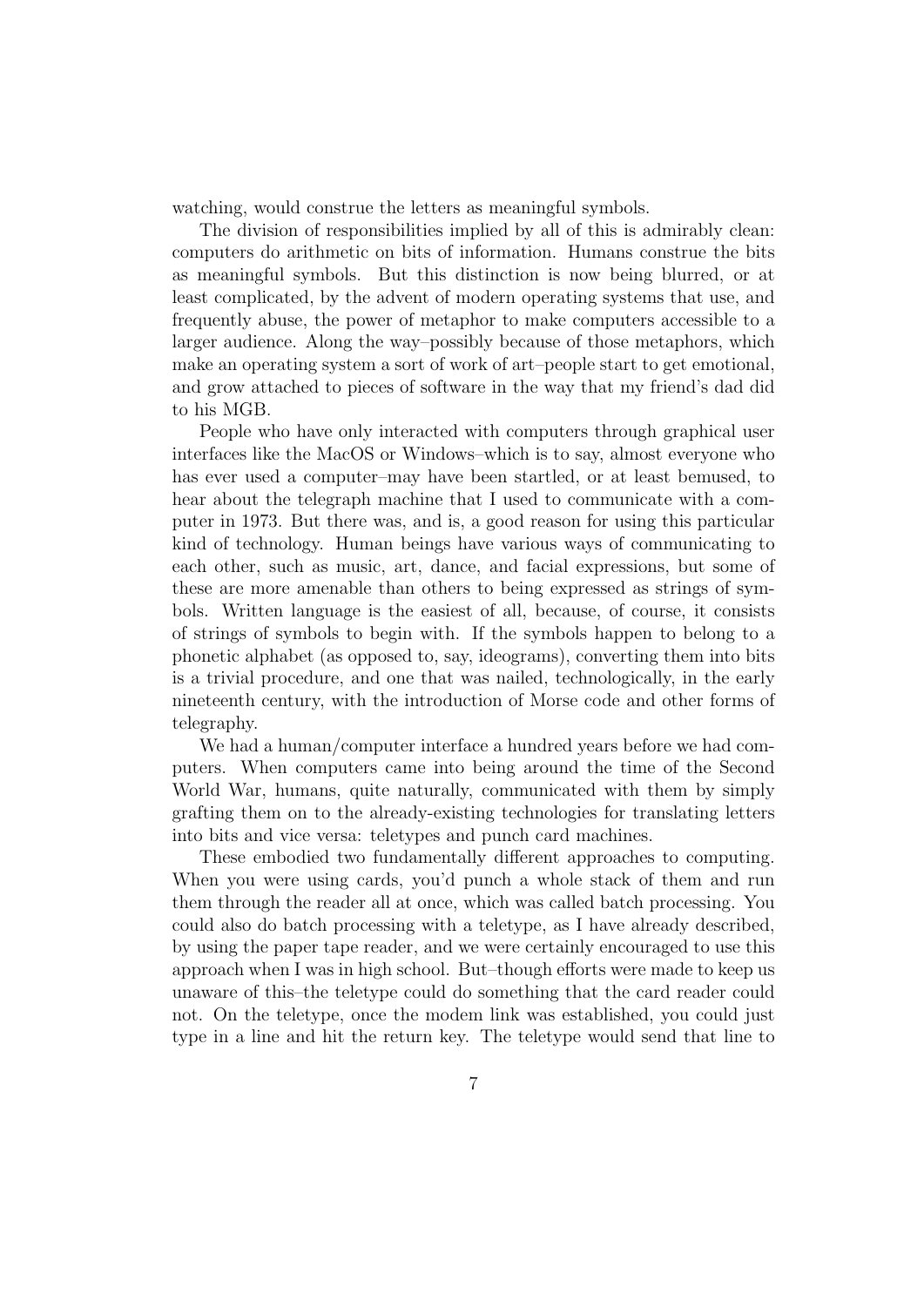watching, would construe the letters as meaningful symbols.

The division of responsibilities implied by all of this is admirably clean: computers do arithmetic on bits of information. Humans construe the bits as meaningful symbols. But this distinction is now being blurred, or at least complicated, by the advent of modern operating systems that use, and frequently abuse, the power of metaphor to make computers accessible to a larger audience. Along the way–possibly because of those metaphors, which make an operating system a sort of work of art–people start to get emotional, and grow attached to pieces of software in the way that my friend's dad did to his MGB.

People who have only interacted with computers through graphical user interfaces like the MacOS or Windows–which is to say, almost everyone who has ever used a computer–may have been startled, or at least bemused, to hear about the telegraph machine that I used to communicate with a computer in 1973. But there was, and is, a good reason for using this particular kind of technology. Human beings have various ways of communicating to each other, such as music, art, dance, and facial expressions, but some of these are more amenable than others to being expressed as strings of symbols. Written language is the easiest of all, because, of course, it consists of strings of symbols to begin with. If the symbols happen to belong to a phonetic alphabet (as opposed to, say, ideograms), converting them into bits is a trivial procedure, and one that was nailed, technologically, in the early nineteenth century, with the introduction of Morse code and other forms of telegraphy.

We had a human/computer interface a hundred years before we had computers. When computers came into being around the time of the Second World War, humans, quite naturally, communicated with them by simply grafting them on to the already-existing technologies for translating letters into bits and vice versa: teletypes and punch card machines.

These embodied two fundamentally different approaches to computing. When you were using cards, you'd punch a whole stack of them and run them through the reader all at once, which was called batch processing. You could also do batch processing with a teletype, as I have already described, by using the paper tape reader, and we were certainly encouraged to use this approach when I was in high school. But–though efforts were made to keep us unaware of this–the teletype could do something that the card reader could not. On the teletype, once the modem link was established, you could just type in a line and hit the return key. The teletype would send that line to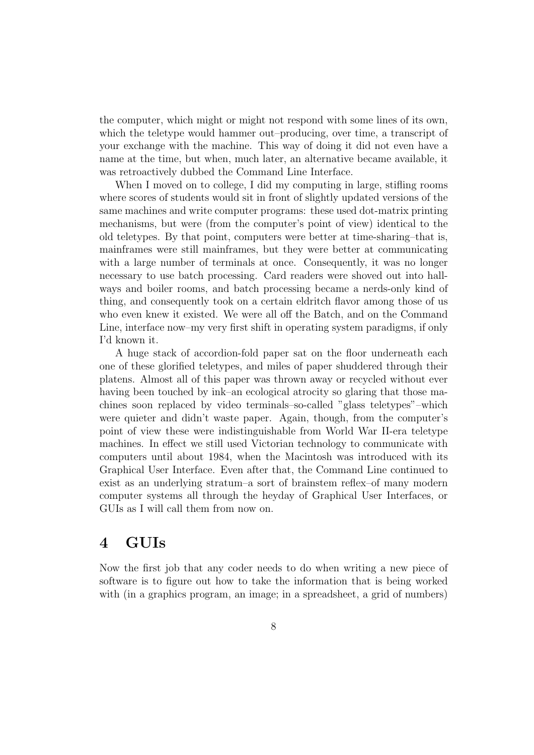the computer, which might or might not respond with some lines of its own, which the teletype would hammer out–producing, over time, a transcript of your exchange with the machine. This way of doing it did not even have a name at the time, but when, much later, an alternative became available, it was retroactively dubbed the Command Line Interface.

When I moved on to college, I did my computing in large, stifling rooms where scores of students would sit in front of slightly updated versions of the same machines and write computer programs: these used dot-matrix printing mechanisms, but were (from the computer's point of view) identical to the old teletypes. By that point, computers were better at time-sharing–that is, mainframes were still mainframes, but they were better at communicating with a large number of terminals at once. Consequently, it was no longer necessary to use batch processing. Card readers were shoved out into hallways and boiler rooms, and batch processing became a nerds-only kind of thing, and consequently took on a certain eldritch flavor among those of us who even knew it existed. We were all off the Batch, and on the Command Line, interface now–my very first shift in operating system paradigms, if only I'd known it.

A huge stack of accordion-fold paper sat on the floor underneath each one of these glorified teletypes, and miles of paper shuddered through their platens. Almost all of this paper was thrown away or recycled without ever having been touched by ink–an ecological atrocity so glaring that those machines soon replaced by video terminals–so-called "glass teletypes"–which were quieter and didn't waste paper. Again, though, from the computer's point of view these were indistinguishable from World War II-era teletype machines. In effect we still used Victorian technology to communicate with computers until about 1984, when the Macintosh was introduced with its Graphical User Interface. Even after that, the Command Line continued to exist as an underlying stratum–a sort of brainstem reflex–of many modern computer systems all through the heyday of Graphical User Interfaces, or GUIs as I will call them from now on.

## 4 GUIs

Now the first job that any coder needs to do when writing a new piece of software is to figure out how to take the information that is being worked with (in a graphics program, an image; in a spreadsheet, a grid of numbers)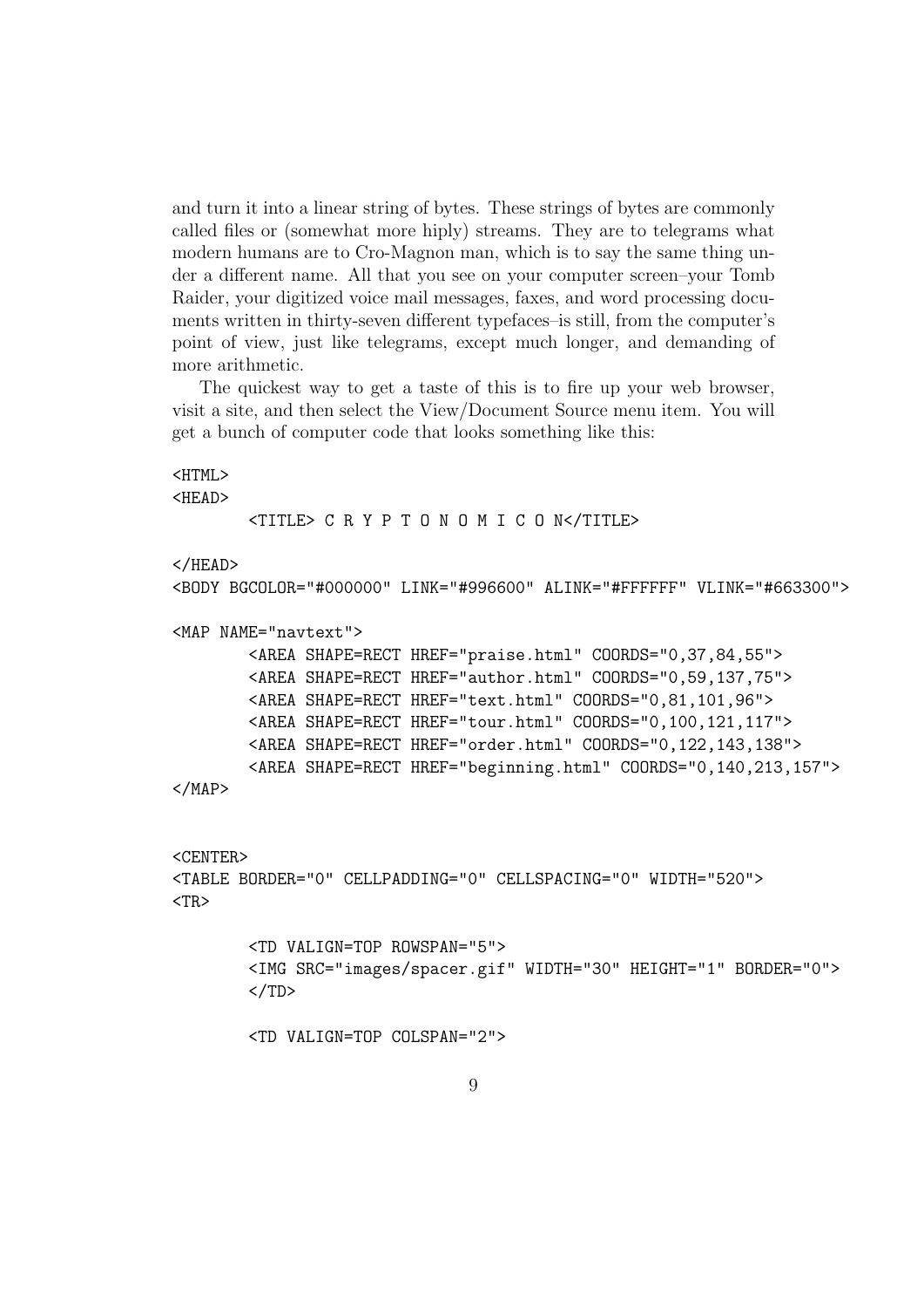and turn it into a linear string of bytes. These strings of bytes are commonly called files or (somewhat more hiply) streams. They are to telegrams what modern humans are to Cro-Magnon man, which is to say the same thing under a different name. All that you see on your computer screen–your Tomb Raider, your digitized voice mail messages, faxes, and word processing documents written in thirty-seven different typefaces–is still, from the computer's point of view, just like telegrams, except much longer, and demanding of more arithmetic.

The quickest way to get a taste of this is to fire up your web browser, visit a site, and then select the View/Document Source menu item. You will get a bunch of computer code that looks something like this:

```
<HTML>
<HEAD>
        <TITLE> C R Y P T O N O M I C O N</TITLE>

</HEAD>
<BODY BGCOLOR="#000000" LINK="#996600" ALINK="#FFFFFF" VLINK="#663300">

<MAP NAME="navtext">
        <AREA SHAPE=RECT HREF="praise.html" COORDS="0,37,84,55">
        <AREA SHAPE=RECT HREF="author.html" COORDS="0,59,137,75">
        <AREA SHAPE=RECT HREF="text.html" COORDS="0,81,101,96">
        <AREA SHAPE=RECT HREF="tour.html" COORDS="0,100,121,117">
        <AREA SHAPE=RECT HREF="order.html" COORDS="0,122,143,138">
        <AREA SHAPE=RECT HREF="beginning.html" COORDS="0,140,213,157">
</MAP>


<CENTER>
<TABLE BORDER="0" CELLPADDING="0" CELLSPACING="0" WIDTH="520">
<TR>

        <TD VALIGN=TOP ROWSPAN="5">
        <IMG SRC="images/spacer.gif" WIDTH="30" HEIGHT="1" BORDER="0">
        </TD>

        <TD VALIGN=TOP COLSPAN="2">
```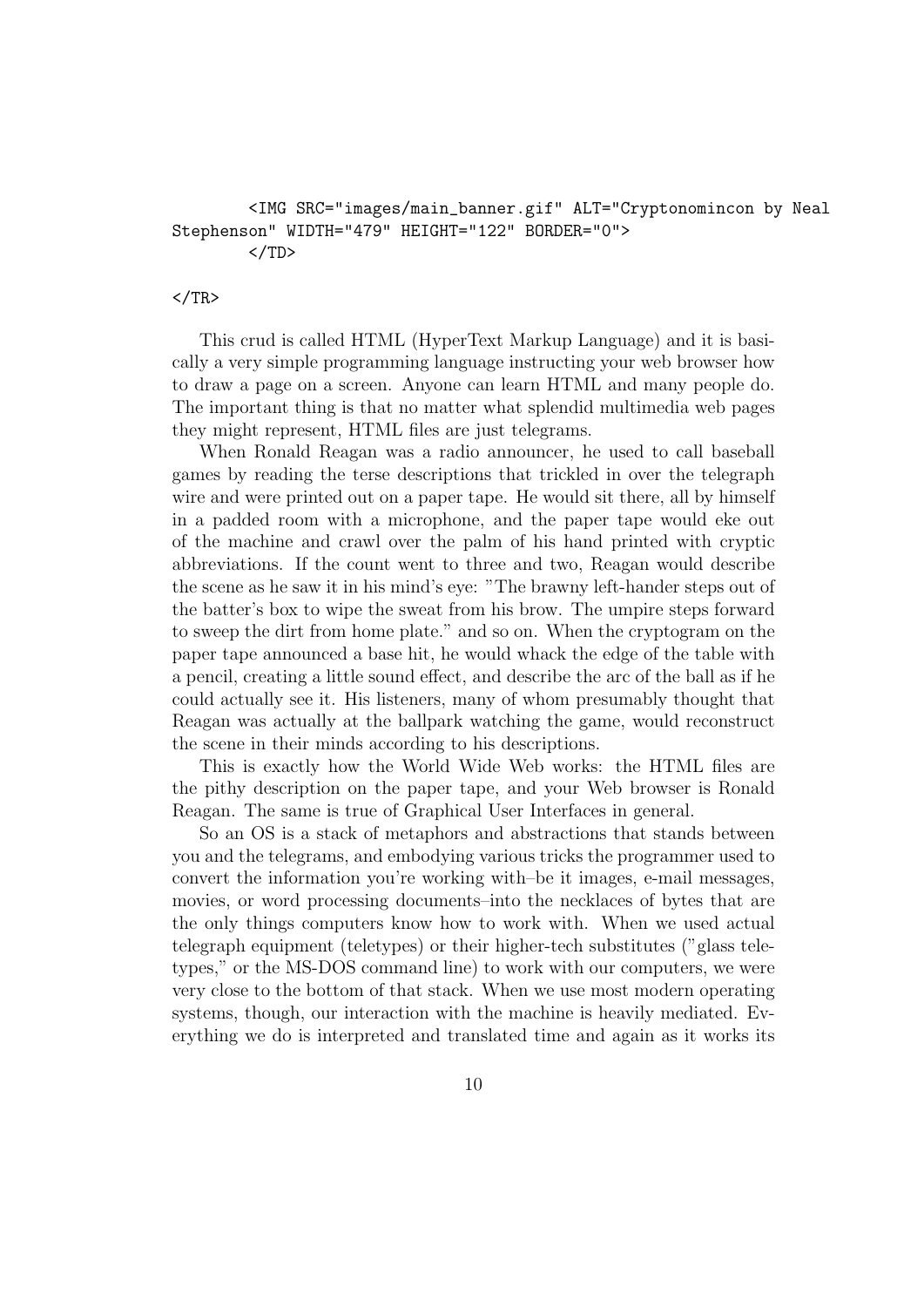```
        <IMG SRC="images/main_banner.gif" ALT="Cryptonomincon by Neal
Stephenson" WIDTH="479" HEIGHT="122" BORDER="0">
        </TD>

</TR>
```

This crud is called HTML (HyperText Markup Language) and it is basically a very simple programming language instructing your web browser how to draw a page on a screen. Anyone can learn HTML and many people do. The important thing is that no matter what splendid multimedia web pages they might represent, HTML files are just telegrams.

When Ronald Reagan was a radio announcer, he used to call baseball games by reading the terse descriptions that trickled in over the telegraph wire and were printed out on a paper tape. He would sit there, all by himself in a padded room with a microphone, and the paper tape would eke out of the machine and crawl over the palm of his hand printed with cryptic abbreviations. If the count went to three and two, Reagan would describe the scene as he saw it in his mind's eye: "The brawny left-hander steps out of the batter's box to wipe the sweat from his brow. The umpire steps forward to sweep the dirt from home plate." and so on. When the cryptogram on the paper tape announced a base hit, he would whack the edge of the table with a pencil, creating a little sound effect, and describe the arc of the ball as if he could actually see it. His listeners, many of whom presumably thought that Reagan was actually at the ballpark watching the game, would reconstruct the scene in their minds according to his descriptions.

This is exactly how the World Wide Web works: the HTML files are the pithy description on the paper tape, and your Web browser is Ronald Reagan. The same is true of Graphical User Interfaces in general.

So an OS is a stack of metaphors and abstractions that stands between you and the telegrams, and embodying various tricks the programmer used to convert the information you're working with–be it images, e-mail messages, movies, or word processing documents–into the necklaces of bytes that are the only things computers know how to work with. When we used actual telegraph equipment (teletypes) or their higher-tech substitutes ("glass teletypes," or the MS-DOS command line) to work with our computers, we were very close to the bottom of that stack. When we use most modern operating systems, though, our interaction with the machine is heavily mediated. Everything we do is interpreted and translated time and again as it works its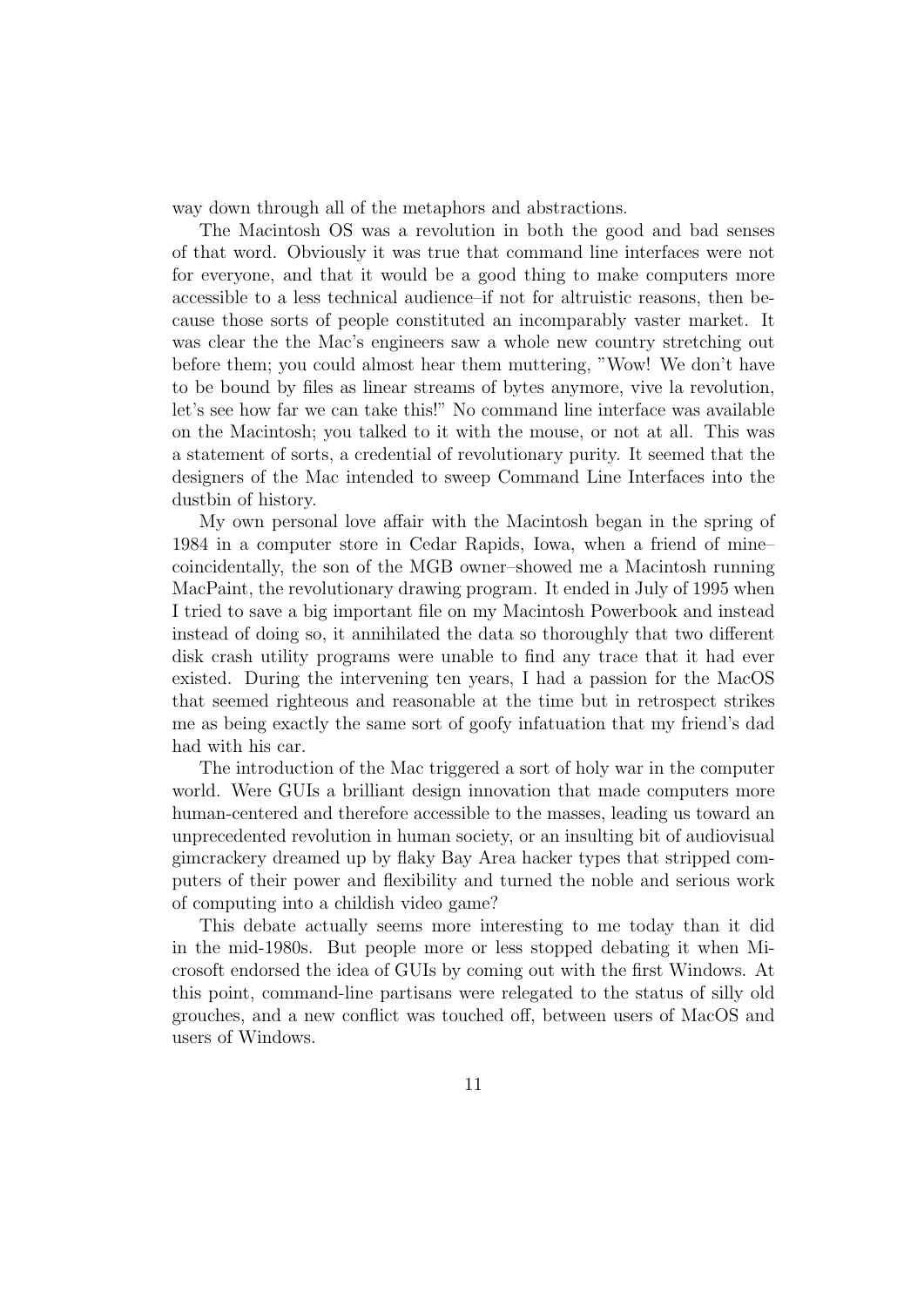way down through all of the metaphors and abstractions.

The Macintosh OS was a revolution in both the good and bad senses of that word. Obviously it was true that command line interfaces were not for everyone, and that it would be a good thing to make computers more accessible to a less technical audience–if not for altruistic reasons, then because those sorts of people constituted an incomparably vaster market. It was clear the the Mac's engineers saw a whole new country stretching out before them; you could almost hear them muttering, "Wow! We don't have to be bound by files as linear streams of bytes anymore, vive la revolution, let's see how far we can take this!" No command line interface was available on the Macintosh; you talked to it with the mouse, or not at all. This was a statement of sorts, a credential of revolutionary purity. It seemed that the designers of the Mac intended to sweep Command Line Interfaces into the dustbin of history.

My own personal love affair with the Macintosh began in the spring of 1984 in a computer store in Cedar Rapids, Iowa, when a friend of mine–coincidentally, the son of the MGB owner–showed me a Macintosh running MacPaint, the revolutionary drawing program. It ended in July of 1995 when I tried to save a big important file on my Macintosh Powerbook and instead instead of doing so, it annihilated the data so thoroughly that two different disk crash utility programs were unable to find any trace that it had ever existed. During the intervening ten years, I had a passion for the MacOS that seemed righteous and reasonable at the time but in retrospect strikes me as being exactly the same sort of goofy infatuation that my friend's dad had with his car.

The introduction of the Mac triggered a sort of holy war in the computer world. Were GUIs a brilliant design innovation that made computers more human-centered and therefore accessible to the masses, leading us toward an unprecedented revolution in human society, or an insulting bit of audiovisual gimcrackery dreamed up by flaky Bay Area hacker types that stripped computers of their power and flexibility and turned the noble and serious work of computing into a childish video game?

This debate actually seems more interesting to me today than it did in the mid-1980s. But people more or less stopped debating it when Microsoft endorsed the idea of GUIs by coming out with the first Windows. At this point, command-line partisans were relegated to the status of silly old grouches, and a new conflict was touched off, between users of MacOS and users of Windows.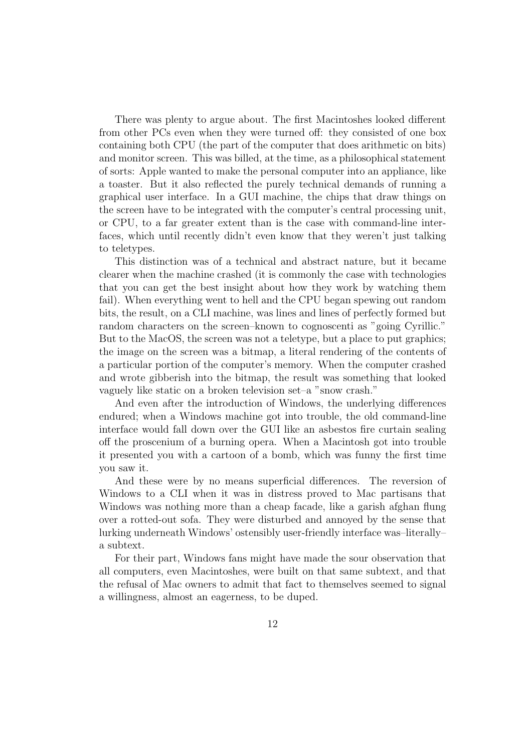There was plenty to argue about. The first Macintoshes looked different from other PCs even when they were turned off: they consisted of one box containing both CPU (the part of the computer that does arithmetic on bits) and monitor screen. This was billed, at the time, as a philosophical statement of sorts: Apple wanted to make the personal computer into an appliance, like a toaster. But it also reflected the purely technical demands of running a graphical user interface. In a GUI machine, the chips that draw things on the screen have to be integrated with the computer's central processing unit, or CPU, to a far greater extent than is the case with command-line interfaces, which until recently didn't even know that they weren't just talking to teletypes.

This distinction was of a technical and abstract nature, but it became clearer when the machine crashed (it is commonly the case with technologies that you can get the best insight about how they work by watching them fail). When everything went to hell and the CPU began spewing out random bits, the result, on a CLI machine, was lines and lines of perfectly formed but random characters on the screen–known to cognoscenti as "going Cyrillic." But to the MacOS, the screen was not a teletype, but a place to put graphics; the image on the screen was a bitmap, a literal rendering of the contents of a particular portion of the computer's memory. When the computer crashed and wrote gibberish into the bitmap, the result was something that looked vaguely like static on a broken television set–a "snow crash."

And even after the introduction of Windows, the underlying differences endured; when a Windows machine got into trouble, the old command-line interface would fall down over the GUI like an asbestos fire curtain sealing off the proscenium of a burning opera. When a Macintosh got into trouble it presented you with a cartoon of a bomb, which was funny the first time you saw it.

And these were by no means superficial differences. The reversion of Windows to a CLI when it was in distress proved to Mac partisans that Windows was nothing more than a cheap facade, like a garish afghan flung over a rotted-out sofa. They were disturbed and annoyed by the sense that lurking underneath Windows' ostensibly user-friendly interface was–literally–a subtext.

For their part, Windows fans might have made the sour observation that all computers, even Macintoshes, were built on that same subtext, and that the refusal of Mac owners to admit that fact to themselves seemed to signal a willingness, almost an eagerness, to be duped.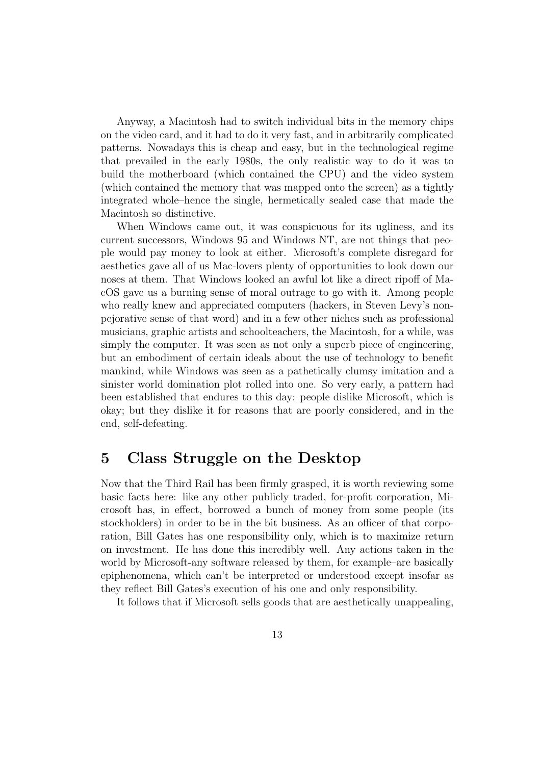Anyway, a Macintosh had to switch individual bits in the memory chips on the video card, and it had to do it very fast, and in arbitrarily complicated patterns. Nowadays this is cheap and easy, but in the technological regime that prevailed in the early 1980s, the only realistic way to do it was to build the motherboard (which contained the CPU) and the video system (which contained the memory that was mapped onto the screen) as a tightly integrated whole–hence the single, hermetically sealed case that made the Macintosh so distinctive.

When Windows came out, it was conspicuous for its ugliness, and its current successors, Windows 95 and Windows NT, are not things that people would pay money to look at either. Microsoft's complete disregard for aesthetics gave all of us Mac-lovers plenty of opportunities to look down our noses at them. That Windows looked an awful lot like a direct ripoff of MacOS gave us a burning sense of moral outrage to go with it. Among people who really knew and appreciated computers (hackers, in Steven Levy's non-pejorative sense of that word) and in a few other niches such as professional musicians, graphic artists and schoolteachers, the Macintosh, for a while, was simply the computer. It was seen as not only a superb piece of engineering, but an embodiment of certain ideals about the use of technology to benefit mankind, while Windows was seen as a pathetically clumsy imitation and a sinister world domination plot rolled into one. So very early, a pattern had been established that endures to this day: people dislike Microsoft, which is okay; but they dislike it for reasons that are poorly considered, and in the end, self-defeating.

## 5 Class Struggle on the Desktop

Now that the Third Rail has been firmly grasped, it is worth reviewing some basic facts here: like any other publicly traded, for-profit corporation, Microsoft has, in effect, borrowed a bunch of money from some people (its stockholders) in order to be in the bit business. As an officer of that corporation, Bill Gates has one responsibility only, which is to maximize return on investment. He has done this incredibly well. Any actions taken in the world by Microsoft-any software released by them, for example–are basically epiphenomena, which can't be interpreted or understood except insofar as they reflect Bill Gates's execution of his one and only responsibility.

It follows that if Microsoft sells goods that are aesthetically unappealing,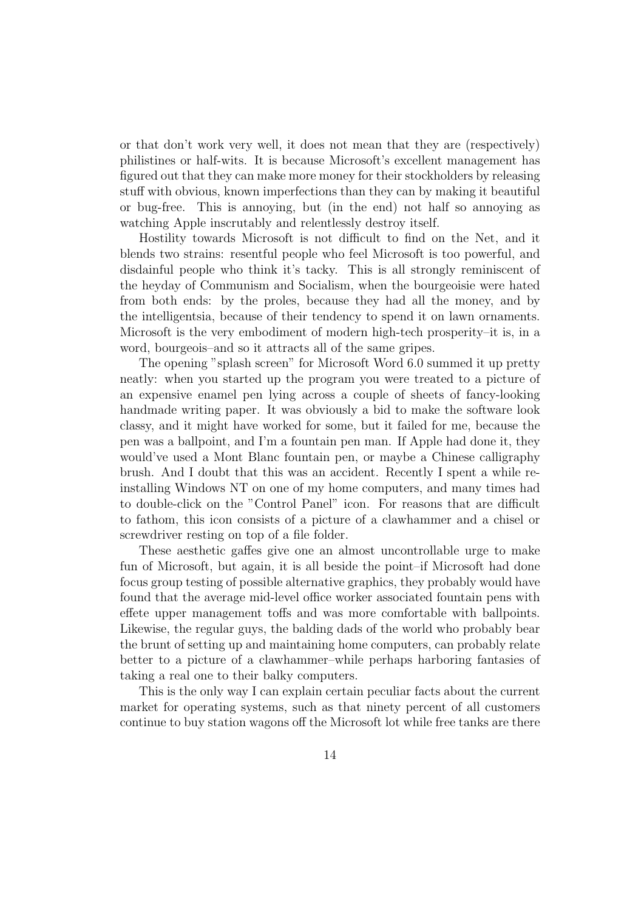or that don't work very well, it does not mean that they are (respectively) philistines or half-wits. It is because Microsoft's excellent management has figured out that they can make more money for their stockholders by releasing stuff with obvious, known imperfections than they can by making it beautiful or bug-free. This is annoying, but (in the end) not half so annoying as watching Apple inscrutably and relentlessly destroy itself.

Hostility towards Microsoft is not difficult to find on the Net, and it blends two strains: resentful people who feel Microsoft is too powerful, and disdainful people who think it's tacky. This is all strongly reminiscent of the heyday of Communism and Socialism, when the bourgeoisie were hated from both ends: by the proles, because they had all the money, and by the intelligentsia, because of their tendency to spend it on lawn ornaments. Microsoft is the very embodiment of modern high-tech prosperity–it is, in a word, bourgeois–and so it attracts all of the same gripes.

The opening "splash screen" for Microsoft Word 6.0 summed it up pretty neatly: when you started up the program you were treated to a picture of an expensive enamel pen lying across a couple of sheets of fancy-looking handmade writing paper. It was obviously a bid to make the software look classy, and it might have worked for some, but it failed for me, because the pen was a ballpoint, and I'm a fountain pen man. If Apple had done it, they would've used a Mont Blanc fountain pen, or maybe a Chinese calligraphy brush. And I doubt that this was an accident. Recently I spent a while reinstalling Windows NT on one of my home computers, and many times had to double-click on the "Control Panel" icon. For reasons that are difficult to fathom, this icon consists of a picture of a clawhammer and a chisel or screwdriver resting on top of a file folder.

These aesthetic gaffes give one an almost uncontrollable urge to make fun of Microsoft, but again, it is all beside the point–if Microsoft had done focus group testing of possible alternative graphics, they probably would have found that the average mid-level office worker associated fountain pens with effete upper management toffs and was more comfortable with ballpoints. Likewise, the regular guys, the balding dads of the world who probably bear the brunt of setting up and maintaining home computers, can probably relate better to a picture of a clawhammer–while perhaps harboring fantasies of taking a real one to their balky computers.

This is the only way I can explain certain peculiar facts about the current market for operating systems, such as that ninety percent of all customers continue to buy station wagons off the Microsoft lot while free tanks are there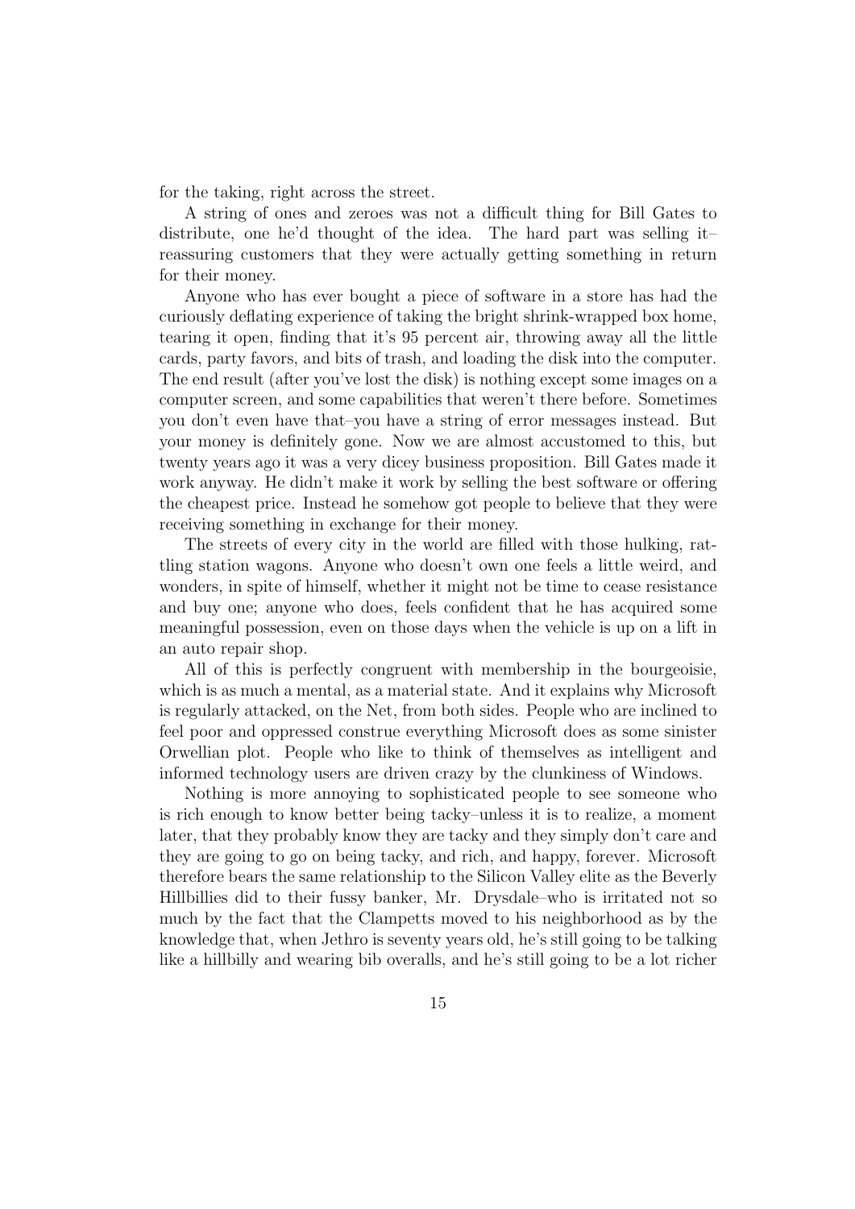for the taking, right across the street.

A string of ones and zeroes was not a difficult thing for Bill Gates to distribute, one he'd thought of the idea. The hard part was selling it–reassuring customers that they were actually getting something in return for their money.

Anyone who has ever bought a piece of software in a store has had the curiously deflating experience of taking the bright shrink-wrapped box home, tearing it open, finding that it's 95 percent air, throwing away all the little cards, party favors, and bits of trash, and loading the disk into the computer. The end result (after you've lost the disk) is nothing except some images on a computer screen, and some capabilities that weren't there before. Sometimes you don't even have that–you have a string of error messages instead. But your money is definitely gone. Now we are almost accustomed to this, but twenty years ago it was a very dicey business proposition. Bill Gates made it work anyway. He didn't make it work by selling the best software or offering the cheapest price. Instead he somehow got people to believe that they were receiving something in exchange for their money.

The streets of every city in the world are filled with those hulking, rattling station wagons. Anyone who doesn't own one feels a little weird, and wonders, in spite of himself, whether it might not be time to cease resistance and buy one; anyone who does, feels confident that he has acquired some meaningful possession, even on those days when the vehicle is up on a lift in an auto repair shop.

All of this is perfectly congruent with membership in the bourgeoisie, which is as much a mental, as a material state. And it explains why Microsoft is regularly attacked, on the Net, from both sides. People who are inclined to feel poor and oppressed construe everything Microsoft does as some sinister Orwellian plot. People who like to think of themselves as intelligent and informed technology users are driven crazy by the clunkiness of Windows.

Nothing is more annoying to sophisticated people to see someone who is rich enough to know better being tacky–unless it is to realize, a moment later, that they probably know they are tacky and they simply don't care and they are going to go on being tacky, and rich, and happy, forever. Microsoft therefore bears the same relationship to the Silicon Valley elite as the Beverly Hillbillies did to their fussy banker, Mr. Drysdale–who is irritated not so much by the fact that the Clampetts moved to his neighborhood as by the knowledge that, when Jethro is seventy years old, he's still going to be talking like a hillbilly and wearing bib overalls, and he's still going to be a lot richer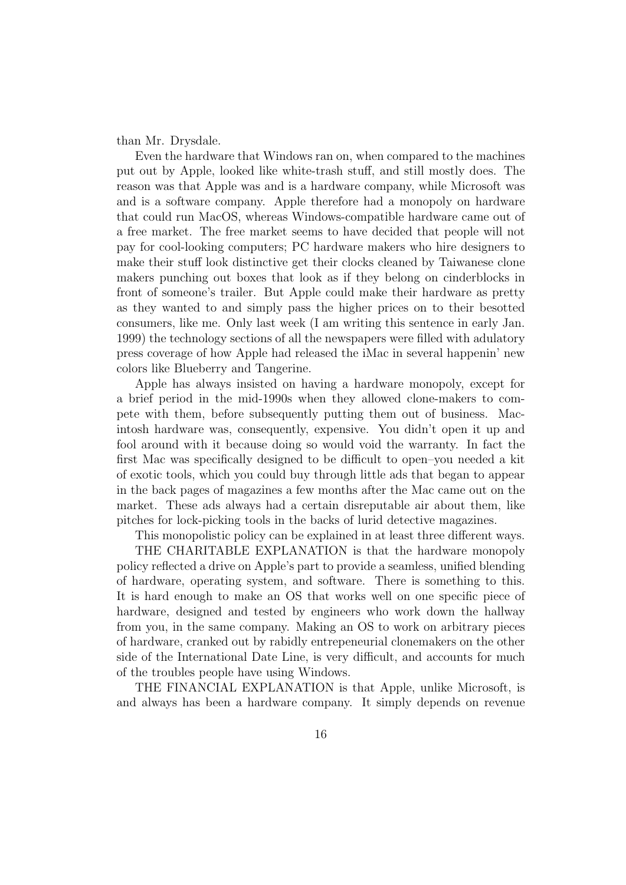than Mr. Drysdale.

Even the hardware that Windows ran on, when compared to the machines put out by Apple, looked like white-trash stuff, and still mostly does. The reason was that Apple was and is a hardware company, while Microsoft was and is a software company. Apple therefore had a monopoly on hardware that could run MacOS, whereas Windows-compatible hardware came out of a free market. The free market seems to have decided that people will not pay for cool-looking computers; PC hardware makers who hire designers to make their stuff look distinctive get their clocks cleaned by Taiwanese clone makers punching out boxes that look as if they belong on cinderblocks in front of someone's trailer. But Apple could make their hardware as pretty as they wanted to and simply pass the higher prices on to their besotted consumers, like me. Only last week (I am writing this sentence in early Jan. 1999) the technology sections of all the newspapers were filled with adulatory press coverage of how Apple had released the iMac in several happenin' new colors like Blueberry and Tangerine.

Apple has always insisted on having a hardware monopoly, except for a brief period in the mid-1990s when they allowed clone-makers to compete with them, before subsequently putting them out of business. Macintosh hardware was, consequently, expensive. You didn't open it up and fool around with it because doing so would void the warranty. In fact the first Mac was specifically designed to be difficult to open–you needed a kit of exotic tools, which you could buy through little ads that began to appear in the back pages of magazines a few months after the Mac came out on the market. These ads always had a certain disreputable air about them, like pitches for lock-picking tools in the backs of lurid detective magazines.

This monopolistic policy can be explained in at least three different ways.

THE CHARITABLE EXPLANATION is that the hardware monopoly policy reflected a drive on Apple's part to provide a seamless, unified blending of hardware, operating system, and software. There is something to this. It is hard enough to make an OS that works well on one specific piece of hardware, designed and tested by engineers who work down the hallway from you, in the same company. Making an OS to work on arbitrary pieces of hardware, cranked out by rabidly entrepeneurial clonemakers on the other side of the International Date Line, is very difficult, and accounts for much of the troubles people have using Windows.

THE FINANCIAL EXPLANATION is that Apple, unlike Microsoft, is and always has been a hardware company. It simply depends on revenue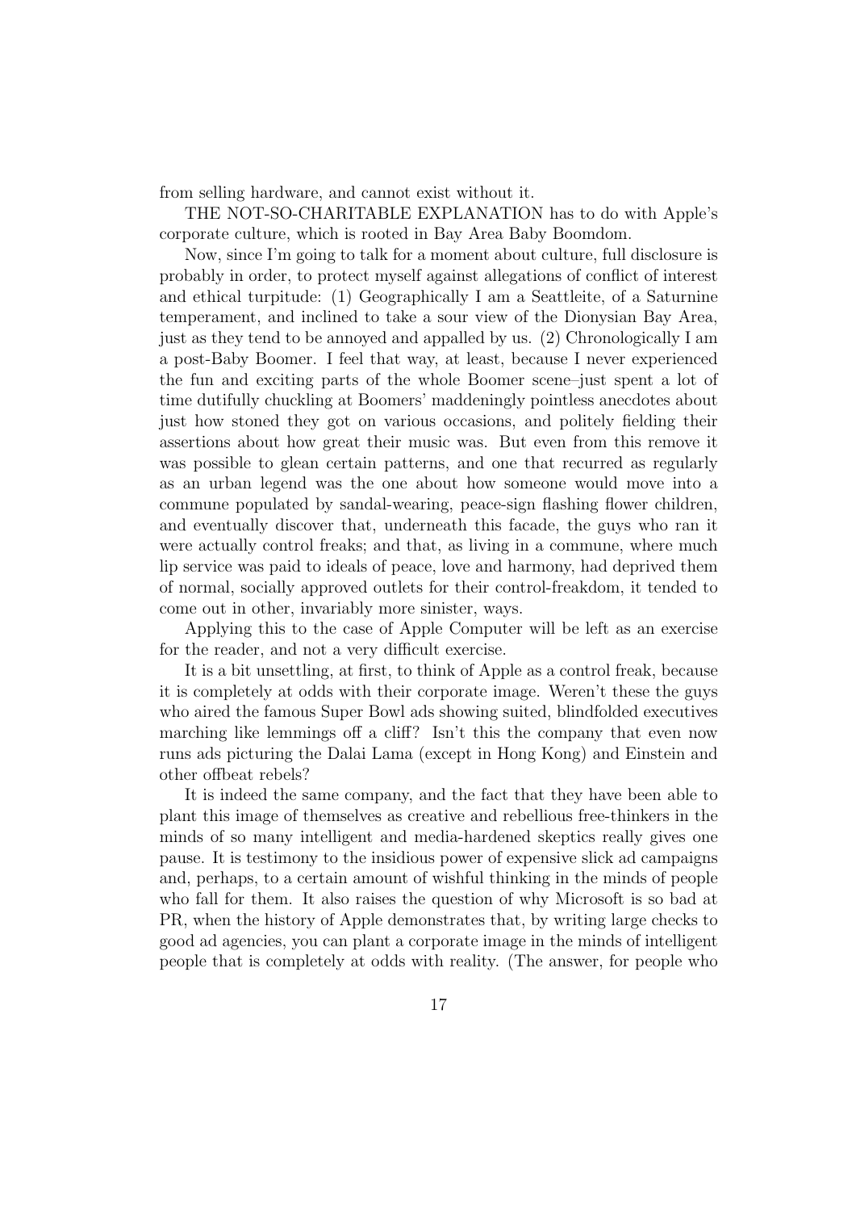from selling hardware, and cannot exist without it.

THE NOT-SO-CHARITABLE EXPLANATION has to do with Apple's corporate culture, which is rooted in Bay Area Baby Boomdom.

Now, since I'm going to talk for a moment about culture, full disclosure is probably in order, to protect myself against allegations of conflict of interest and ethical turpitude: (1) Geographically I am a Seattleite, of a Saturnine temperament, and inclined to take a sour view of the Dionysian Bay Area, just as they tend to be annoyed and appalled by us. (2) Chronologically I am a post-Baby Boomer. I feel that way, at least, because I never experienced the fun and exciting parts of the whole Boomer scene–just spent a lot of time dutifully chuckling at Boomers' maddeningly pointless anecdotes about just how stoned they got on various occasions, and politely fielding their assertions about how great their music was. But even from this remove it was possible to glean certain patterns, and one that recurred as regularly as an urban legend was the one about how someone would move into a commune populated by sandal-wearing, peace-sign flashing flower children, and eventually discover that, underneath this facade, the guys who ran it were actually control freaks; and that, as living in a commune, where much lip service was paid to ideals of peace, love and harmony, had deprived them of normal, socially approved outlets for their control-freakdom, it tended to come out in other, invariably more sinister, ways.

Applying this to the case of Apple Computer will be left as an exercise for the reader, and not a very difficult exercise.

It is a bit unsettling, at first, to think of Apple as a control freak, because it is completely at odds with their corporate image. Weren't these the guys who aired the famous Super Bowl ads showing suited, blindfolded executives marching like lemmings off a cliff? Isn't this the company that even now runs ads picturing the Dalai Lama (except in Hong Kong) and Einstein and other offbeat rebels?

It is indeed the same company, and the fact that they have been able to plant this image of themselves as creative and rebellious free-thinkers in the minds of so many intelligent and media-hardened skeptics really gives one pause. It is testimony to the insidious power of expensive slick ad campaigns and, perhaps, to a certain amount of wishful thinking in the minds of people who fall for them. It also raises the question of why Microsoft is so bad at PR, when the history of Apple demonstrates that, by writing large checks to good ad agencies, you can plant a corporate image in the minds of intelligent people that is completely at odds with reality. (The answer, for people who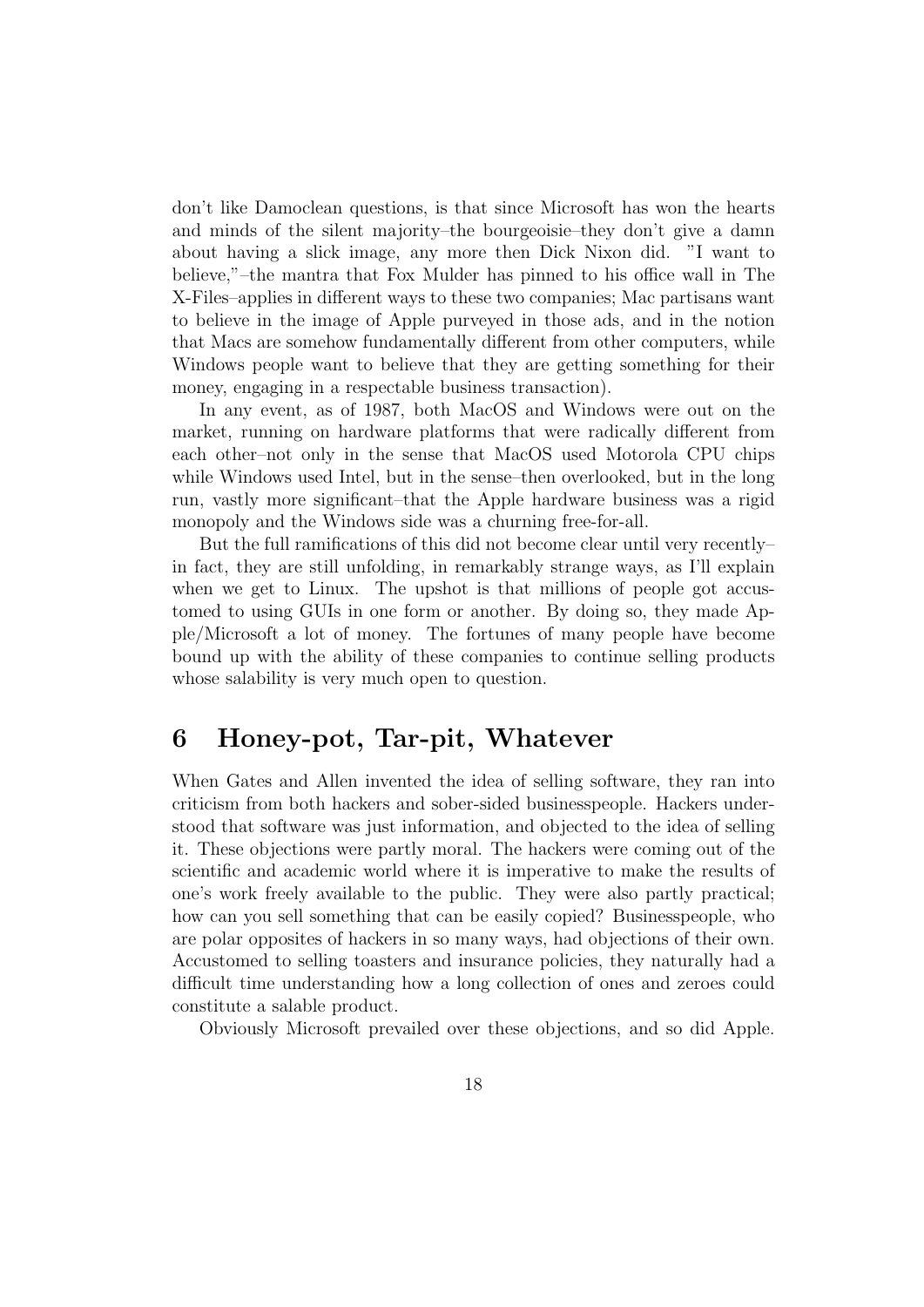don't like Damoclean questions, is that since Microsoft has won the hearts and minds of the silent majority–the bourgeoisie–they don't give a damn about having a slick image, any more then Dick Nixon did. "I want to believe,"–the mantra that Fox Mulder has pinned to his office wall in The X-Files–applies in different ways to these two companies; Mac partisans want to believe in the image of Apple purveyed in those ads, and in the notion that Macs are somehow fundamentally different from other computers, while Windows people want to believe that they are getting something for their money, engaging in a respectable business transaction).

In any event, as of 1987, both MacOS and Windows were out on the market, running on hardware platforms that were radically different from each other–not only in the sense that MacOS used Motorola CPU chips while Windows used Intel, but in the sense–then overlooked, but in the long run, vastly more significant–that the Apple hardware business was a rigid monopoly and the Windows side was a churning free-for-all.

But the full ramifications of this did not become clear until very recently–in fact, they are still unfolding, in remarkably strange ways, as I'll explain when we get to Linux. The upshot is that millions of people got accustomed to using GUIs in one form or another. By doing so, they made Apple/Microsoft a lot of money. The fortunes of many people have become bound up with the ability of these companies to continue selling products whose salability is very much open to question.

## 6 Honey-pot, Tar-pit, Whatever

When Gates and Allen invented the idea of selling software, they ran into criticism from both hackers and sober-sided businesspeople. Hackers understood that software was just information, and objected to the idea of selling it. These objections were partly moral. The hackers were coming out of the scientific and academic world where it is imperative to make the results of one's work freely available to the public. They were also partly practical; how can you sell something that can be easily copied? Businesspeople, who are polar opposites of hackers in so many ways, had objections of their own. Accustomed to selling toasters and insurance policies, they naturally had a difficult time understanding how a long collection of ones and zeroes could constitute a salable product.

Obviously Microsoft prevailed over these objections, and so did Apple.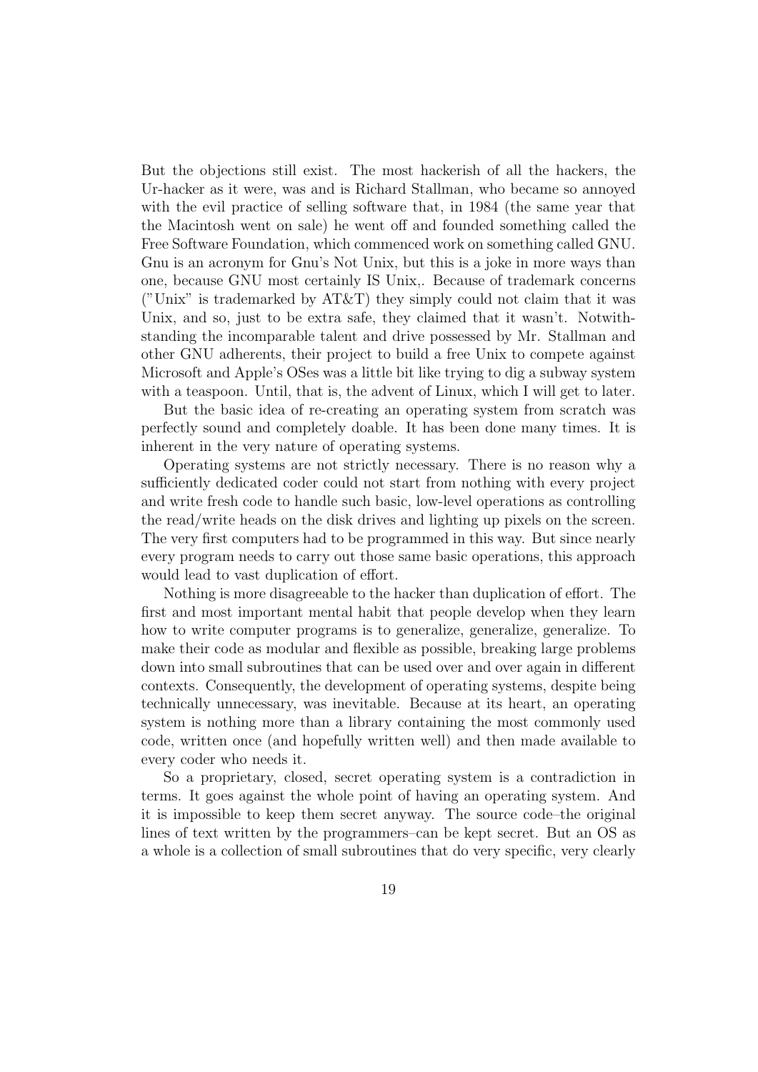But the objections still exist. The most hackerish of all the hackers, the Ur-hacker as it were, was and is Richard Stallman, who became so annoyed with the evil practice of selling software that, in 1984 (the same year that the Macintosh went on sale) he went off and founded something called the Free Software Foundation, which commenced work on something called GNU. Gnu is an acronym for Gnu's Not Unix, but this is a joke in more ways than one, because GNU most certainly IS Unix,. Because of trademark concerns ("Unix" is trademarked by AT&T) they simply could not claim that it was Unix, and so, just to be extra safe, they claimed that it wasn't. Notwithstanding the incomparable talent and drive possessed by Mr. Stallman and other GNU adherents, their project to build a free Unix to compete against Microsoft and Apple's OSes was a little bit like trying to dig a subway system with a teaspoon. Until, that is, the advent of Linux, which I will get to later.

But the basic idea of re-creating an operating system from scratch was perfectly sound and completely doable. It has been done many times. It is inherent in the very nature of operating systems.

Operating systems are not strictly necessary. There is no reason why a sufficiently dedicated coder could not start from nothing with every project and write fresh code to handle such basic, low-level operations as controlling the read/write heads on the disk drives and lighting up pixels on the screen. The very first computers had to be programmed in this way. But since nearly every program needs to carry out those same basic operations, this approach would lead to vast duplication of effort.

Nothing is more disagreeable to the hacker than duplication of effort. The first and most important mental habit that people develop when they learn how to write computer programs is to generalize, generalize, generalize. To make their code as modular and flexible as possible, breaking large problems down into small subroutines that can be used over and over again in different contexts. Consequently, the development of operating systems, despite being technically unnecessary, was inevitable. Because at its heart, an operating system is nothing more than a library containing the most commonly used code, written once (and hopefully written well) and then made available to every coder who needs it.

So a proprietary, closed, secret operating system is a contradiction in terms. It goes against the whole point of having an operating system. And it is impossible to keep them secret anyway. The source code–the original lines of text written by the programmers–can be kept secret. But an OS as a whole is a collection of small subroutines that do very specific, very clearly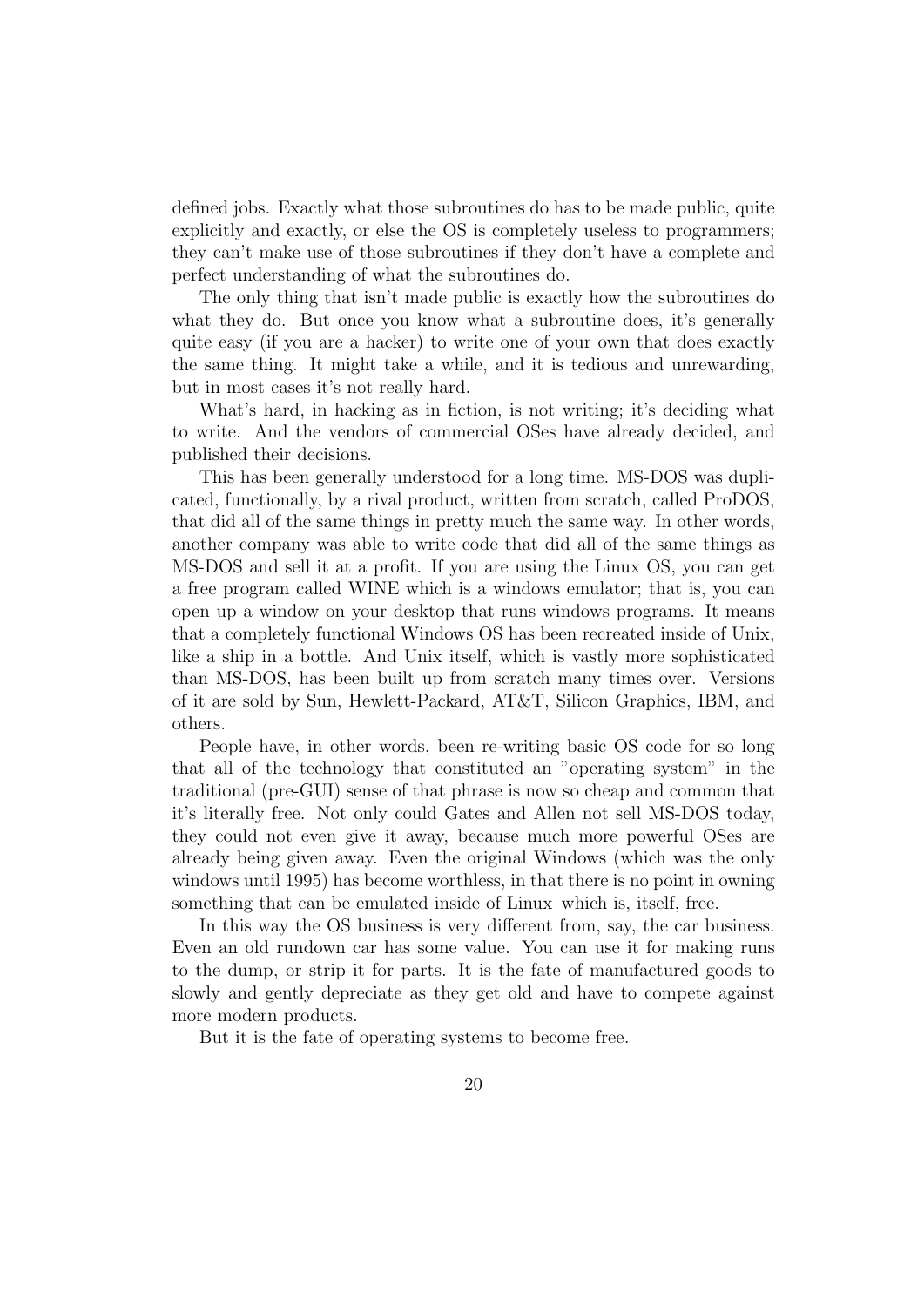defined jobs. Exactly what those subroutines do has to be made public, quite explicitly and exactly, or else the OS is completely useless to programmers; they can't make use of those subroutines if they don't have a complete and perfect understanding of what the subroutines do.

The only thing that isn't made public is exactly how the subroutines do what they do. But once you know what a subroutine does, it's generally quite easy (if you are a hacker) to write one of your own that does exactly the same thing. It might take a while, and it is tedious and unrewarding, but in most cases it's not really hard.

What's hard, in hacking as in fiction, is not writing; it's deciding what to write. And the vendors of commercial OSes have already decided, and published their decisions.

This has been generally understood for a long time. MS-DOS was duplicated, functionally, by a rival product, written from scratch, called ProDOS, that did all of the same things in pretty much the same way. In other words, another company was able to write code that did all of the same things as MS-DOS and sell it at a profit. If you are using the Linux OS, you can get a free program called WINE which is a windows emulator; that is, you can open up a window on your desktop that runs windows programs. It means that a completely functional Windows OS has been recreated inside of Unix, like a ship in a bottle. And Unix itself, which is vastly more sophisticated than MS-DOS, has been built up from scratch many times over. Versions of it are sold by Sun, Hewlett-Packard, AT&T, Silicon Graphics, IBM, and others.

People have, in other words, been re-writing basic OS code for so long that all of the technology that constituted an "operating system" in the traditional (pre-GUI) sense of that phrase is now so cheap and common that it's literally free. Not only could Gates and Allen not sell MS-DOS today, they could not even give it away, because much more powerful OSes are already being given away. Even the original Windows (which was the only windows until 1995) has become worthless, in that there is no point in owning something that can be emulated inside of Linux–which is, itself, free.

In this way the OS business is very different from, say, the car business. Even an old rundown car has some value. You can use it for making runs to the dump, or strip it for parts. It is the fate of manufactured goods to slowly and gently depreciate as they get old and have to compete against more modern products.

But it is the fate of operating systems to become free.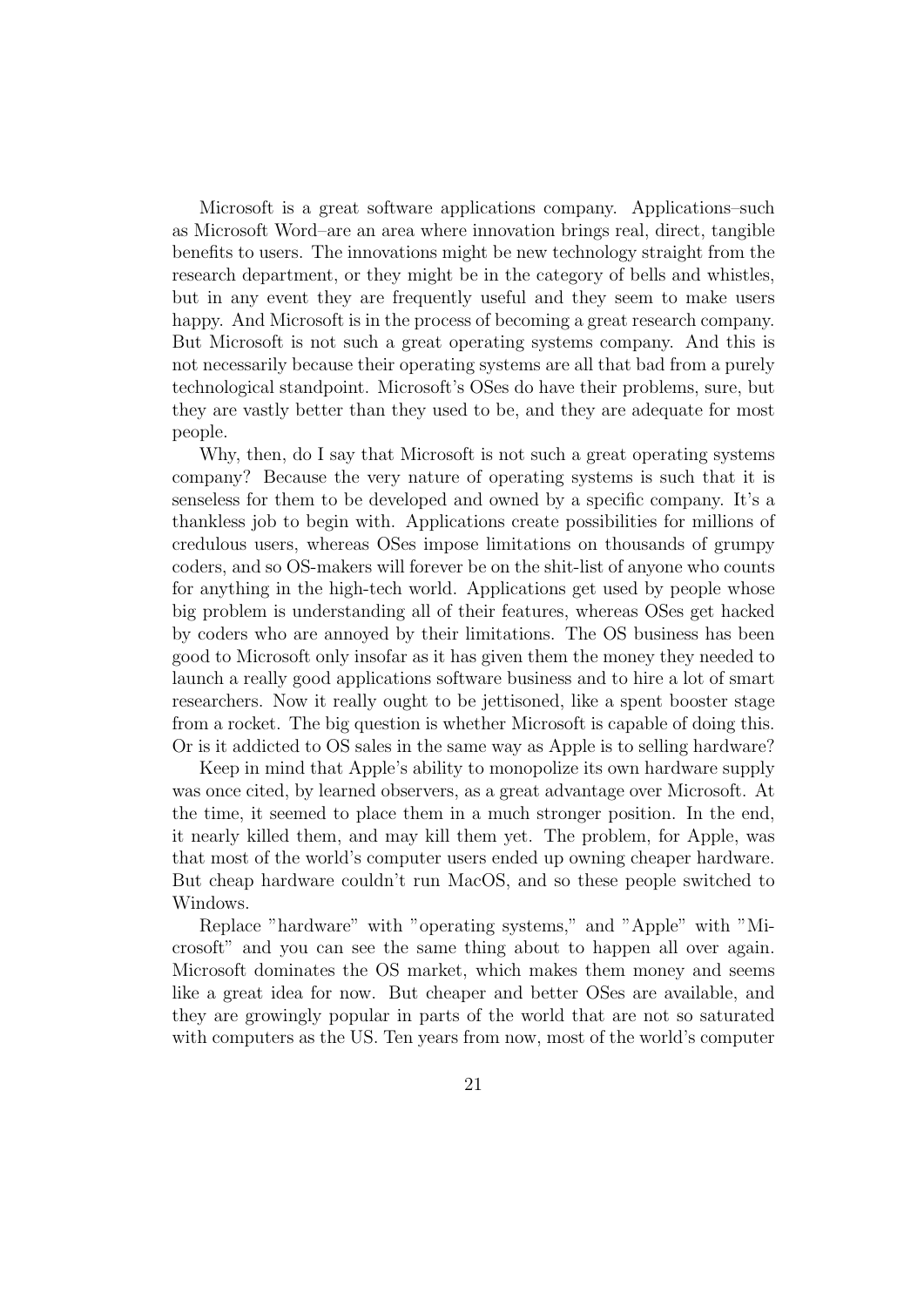Microsoft is a great software applications company. Applications–such as Microsoft Word–are an area where innovation brings real, direct, tangible benefits to users. The innovations might be new technology straight from the research department, or they might be in the category of bells and whistles, but in any event they are frequently useful and they seem to make users happy. And Microsoft is in the process of becoming a great research company. But Microsoft is not such a great operating systems company. And this is not necessarily because their operating systems are all that bad from a purely technological standpoint. Microsoft's OSes do have their problems, sure, but they are vastly better than they used to be, and they are adequate for most people.

Why, then, do I say that Microsoft is not such a great operating systems company? Because the very nature of operating systems is such that it is senseless for them to be developed and owned by a specific company. It's a thankless job to begin with. Applications create possibilities for millions of credulous users, whereas OSes impose limitations on thousands of grumpy coders, and so OS-makers will forever be on the shit-list of anyone who counts for anything in the high-tech world. Applications get used by people whose big problem is understanding all of their features, whereas OSes get hacked by coders who are annoyed by their limitations. The OS business has been good to Microsoft only insofar as it has given them the money they needed to launch a really good applications software business and to hire a lot of smart researchers. Now it really ought to be jettisoned, like a spent booster stage from a rocket. The big question is whether Microsoft is capable of doing this. Or is it addicted to OS sales in the same way as Apple is to selling hardware?

Keep in mind that Apple's ability to monopolize its own hardware supply was once cited, by learned observers, as a great advantage over Microsoft. At the time, it seemed to place them in a much stronger position. In the end, it nearly killed them, and may kill them yet. The problem, for Apple, was that most of the world's computer users ended up owning cheaper hardware. But cheap hardware couldn't run MacOS, and so these people switched to Windows.

Replace "hardware" with "operating systems," and "Apple" with "Microsoft" and you can see the same thing about to happen all over again. Microsoft dominates the OS market, which makes them money and seems like a great idea for now. But cheaper and better OSes are available, and they are growingly popular in parts of the world that are not so saturated with computers as the US. Ten years from now, most of the world's computer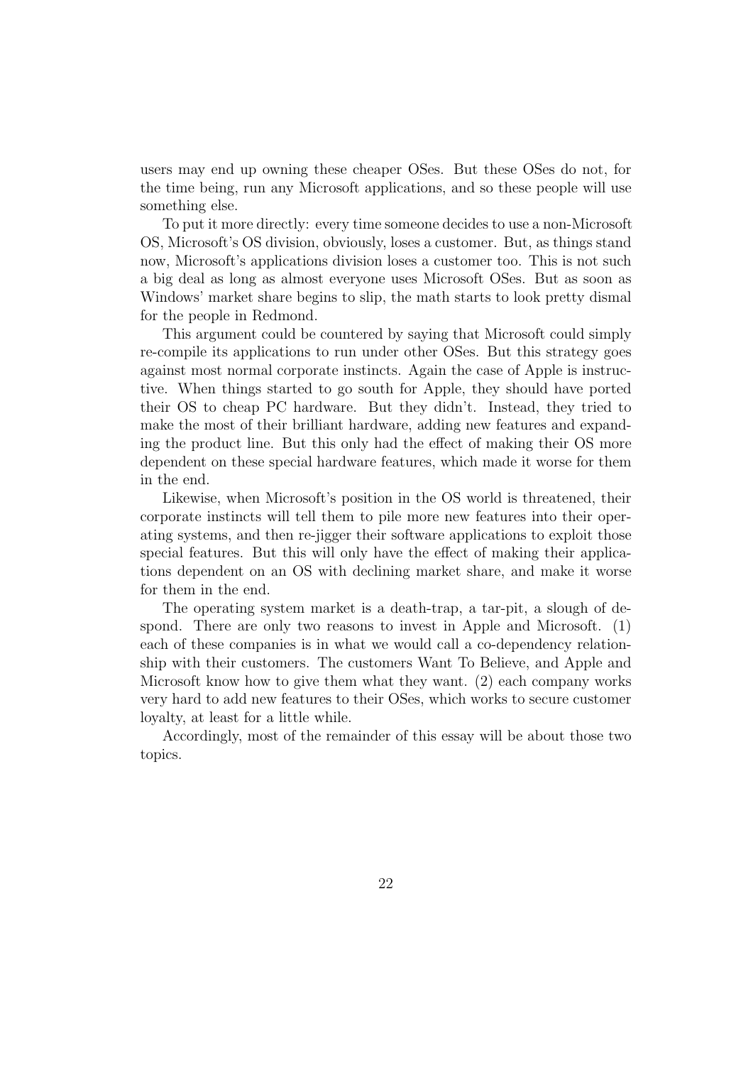users may end up owning these cheaper OSes. But these OSes do not, for the time being, run any Microsoft applications, and so these people will use something else.

To put it more directly: every time someone decides to use a non-Microsoft OS, Microsoft's OS division, obviously, loses a customer. But, as things stand now, Microsoft's applications division loses a customer too. This is not such a big deal as long as almost everyone uses Microsoft OSes. But as soon as Windows' market share begins to slip, the math starts to look pretty dismal for the people in Redmond.

This argument could be countered by saying that Microsoft could simply re-compile its applications to run under other OSes. But this strategy goes against most normal corporate instincts. Again the case of Apple is instructive. When things started to go south for Apple, they should have ported their OS to cheap PC hardware. But they didn't. Instead, they tried to make the most of their brilliant hardware, adding new features and expanding the product line. But this only had the effect of making their OS more dependent on these special hardware features, which made it worse for them in the end.

Likewise, when Microsoft's position in the OS world is threatened, their corporate instincts will tell them to pile more new features into their operating systems, and then re-jigger their software applications to exploit those special features. But this will only have the effect of making their applications dependent on an OS with declining market share, and make it worse for them in the end.

The operating system market is a death-trap, a tar-pit, a slough of despond. There are only two reasons to invest in Apple and Microsoft. (1) each of these companies is in what we would call a co-dependency relationship with their customers. The customers Want To Believe, and Apple and Microsoft know how to give them what they want. (2) each company works very hard to add new features to their OSes, which works to secure customer loyalty, at least for a little while.

Accordingly, most of the remainder of this essay will be about those two topics.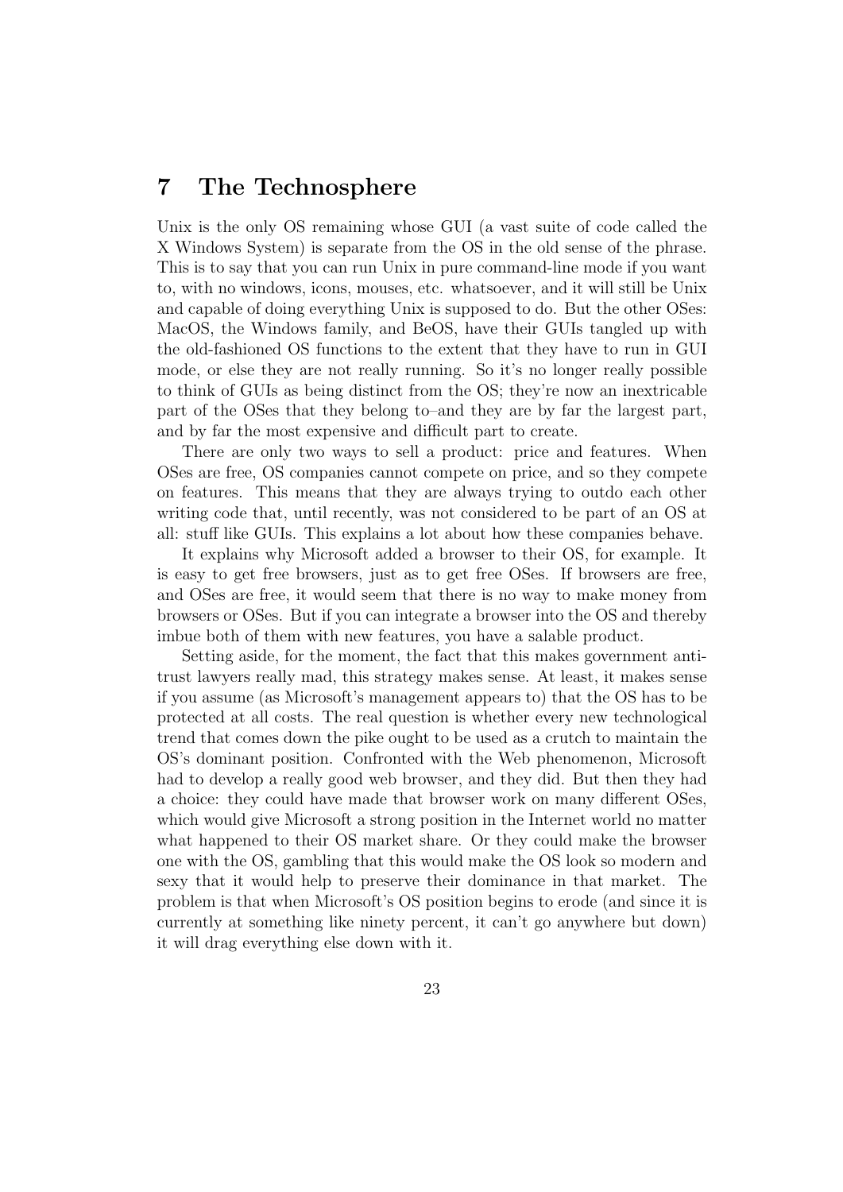# 7 The Technosphere

Unix is the only OS remaining whose GUI (a vast suite of code called the X Windows System) is separate from the OS in the old sense of the phrase. This is to say that you can run Unix in pure command-line mode if you want to, with no windows, icons, mouses, etc. whatsoever, and it will still be Unix and capable of doing everything Unix is supposed to do. But the other OSes: MacOS, the Windows family, and BeOS, have their GUIs tangled up with the old-fashioned OS functions to the extent that they have to run in GUI mode, or else they are not really running. So it's no longer really possible to think of GUIs as being distinct from the OS; they're now an inextricable part of the OSes that they belong to–and they are by far the largest part, and by far the most expensive and difficult part to create.

There are only two ways to sell a product: price and features. When OSes are free, OS companies cannot compete on price, and so they compete on features. This means that they are always trying to outdo each other writing code that, until recently, was not considered to be part of an OS at all: stuff like GUIs. This explains a lot about how these companies behave.

It explains why Microsoft added a browser to their OS, for example. It is easy to get free browsers, just as to get free OSes. If browsers are free, and OSes are free, it would seem that there is no way to make money from browsers or OSes. But if you can integrate a browser into the OS and thereby imbue both of them with new features, you have a salable product.

Setting aside, for the moment, the fact that this makes government anti-trust lawyers really mad, this strategy makes sense. At least, it makes sense if you assume (as Microsoft's management appears to) that the OS has to be protected at all costs. The real question is whether every new technological trend that comes down the pike ought to be used as a crutch to maintain the OS's dominant position. Confronted with the Web phenomenon, Microsoft had to develop a really good web browser, and they did. But then they had a choice: they could have made that browser work on many different OSes, which would give Microsoft a strong position in the Internet world no matter what happened to their OS market share. Or they could make the browser one with the OS, gambling that this would make the OS look so modern and sexy that it would help to preserve their dominance in that market. The problem is that when Microsoft's OS position begins to erode (and since it is currently at something like ninety percent, it can't go anywhere but down) it will drag everything else down with it.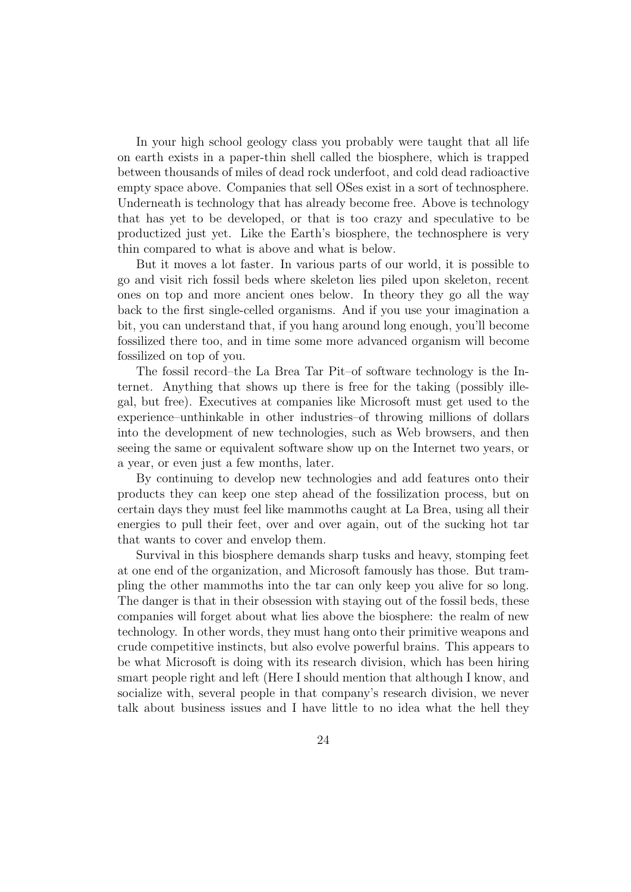In your high school geology class you probably were taught that all life on earth exists in a paper-thin shell called the biosphere, which is trapped between thousands of miles of dead rock underfoot, and cold dead radioactive empty space above. Companies that sell OSes exist in a sort of technosphere. Underneath is technology that has already become free. Above is technology that has yet to be developed, or that is too crazy and speculative to be productized just yet. Like the Earth's biosphere, the technosphere is very thin compared to what is above and what is below.

But it moves a lot faster. In various parts of our world, it is possible to go and visit rich fossil beds where skeleton lies piled upon skeleton, recent ones on top and more ancient ones below. In theory they go all the way back to the first single-celled organisms. And if you use your imagination a bit, you can understand that, if you hang around long enough, you'll become fossilized there too, and in time some more advanced organism will become fossilized on top of you.

The fossil record–the La Brea Tar Pit–of software technology is the Internet. Anything that shows up there is free for the taking (possibly illegal, but free). Executives at companies like Microsoft must get used to the experience–unthinkable in other industries–of throwing millions of dollars into the development of new technologies, such as Web browsers, and then seeing the same or equivalent software show up on the Internet two years, or a year, or even just a few months, later.

By continuing to develop new technologies and add features onto their products they can keep one step ahead of the fossilization process, but on certain days they must feel like mammoths caught at La Brea, using all their energies to pull their feet, over and over again, out of the sucking hot tar that wants to cover and envelop them.

Survival in this biosphere demands sharp tusks and heavy, stomping feet at one end of the organization, and Microsoft famously has those. But trampling the other mammoths into the tar can only keep you alive for so long. The danger is that in their obsession with staying out of the fossil beds, these companies will forget about what lies above the biosphere: the realm of new technology. In other words, they must hang onto their primitive weapons and crude competitive instincts, but also evolve powerful brains. This appears to be what Microsoft is doing with its research division, which has been hiring smart people right and left (Here I should mention that although I know, and socialize with, several people in that company's research division, we never talk about business issues and I have little to no idea what the hell they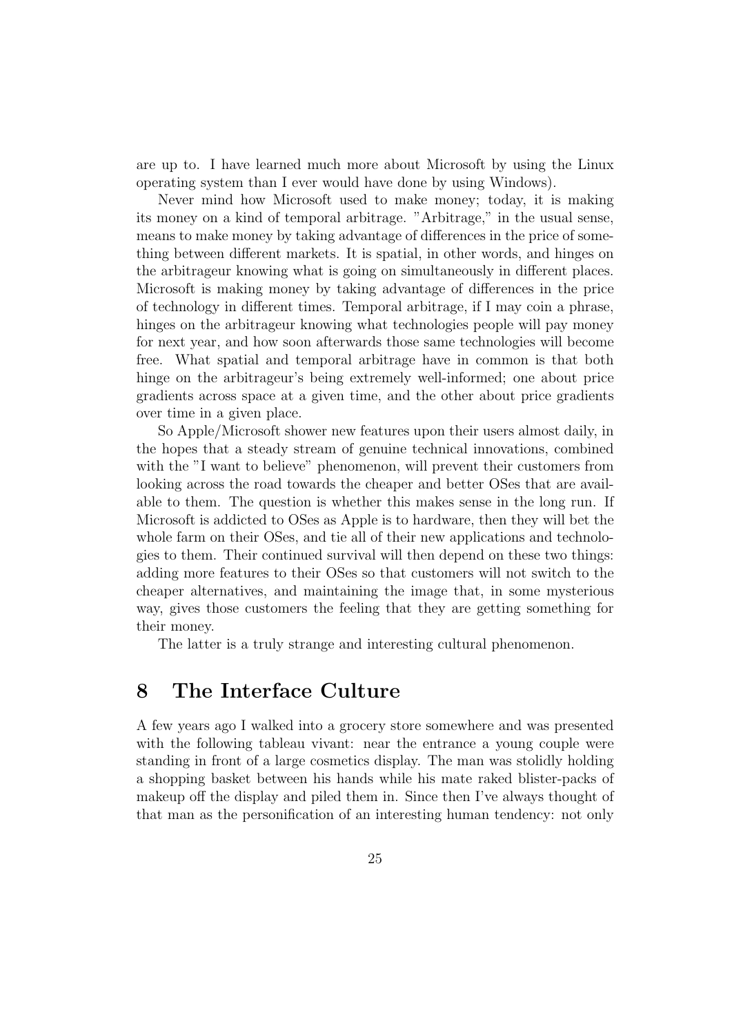are up to. I have learned much more about Microsoft by using the Linux operating system than I ever would have done by using Windows).

Never mind how Microsoft used to make money; today, it is making its money on a kind of temporal arbitrage. "Arbitrage," in the usual sense, means to make money by taking advantage of differences in the price of something between different markets. It is spatial, in other words, and hinges on the arbitrageur knowing what is going on simultaneously in different places. Microsoft is making money by taking advantage of differences in the price of technology in different times. Temporal arbitrage, if I may coin a phrase, hinges on the arbitrageur knowing what technologies people will pay money for next year, and how soon afterwards those same technologies will become free. What spatial and temporal arbitrage have in common is that both hinge on the arbitrageur's being extremely well-informed; one about price gradients across space at a given time, and the other about price gradients over time in a given place.

So Apple/Microsoft shower new features upon their users almost daily, in the hopes that a steady stream of genuine technical innovations, combined with the "I want to believe" phenomenon, will prevent their customers from looking across the road towards the cheaper and better OSes that are available to them. The question is whether this makes sense in the long run. If Microsoft is addicted to OSes as Apple is to hardware, then they will bet the whole farm on their OSes, and tie all of their new applications and technologies to them. Their continued survival will then depend on these two things: adding more features to their OSes so that customers will not switch to the cheaper alternatives, and maintaining the image that, in some mysterious way, gives those customers the feeling that they are getting something for their money.

The latter is a truly strange and interesting cultural phenomenon.

## 8 The Interface Culture

A few years ago I walked into a grocery store somewhere and was presented with the following tableau vivant: near the entrance a young couple were standing in front of a large cosmetics display. The man was stolidly holding a shopping basket between his hands while his mate raked blister-packs of makeup off the display and piled them in. Since then I've always thought of that man as the personification of an interesting human tendency: not only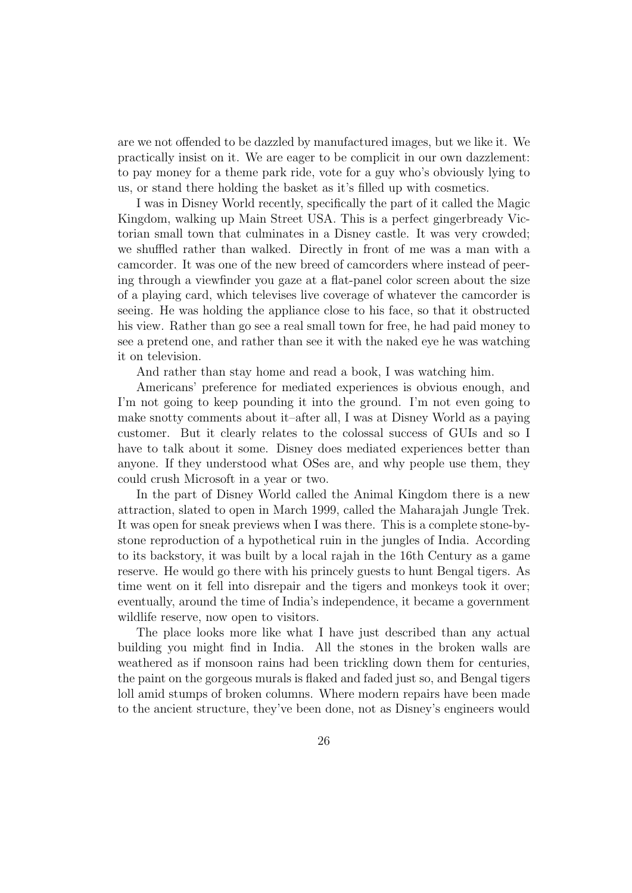are we not offended to be dazzled by manufactured images, but we like it. We practically insist on it. We are eager to be complicit in our own dazzlement: to pay money for a theme park ride, vote for a guy who's obviously lying to us, or stand there holding the basket as it's filled up with cosmetics.

I was in Disney World recently, specifically the part of it called the Magic Kingdom, walking up Main Street USA. This is a perfect gingerbready Victorian small town that culminates in a Disney castle. It was very crowded; we shuffled rather than walked. Directly in front of me was a man with a camcorder. It was one of the new breed of camcorders where instead of peering through a viewfinder you gaze at a flat-panel color screen about the size of a playing card, which televises live coverage of whatever the camcorder is seeing. He was holding the appliance close to his face, so that it obstructed his view. Rather than go see a real small town for free, he had paid money to see a pretend one, and rather than see it with the naked eye he was watching it on television.

And rather than stay home and read a book, I was watching him.

Americans' preference for mediated experiences is obvious enough, and I'm not going to keep pounding it into the ground. I'm not even going to make snotty comments about it–after all, I was at Disney World as a paying customer. But it clearly relates to the colossal success of GUIs and so I have to talk about it some. Disney does mediated experiences better than anyone. If they understood what OSes are, and why people use them, they could crush Microsoft in a year or two.

In the part of Disney World called the Animal Kingdom there is a new attraction, slated to open in March 1999, called the Maharajah Jungle Trek. It was open for sneak previews when I was there. This is a complete stone-by-stone reproduction of a hypothetical ruin in the jungles of India. According to its backstory, it was built by a local rajah in the 16th Century as a game reserve. He would go there with his princely guests to hunt Bengal tigers. As time went on it fell into disrepair and the tigers and monkeys took it over; eventually, around the time of India's independence, it became a government wildlife reserve, now open to visitors.

The place looks more like what I have just described than any actual building you might find in India. All the stones in the broken walls are weathered as if monsoon rains had been trickling down them for centuries, the paint on the gorgeous murals is flaked and faded just so, and Bengal tigers loll amid stumps of broken columns. Where modern repairs have been made to the ancient structure, they've been done, not as Disney's engineers would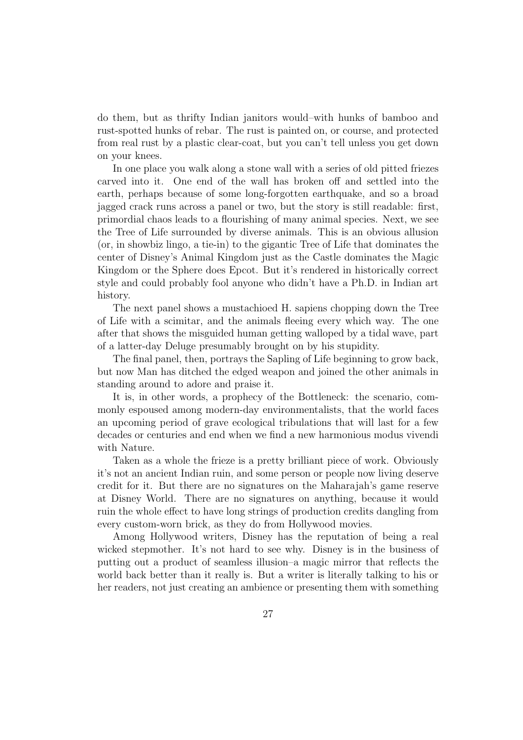do them, but as thrifty Indian janitors would–with hunks of bamboo and rust-spotted hunks of rebar. The rust is painted on, or course, and protected from real rust by a plastic clear-coat, but you can't tell unless you get down on your knees.

In one place you walk along a stone wall with a series of old pitted friezes carved into it. One end of the wall has broken off and settled into the earth, perhaps because of some long-forgotten earthquake, and so a broad jagged crack runs across a panel or two, but the story is still readable: first, primordial chaos leads to a flourishing of many animal species. Next, we see the Tree of Life surrounded by diverse animals. This is an obvious allusion (or, in showbiz lingo, a tie-in) to the gigantic Tree of Life that dominates the center of Disney's Animal Kingdom just as the Castle dominates the Magic Kingdom or the Sphere does Epcot. But it's rendered in historically correct style and could probably fool anyone who didn't have a Ph.D. in Indian art history.

The next panel shows a mustachioed H. sapiens chopping down the Tree of Life with a scimitar, and the animals fleeing every which way. The one after that shows the misguided human getting walloped by a tidal wave, part of a latter-day Deluge presumably brought on by his stupidity.

The final panel, then, portrays the Sapling of Life beginning to grow back, but now Man has ditched the edged weapon and joined the other animals in standing around to adore and praise it.

It is, in other words, a prophecy of the Bottleneck: the scenario, commonly espoused among modern-day environmentalists, that the world faces an upcoming period of grave ecological tribulations that will last for a few decades or centuries and end when we find a new harmonious modus vivendi with Nature.

Taken as a whole the frieze is a pretty brilliant piece of work. Obviously it's not an ancient Indian ruin, and some person or people now living deserve credit for it. But there are no signatures on the Maharajah's game reserve at Disney World. There are no signatures on anything, because it would ruin the whole effect to have long strings of production credits dangling from every custom-worn brick, as they do from Hollywood movies.

Among Hollywood writers, Disney has the reputation of being a real wicked stepmother. It's not hard to see why. Disney is in the business of putting out a product of seamless illusion–a magic mirror that reflects the world back better than it really is. But a writer is literally talking to his or her readers, not just creating an ambience or presenting them with something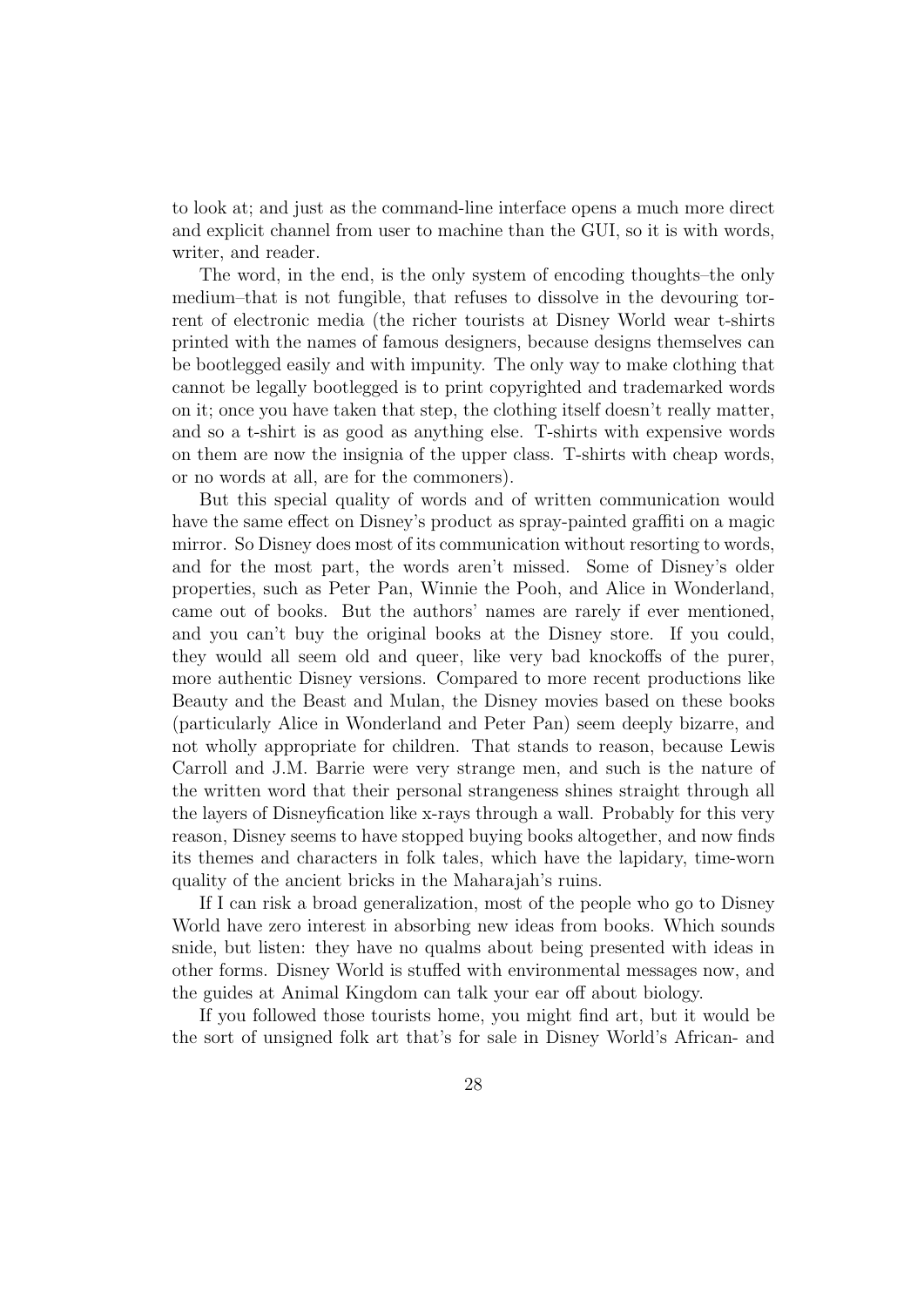to look at; and just as the command-line interface opens a much more direct and explicit channel from user to machine than the GUI, so it is with words, writer, and reader.

The word, in the end, is the only system of encoding thoughts–the only medium–that is not fungible, that refuses to dissolve in the devouring torrent of electronic media (the richer tourists at Disney World wear t-shirts printed with the names of famous designers, because designs themselves can be bootlegged easily and with impunity. The only way to make clothing that cannot be legally bootlegged is to print copyrighted and trademarked words on it; once you have taken that step, the clothing itself doesn't really matter, and so a t-shirt is as good as anything else. T-shirts with expensive words on them are now the insignia of the upper class. T-shirts with cheap words, or no words at all, are for the commoners).

But this special quality of words and of written communication would have the same effect on Disney's product as spray-painted graffiti on a magic mirror. So Disney does most of its communication without resorting to words, and for the most part, the words aren't missed. Some of Disney's older properties, such as Peter Pan, Winnie the Pooh, and Alice in Wonderland, came out of books. But the authors' names are rarely if ever mentioned, and you can't buy the original books at the Disney store. If you could, they would all seem old and queer, like very bad knockoffs of the purer, more authentic Disney versions. Compared to more recent productions like Beauty and the Beast and Mulan, the Disney movies based on these books (particularly Alice in Wonderland and Peter Pan) seem deeply bizarre, and not wholly appropriate for children. That stands to reason, because Lewis Carroll and J.M. Barrie were very strange men, and such is the nature of the written word that their personal strangeness shines straight through all the layers of Disneyfication like x-rays through a wall. Probably for this very reason, Disney seems to have stopped buying books altogether, and now finds its themes and characters in folk tales, which have the lapidary, time-worn quality of the ancient bricks in the Maharajah's ruins.

If I can risk a broad generalization, most of the people who go to Disney World have zero interest in absorbing new ideas from books. Which sounds snide, but listen: they have no qualms about being presented with ideas in other forms. Disney World is stuffed with environmental messages now, and the guides at Animal Kingdom can talk your ear off about biology.

If you followed those tourists home, you might find art, but it would be the sort of unsigned folk art that's for sale in Disney World's African- and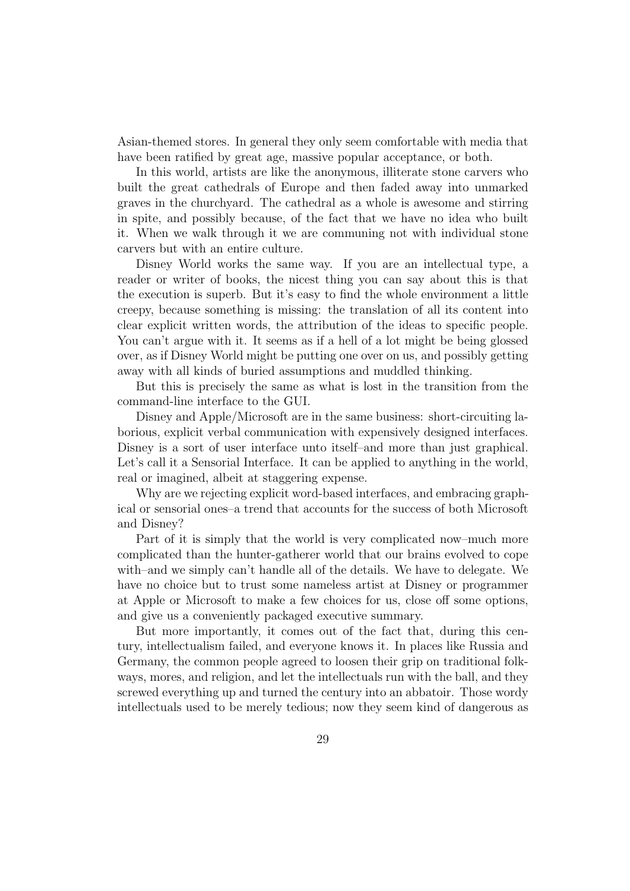Asian-themed stores. In general they only seem comfortable with media that have been ratified by great age, massive popular acceptance, or both.

In this world, artists are like the anonymous, illiterate stone carvers who built the great cathedrals of Europe and then faded away into unmarked graves in the churchyard. The cathedral as a whole is awesome and stirring in spite, and possibly because, of the fact that we have no idea who built it. When we walk through it we are communing not with individual stone carvers but with an entire culture.

Disney World works the same way. If you are an intellectual type, a reader or writer of books, the nicest thing you can say about this is that the execution is superb. But it's easy to find the whole environment a little creepy, because something is missing: the translation of all its content into clear explicit written words, the attribution of the ideas to specific people. You can't argue with it. It seems as if a hell of a lot might be being glossed over, as if Disney World might be putting one over on us, and possibly getting away with all kinds of buried assumptions and muddled thinking.

But this is precisely the same as what is lost in the transition from the command-line interface to the GUI.

Disney and Apple/Microsoft are in the same business: short-circuiting laborious, explicit verbal communication with expensively designed interfaces. Disney is a sort of user interface unto itself–and more than just graphical. Let's call it a Sensorial Interface. It can be applied to anything in the world, real or imagined, albeit at staggering expense.

Why are we rejecting explicit word-based interfaces, and embracing graphical or sensorial ones–a trend that accounts for the success of both Microsoft and Disney?

Part of it is simply that the world is very complicated now–much more complicated than the hunter-gatherer world that our brains evolved to cope with–and we simply can't handle all of the details. We have to delegate. We have no choice but to trust some nameless artist at Disney or programmer at Apple or Microsoft to make a few choices for us, close off some options, and give us a conveniently packaged executive summary.

But more importantly, it comes out of the fact that, during this century, intellectualism failed, and everyone knows it. In places like Russia and Germany, the common people agreed to loosen their grip on traditional folkways, mores, and religion, and let the intellectuals run with the ball, and they screwed everything up and turned the century into an abbatoir. Those wordy intellectuals used to be merely tedious; now they seem kind of dangerous as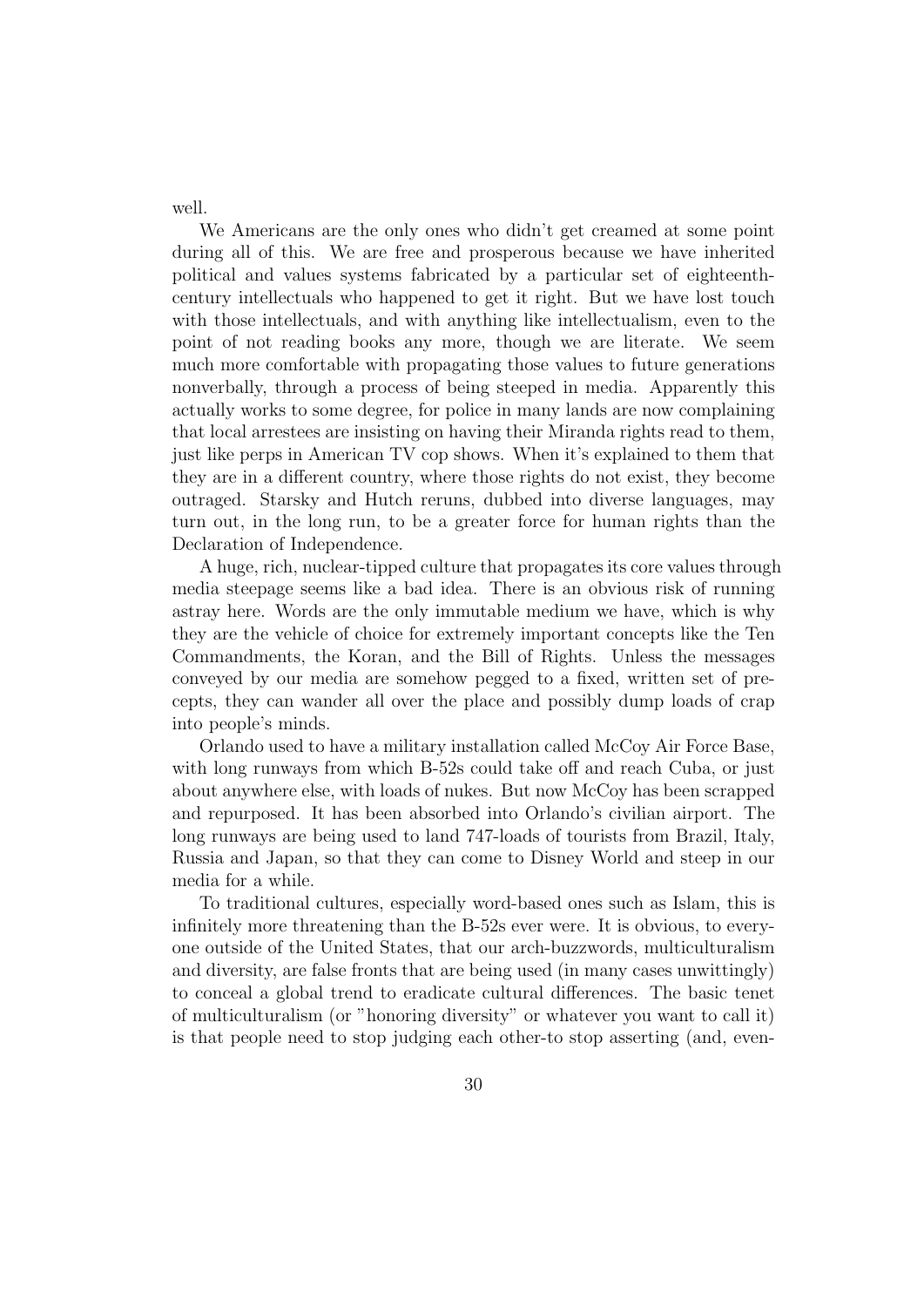well.

We Americans are the only ones who didn't get creamed at some point during all of this. We are free and prosperous because we have inherited political and values systems fabricated by a particular set of eighteenth-century intellectuals who happened to get it right. But we have lost touch with those intellectuals, and with anything like intellectualism, even to the point of not reading books any more, though we are literate. We seem much more comfortable with propagating those values to future generations nonverbally, through a process of being steeped in media. Apparently this actually works to some degree, for police in many lands are now complaining that local arrestees are insisting on having their Miranda rights read to them, just like perps in American TV cop shows. When it's explained to them that they are in a different country, where those rights do not exist, they become outraged. Starsky and Hutch reruns, dubbed into diverse languages, may turn out, in the long run, to be a greater force for human rights than the Declaration of Independence.

A huge, rich, nuclear-tipped culture that propagates its core values through media steepage seems like a bad idea. There is an obvious risk of running astray here. Words are the only immutable medium we have, which is why they are the vehicle of choice for extremely important concepts like the Ten Commandments, the Koran, and the Bill of Rights. Unless the messages conveyed by our media are somehow pegged to a fixed, written set of precepts, they can wander all over the place and possibly dump loads of crap into people's minds.

Orlando used to have a military installation called McCoy Air Force Base, with long runways from which B-52s could take off and reach Cuba, or just about anywhere else, with loads of nukes. But now McCoy has been scrapped and repurposed. It has been absorbed into Orlando's civilian airport. The long runways are being used to land 747-loads of tourists from Brazil, Italy, Russia and Japan, so that they can come to Disney World and steep in our media for a while.

To traditional cultures, especially word-based ones such as Islam, this is infinitely more threatening than the B-52s ever were. It is obvious, to everyone outside of the United States, that our arch-buzzwords, multiculturalism and diversity, are false fronts that are being used (in many cases unwittingly) to conceal a global trend to eradicate cultural differences. The basic tenet of multiculturalism (or "honoring diversity" or whatever you want to call it) is that people need to stop judging each other-to stop asserting (and, even-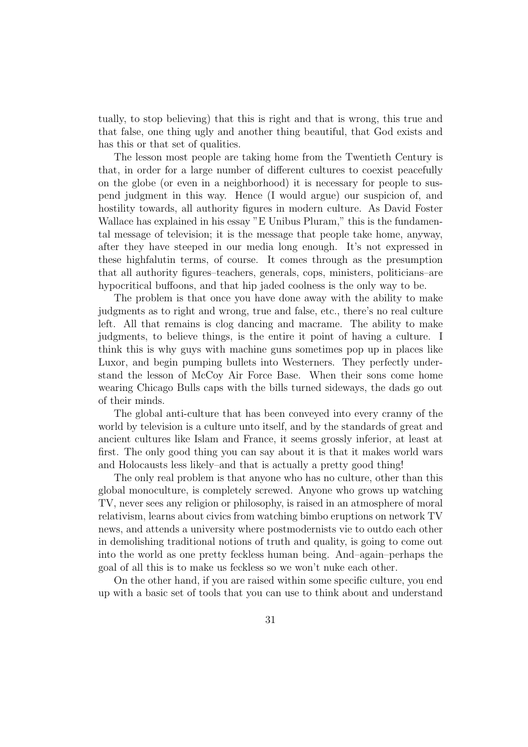tually, to stop believing) that this is right and that is wrong, this true and that false, one thing ugly and another thing beautiful, that God exists and has this or that set of qualities.

The lesson most people are taking home from the Twentieth Century is that, in order for a large number of different cultures to coexist peacefully on the globe (or even in a neighborhood) it is necessary for people to suspend judgment in this way. Hence (I would argue) our suspicion of, and hostility towards, all authority figures in modern culture. As David Foster Wallace has explained in his essay "E Unibus Pluram," this is the fundamental message of television; it is the message that people take home, anyway, after they have steeped in our media long enough. It's not expressed in these highfalutin terms, of course. It comes through as the presumption that all authority figures–teachers, generals, cops, ministers, politicians–are hypocritical buffoons, and that hip jaded coolness is the only way to be.

The problem is that once you have done away with the ability to make judgments as to right and wrong, true and false, etc., there's no real culture left. All that remains is clog dancing and macrame. The ability to make judgments, to believe things, is the entire it point of having a culture. I think this is why guys with machine guns sometimes pop up in places like Luxor, and begin pumping bullets into Westerners. They perfectly understand the lesson of McCoy Air Force Base. When their sons come home wearing Chicago Bulls caps with the bills turned sideways, the dads go out of their minds.

The global anti-culture that has been conveyed into every cranny of the world by television is a culture unto itself, and by the standards of great and ancient cultures like Islam and France, it seems grossly inferior, at least at first. The only good thing you can say about it is that it makes world wars and Holocausts less likely–and that is actually a pretty good thing!

The only real problem is that anyone who has no culture, other than this global monoculture, is completely screwed. Anyone who grows up watching TV, never sees any religion or philosophy, is raised in an atmosphere of moral relativism, learns about civics from watching bimbo eruptions on network TV news, and attends a university where postmodernists vie to outdo each other in demolishing traditional notions of truth and quality, is going to come out into the world as one pretty feckless human being. And–again–perhaps the goal of all this is to make us feckless so we won't nuke each other.

On the other hand, if you are raised within some specific culture, you end up with a basic set of tools that you can use to think about and understand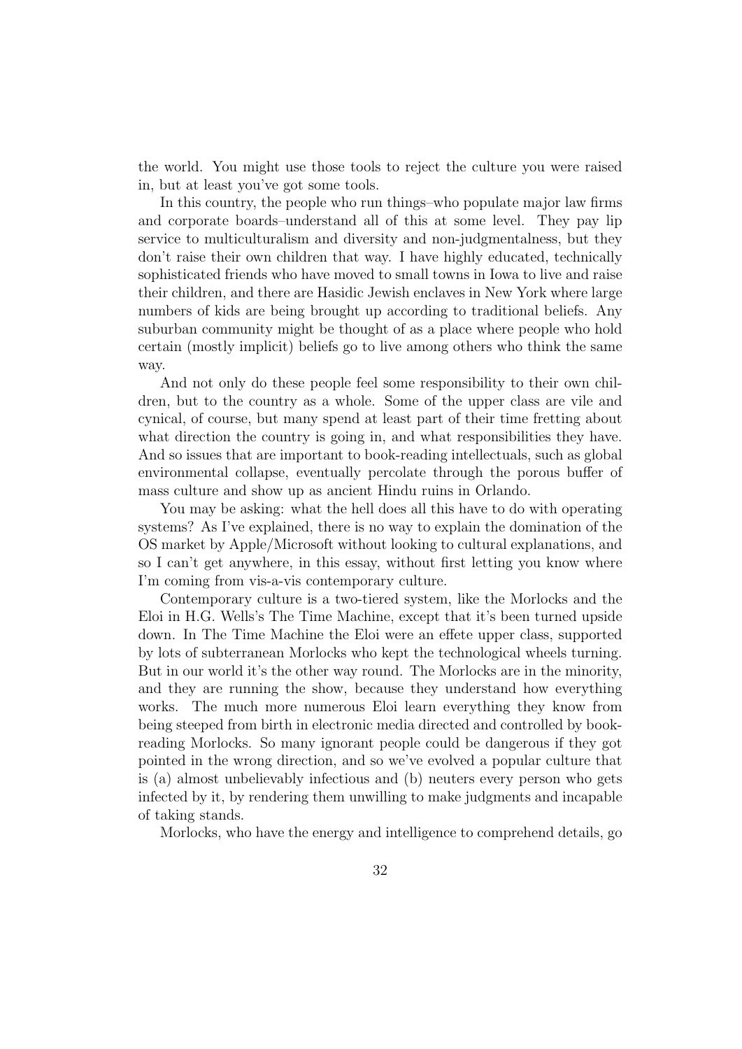the world. You might use those tools to reject the culture you were raised in, but at least you've got some tools.

In this country, the people who run things–who populate major law firms and corporate boards–understand all of this at some level. They pay lip service to multiculturalism and diversity and non-judgmentalness, but they don't raise their own children that way. I have highly educated, technically sophisticated friends who have moved to small towns in Iowa to live and raise their children, and there are Hasidic Jewish enclaves in New York where large numbers of kids are being brought up according to traditional beliefs. Any suburban community might be thought of as a place where people who hold certain (mostly implicit) beliefs go to live among others who think the same way.

And not only do these people feel some responsibility to their own children, but to the country as a whole. Some of the upper class are vile and cynical, of course, but many spend at least part of their time fretting about what direction the country is going in, and what responsibilities they have. And so issues that are important to book-reading intellectuals, such as global environmental collapse, eventually percolate through the porous buffer of mass culture and show up as ancient Hindu ruins in Orlando.

You may be asking: what the hell does all this have to do with operating systems? As I've explained, there is no way to explain the domination of the OS market by Apple/Microsoft without looking to cultural explanations, and so I can't get anywhere, in this essay, without first letting you know where I'm coming from vis-a-vis contemporary culture.

Contemporary culture is a two-tiered system, like the Morlocks and the Eloi in H.G. Wells's The Time Machine, except that it's been turned upside down. In The Time Machine the Eloi were an effete upper class, supported by lots of subterranean Morlocks who kept the technological wheels turning. But in our world it's the other way round. The Morlocks are in the minority, and they are running the show, because they understand how everything works. The much more numerous Eloi learn everything they know from being steeped from birth in electronic media directed and controlled by book-reading Morlocks. So many ignorant people could be dangerous if they got pointed in the wrong direction, and so we've evolved a popular culture that is (a) almost unbelievably infectious and (b) neuters every person who gets infected by it, by rendering them unwilling to make judgments and incapable of taking stands.

Morlocks, who have the energy and intelligence to comprehend details, go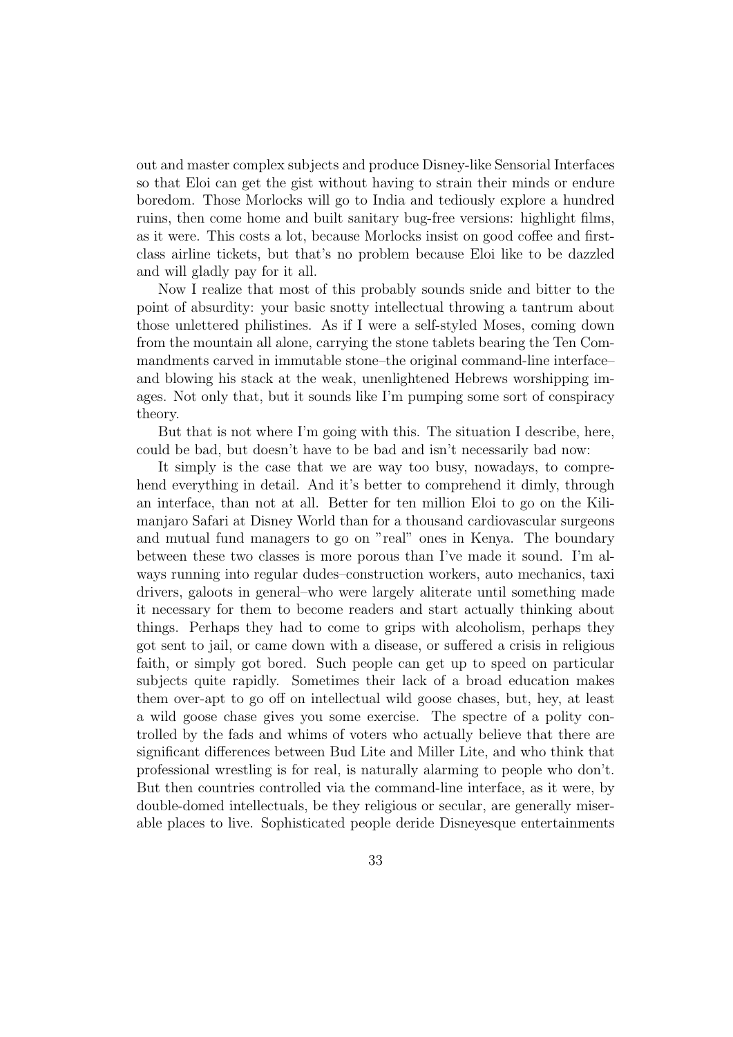out and master complex subjects and produce Disney-like Sensorial Interfaces so that Eloi can get the gist without having to strain their minds or endure boredom. Those Morlocks will go to India and tediously explore a hundred ruins, then come home and built sanitary bug-free versions: highlight films, as it were. This costs a lot, because Morlocks insist on good coffee and first-class airline tickets, but that's no problem because Eloi like to be dazzled and will gladly pay for it all.

Now I realize that most of this probably sounds snide and bitter to the point of absurdity: your basic snotty intellectual throwing a tantrum about those unlettered philistines. As if I were a self-styled Moses, coming down from the mountain all alone, carrying the stone tablets bearing the Ten Commandments carved in immutable stone–the original command-line interface–and blowing his stack at the weak, unenlightened Hebrews worshipping images. Not only that, but it sounds like I'm pumping some sort of conspiracy theory.

But that is not where I'm going with this. The situation I describe, here, could be bad, but doesn't have to be bad and isn't necessarily bad now:

It simply is the case that we are way too busy, nowadays, to comprehend everything in detail. And it's better to comprehend it dimly, through an interface, than not at all. Better for ten million Eloi to go on the Kilimanjaro Safari at Disney World than for a thousand cardiovascular surgeons and mutual fund managers to go on "real" ones in Kenya. The boundary between these two classes is more porous than I've made it sound. I'm always running into regular dudes–construction workers, auto mechanics, taxi drivers, galoots in general–who were largely aliterate until something made it necessary for them to become readers and start actually thinking about things. Perhaps they had to come to grips with alcoholism, perhaps they got sent to jail, or came down with a disease, or suffered a crisis in religious faith, or simply got bored. Such people can get up to speed on particular subjects quite rapidly. Sometimes their lack of a broad education makes them over-apt to go off on intellectual wild goose chases, but, hey, at least a wild goose chase gives you some exercise. The spectre of a polity controlled by the fads and whims of voters who actually believe that there are significant differences between Bud Lite and Miller Lite, and who think that professional wrestling is for real, is naturally alarming to people who don't. But then countries controlled via the command-line interface, as it were, by double-domed intellectuals, be they religious or secular, are generally miserable places to live. Sophisticated people deride Disneyesque entertainments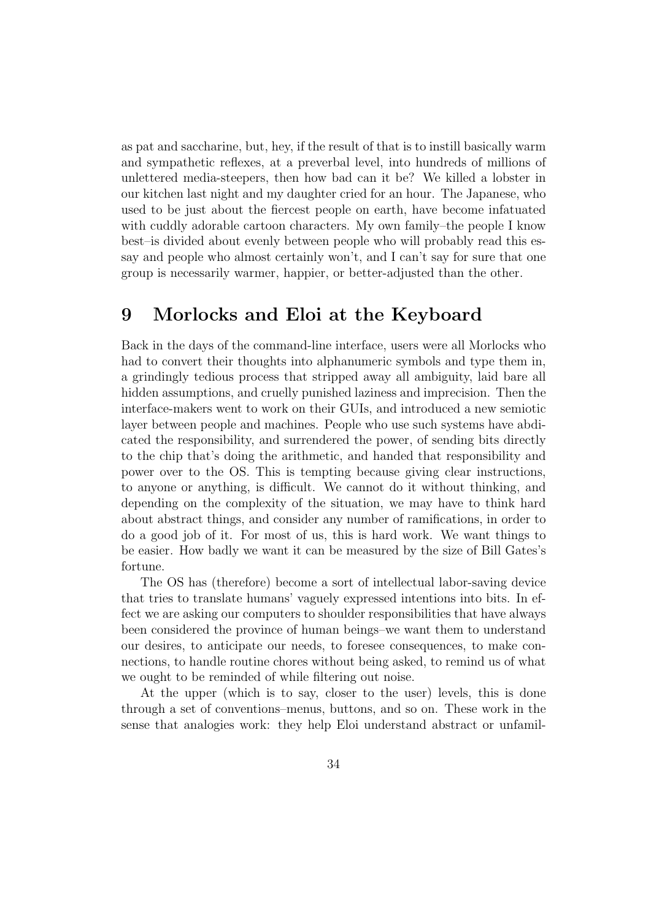as pat and saccharine, but, hey, if the result of that is to instill basically warm and sympathetic reflexes, at a preverbal level, into hundreds of millions of unlettered media-steepers, then how bad can it be? We killed a lobster in our kitchen last night and my daughter cried for an hour. The Japanese, who used to be just about the fiercest people on earth, have become infatuated with cuddly adorable cartoon characters. My own family–the people I know best–is divided about evenly between people who will probably read this essay and people who almost certainly won't, and I can't say for sure that one group is necessarily warmer, happier, or better-adjusted than the other.

## 9 Morlocks and Eloi at the Keyboard

Back in the days of the command-line interface, users were all Morlocks who had to convert their thoughts into alphanumeric symbols and type them in, a grindingly tedious process that stripped away all ambiguity, laid bare all hidden assumptions, and cruelly punished laziness and imprecision. Then the interface-makers went to work on their GUIs, and introduced a new semiotic layer between people and machines. People who use such systems have abdicated the responsibility, and surrendered the power, of sending bits directly to the chip that's doing the arithmetic, and handed that responsibility and power over to the OS. This is tempting because giving clear instructions, to anyone or anything, is difficult. We cannot do it without thinking, and depending on the complexity of the situation, we may have to think hard about abstract things, and consider any number of ramifications, in order to do a good job of it. For most of us, this is hard work. We want things to be easier. How badly we want it can be measured by the size of Bill Gates's fortune.

The OS has (therefore) become a sort of intellectual labor-saving device that tries to translate humans' vaguely expressed intentions into bits. In effect we are asking our computers to shoulder responsibilities that have always been considered the province of human beings–we want them to understand our desires, to anticipate our needs, to foresee consequences, to make connections, to handle routine chores without being asked, to remind us of what we ought to be reminded of while filtering out noise.

At the upper (which is to say, closer to the user) levels, this is done through a set of conventions–menus, buttons, and so on. These work in the sense that analogies work: they help Eloi understand abstract or unfamil-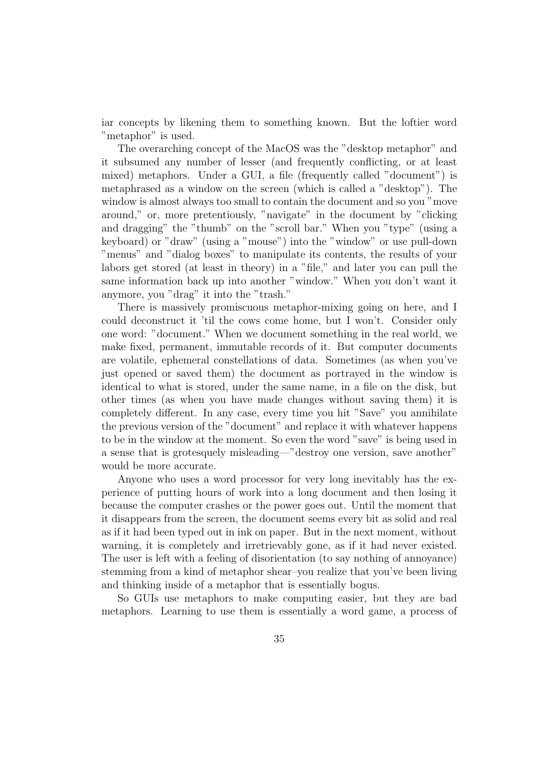iar concepts by likening them to something known. But the loftier word "metaphor" is used.

The overarching concept of the MacOS was the "desktop metaphor" and it subsumed any number of lesser (and frequently conflicting, or at least mixed) metaphors. Under a GUI, a file (frequently called "document") is metaphrased as a window on the screen (which is called a "desktop"). The window is almost always too small to contain the document and so you "move around," or, more pretentiously, "navigate" in the document by "clicking and dragging" the "thumb" on the "scroll bar." When you "type" (using a keyboard) or "draw" (using a "mouse") into the "window" or use pull-down "menus" and "dialog boxes" to manipulate its contents, the results of your labors get stored (at least in theory) in a "file," and later you can pull the same information back up into another "window." When you don't want it anymore, you "drag" it into the "trash."

There is massively promiscuous metaphor-mixing going on here, and I could deconstruct it 'til the cows come home, but I won't. Consider only one word: "document." When we document something in the real world, we make fixed, permanent, immutable records of it. But computer documents are volatile, ephemeral constellations of data. Sometimes (as when you've just opened or saved them) the document as portrayed in the window is identical to what is stored, under the same name, in a file on the disk, but other times (as when you have made changes without saving them) it is completely different. In any case, every time you hit "Save" you annihilate the previous version of the "document" and replace it with whatever happens to be in the window at the moment. So even the word "save" is being used in a sense that is grotesquely misleading—"destroy one version, save another" would be more accurate.

Anyone who uses a word processor for very long inevitably has the experience of putting hours of work into a long document and then losing it because the computer crashes or the power goes out. Until the moment that it disappears from the screen, the document seems every bit as solid and real as if it had been typed out in ink on paper. But in the next moment, without warning, it is completely and irretrievably gone, as if it had never existed. The user is left with a feeling of disorientation (to say nothing of annoyance) stemming from a kind of metaphor shear–you realize that you've been living and thinking inside of a metaphor that is essentially bogus.

So GUIs use metaphors to make computing easier, but they are bad metaphors. Learning to use them is essentially a word game, a process of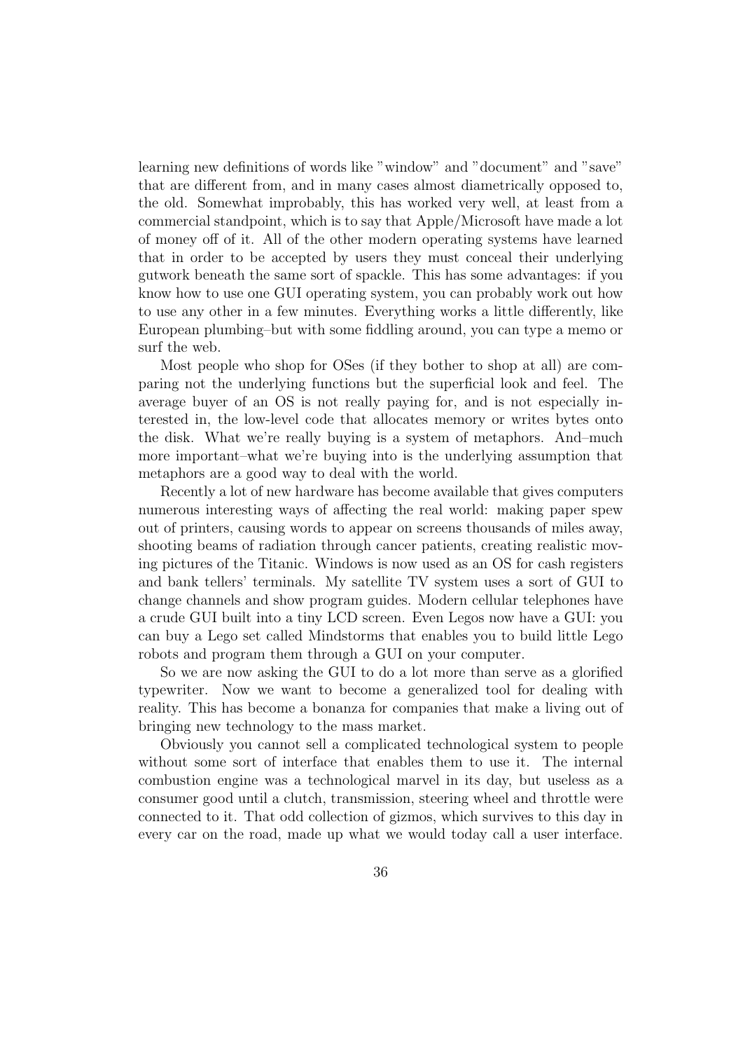learning new definitions of words like "window" and "document" and "save" that are different from, and in many cases almost diametrically opposed to, the old. Somewhat improbably, this has worked very well, at least from a commercial standpoint, which is to say that Apple/Microsoft have made a lot of money off of it. All of the other modern operating systems have learned that in order to be accepted by users they must conceal their underlying gutwork beneath the same sort of spackle. This has some advantages: if you know how to use one GUI operating system, you can probably work out how to use any other in a few minutes. Everything works a little differently, like European plumbing–but with some fiddling around, you can type a memo or surf the web.

Most people who shop for OSes (if they bother to shop at all) are comparing not the underlying functions but the superficial look and feel. The average buyer of an OS is not really paying for, and is not especially interested in, the low-level code that allocates memory or writes bytes onto the disk. What we're really buying is a system of metaphors. And–much more important–what we're buying into is the underlying assumption that metaphors are a good way to deal with the world.

Recently a lot of new hardware has become available that gives computers numerous interesting ways of affecting the real world: making paper spew out of printers, causing words to appear on screens thousands of miles away, shooting beams of radiation through cancer patients, creating realistic moving pictures of the Titanic. Windows is now used as an OS for cash registers and bank tellers' terminals. My satellite TV system uses a sort of GUI to change channels and show program guides. Modern cellular telephones have a crude GUI built into a tiny LCD screen. Even Legos now have a GUI: you can buy a Lego set called Mindstorms that enables you to build little Lego robots and program them through a GUI on your computer.

So we are now asking the GUI to do a lot more than serve as a glorified typewriter. Now we want to become a generalized tool for dealing with reality. This has become a bonanza for companies that make a living out of bringing new technology to the mass market.

Obviously you cannot sell a complicated technological system to people without some sort of interface that enables them to use it. The internal combustion engine was a technological marvel in its day, but useless as a consumer good until a clutch, transmission, steering wheel and throttle were connected to it. That odd collection of gizmos, which survives to this day in every car on the road, made up what we would today call a user interface.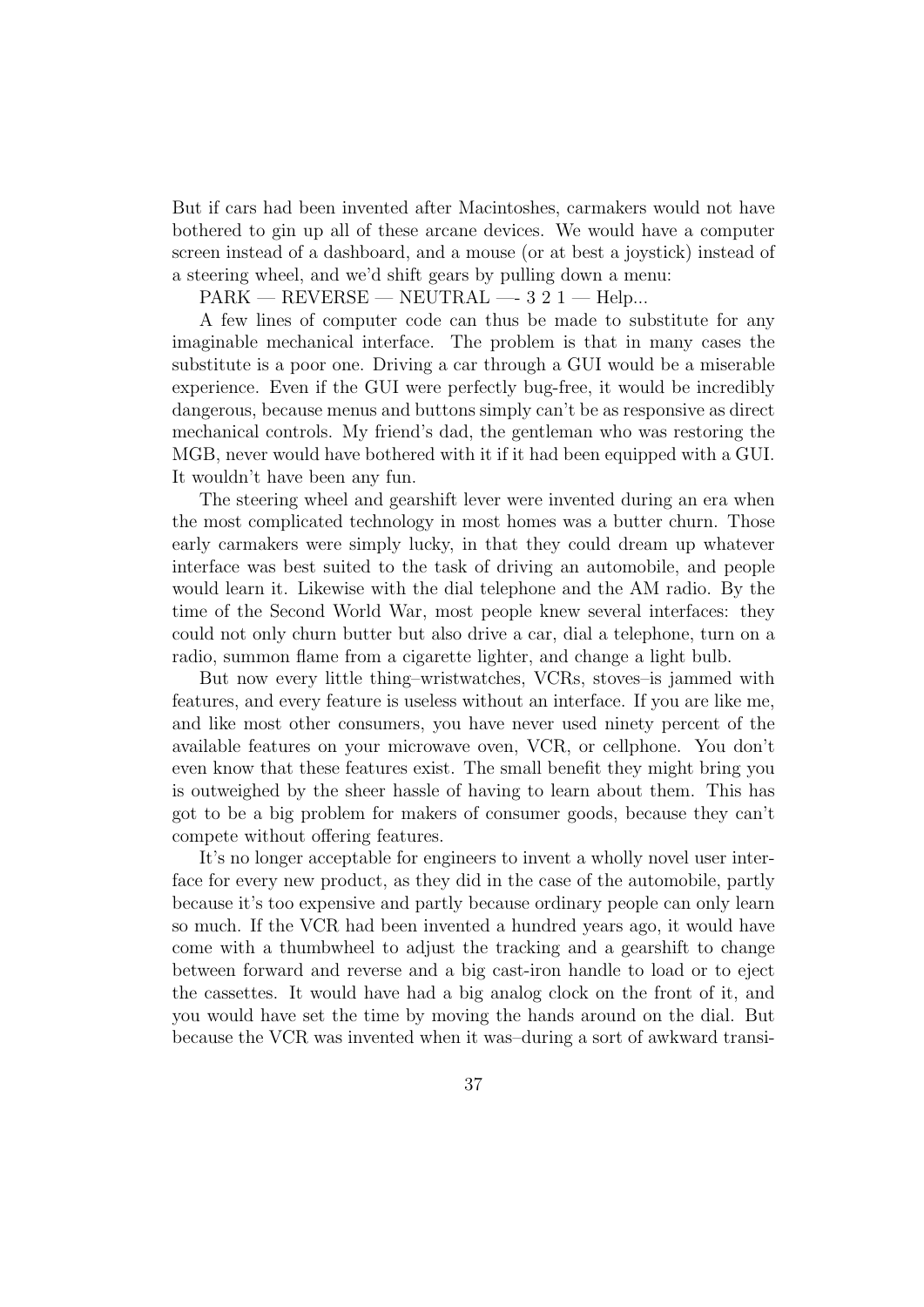But if cars had been invented after Macintoshes, carmakers would not have bothered to gin up all of these arcane devices. We would have a computer screen instead of a dashboard, and a mouse (or at best a joystick) instead of a steering wheel, and we'd shift gears by pulling down a menu:

PARK — REVERSE — NEUTRAL —- 3 2 1 — Help...

A few lines of computer code can thus be made to substitute for any imaginable mechanical interface. The problem is that in many cases the substitute is a poor one. Driving a car through a GUI would be a miserable experience. Even if the GUI were perfectly bug-free, it would be incredibly dangerous, because menus and buttons simply can't be as responsive as direct mechanical controls. My friend's dad, the gentleman who was restoring the MGB, never would have bothered with it if it had been equipped with a GUI. It wouldn't have been any fun.

The steering wheel and gearshift lever were invented during an era when the most complicated technology in most homes was a butter churn. Those early carmakers were simply lucky, in that they could dream up whatever interface was best suited to the task of driving an automobile, and people would learn it. Likewise with the dial telephone and the AM radio. By the time of the Second World War, most people knew several interfaces: they could not only churn butter but also drive a car, dial a telephone, turn on a radio, summon flame from a cigarette lighter, and change a light bulb.

But now every little thing–wristwatches, VCRs, stoves–is jammed with features, and every feature is useless without an interface. If you are like me, and like most other consumers, you have never used ninety percent of the available features on your microwave oven, VCR, or cellphone. You don't even know that these features exist. The small benefit they might bring you is outweighed by the sheer hassle of having to learn about them. This has got to be a big problem for makers of consumer goods, because they can't compete without offering features.

It's no longer acceptable for engineers to invent a wholly novel user interface for every new product, as they did in the case of the automobile, partly because it's too expensive and partly because ordinary people can only learn so much. If the VCR had been invented a hundred years ago, it would have come with a thumbwheel to adjust the tracking and a gearshift to change between forward and reverse and a big cast-iron handle to load or to eject the cassettes. It would have had a big analog clock on the front of it, and you would have set the time by moving the hands around on the dial. But because the VCR was invented when it was–during a sort of awkward transi-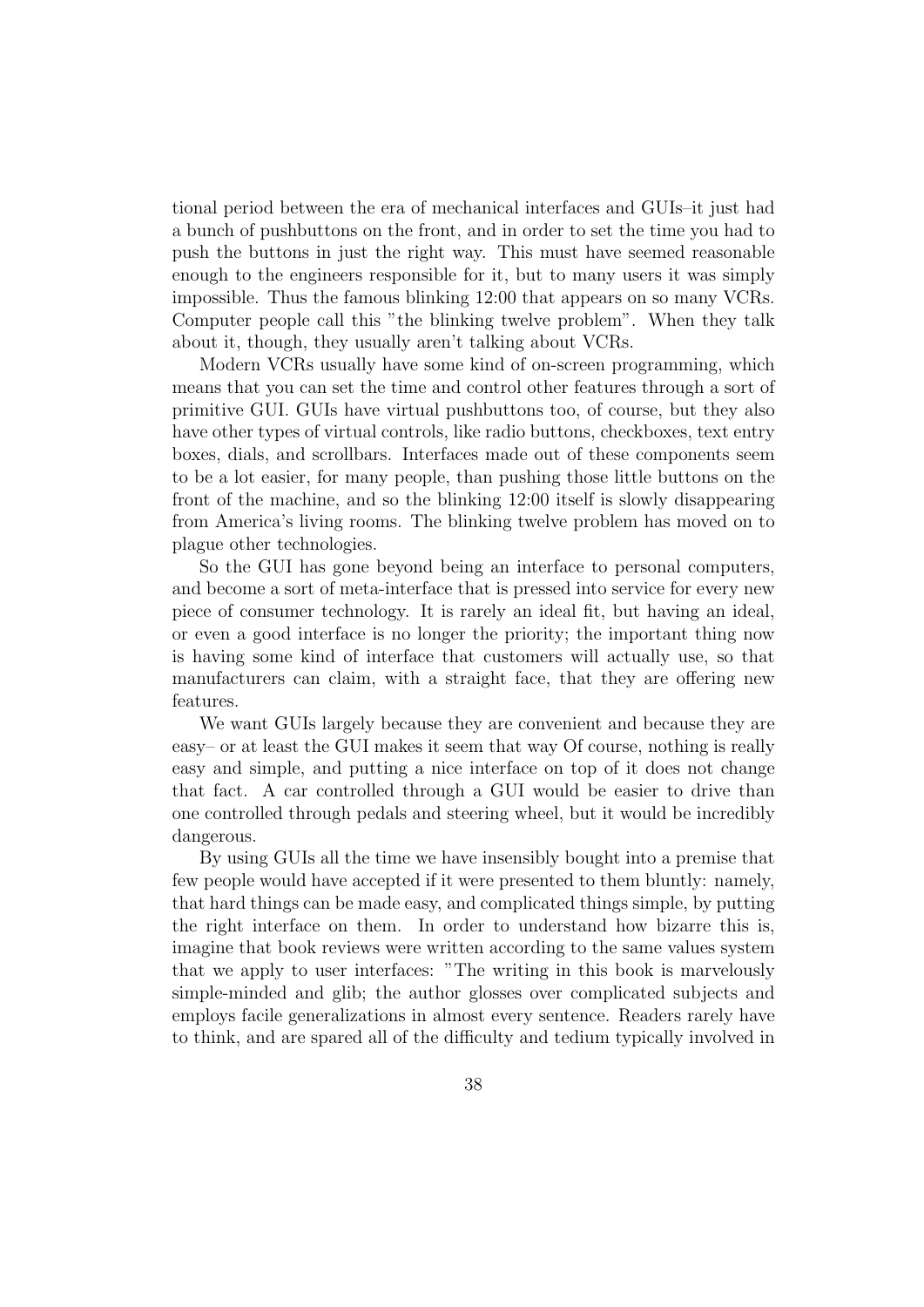tional period between the era of mechanical interfaces and GUIs–it just had a bunch of pushbuttons on the front, and in order to set the time you had to push the buttons in just the right way. This must have seemed reasonable enough to the engineers responsible for it, but to many users it was simply impossible. Thus the famous blinking 12:00 that appears on so many VCRs. Computer people call this "the blinking twelve problem". When they talk about it, though, they usually aren't talking about VCRs.

Modern VCRs usually have some kind of on-screen programming, which means that you can set the time and control other features through a sort of primitive GUI. GUIs have virtual pushbuttons too, of course, but they also have other types of virtual controls, like radio buttons, checkboxes, text entry boxes, dials, and scrollbars. Interfaces made out of these components seem to be a lot easier, for many people, than pushing those little buttons on the front of the machine, and so the blinking 12:00 itself is slowly disappearing from America's living rooms. The blinking twelve problem has moved on to plague other technologies.

So the GUI has gone beyond being an interface to personal computers, and become a sort of meta-interface that is pressed into service for every new piece of consumer technology. It is rarely an ideal fit, but having an ideal, or even a good interface is no longer the priority; the important thing now is having some kind of interface that customers will actually use, so that manufacturers can claim, with a straight face, that they are offering new features.

We want GUIs largely because they are convenient and because they are easy– or at least the GUI makes it seem that way Of course, nothing is really easy and simple, and putting a nice interface on top of it does not change that fact. A car controlled through a GUI would be easier to drive than one controlled through pedals and steering wheel, but it would be incredibly dangerous.

By using GUIs all the time we have insensibly bought into a premise that few people would have accepted if it were presented to them bluntly: namely, that hard things can be made easy, and complicated things simple, by putting the right interface on them. In order to understand how bizarre this is, imagine that book reviews were written according to the same values system that we apply to user interfaces: "The writing in this book is marvelously simple-minded and glib; the author glosses over complicated subjects and employs facile generalizations in almost every sentence. Readers rarely have to think, and are spared all of the difficulty and tedium typically involved in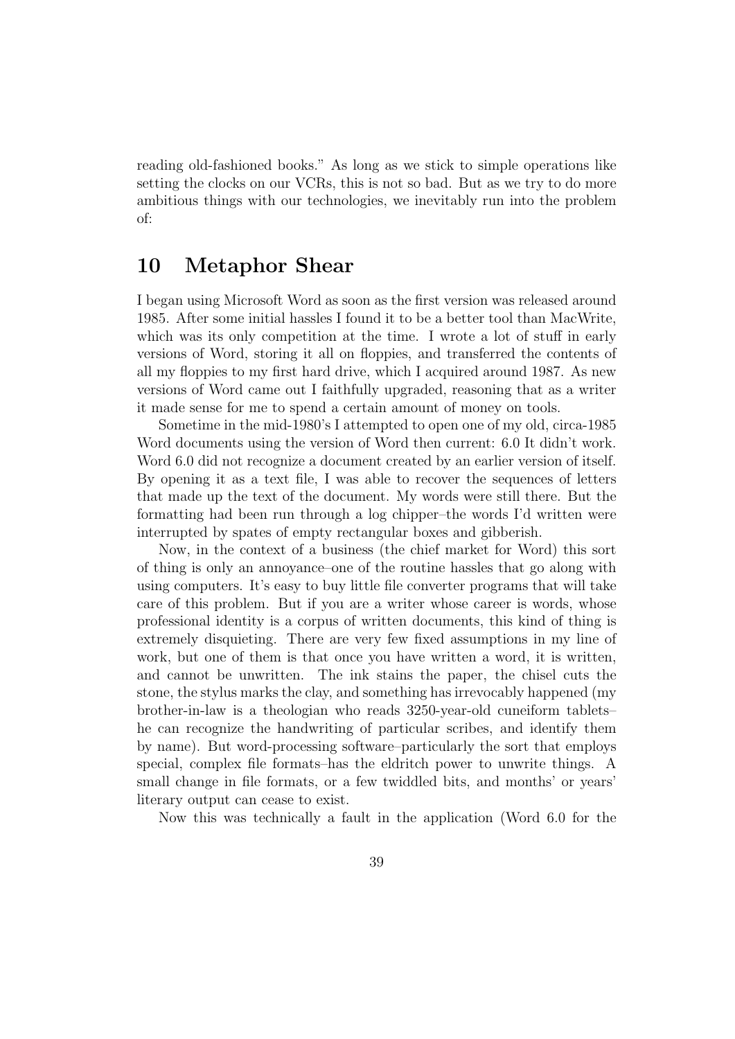reading old-fashioned books." As long as we stick to simple operations like setting the clocks on our VCRs, this is not so bad. But as we try to do more ambitious things with our technologies, we inevitably run into the problem of:

## 10 Metaphor Shear

I began using Microsoft Word as soon as the first version was released around 1985. After some initial hassles I found it to be a better tool than MacWrite, which was its only competition at the time. I wrote a lot of stuff in early versions of Word, storing it all on floppies, and transferred the contents of all my floppies to my first hard drive, which I acquired around 1987. As new versions of Word came out I faithfully upgraded, reasoning that as a writer it made sense for me to spend a certain amount of money on tools.

Sometime in the mid-1980's I attempted to open one of my old, circa-1985 Word documents using the version of Word then current: 6.0 It didn't work. Word 6.0 did not recognize a document created by an earlier version of itself. By opening it as a text file, I was able to recover the sequences of letters that made up the text of the document. My words were still there. But the formatting had been run through a log chipper–the words I'd written were interrupted by spates of empty rectangular boxes and gibberish.

Now, in the context of a business (the chief market for Word) this sort of thing is only an annoyance–one of the routine hassles that go along with using computers. It's easy to buy little file converter programs that will take care of this problem. But if you are a writer whose career is words, whose professional identity is a corpus of written documents, this kind of thing is extremely disquieting. There are very few fixed assumptions in my line of work, but one of them is that once you have written a word, it is written, and cannot be unwritten. The ink stains the paper, the chisel cuts the stone, the stylus marks the clay, and something has irrevocably happened (my brother-in-law is a theologian who reads 3250-year-old cuneiform tablets–he can recognize the handwriting of particular scribes, and identify them by name). But word-processing software–particularly the sort that employs special, complex file formats–has the eldritch power to unwrite things. A small change in file formats, or a few twiddled bits, and months' or years' literary output can cease to exist.

Now this was technically a fault in the application (Word 6.0 for the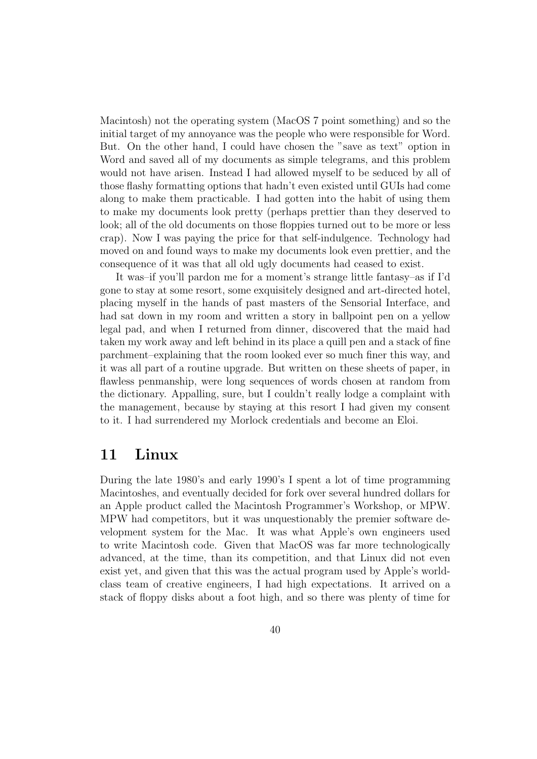Macintosh) not the operating system (MacOS 7 point something) and so the initial target of my annoyance was the people who were responsible for Word. But. On the other hand, I could have chosen the "save as text" option in Word and saved all of my documents as simple telegrams, and this problem would not have arisen. Instead I had allowed myself to be seduced by all of those flashy formatting options that hadn't even existed until GUIs had come along to make them practicable. I had gotten into the habit of using them to make my documents look pretty (perhaps prettier than they deserved to look; all of the old documents on those floppies turned out to be more or less crap). Now I was paying the price for that self-indulgence. Technology had moved on and found ways to make my documents look even prettier, and the consequence of it was that all old ugly documents had ceased to exist.

It was–if you'll pardon me for a moment's strange little fantasy–as if I'd gone to stay at some resort, some exquisitely designed and art-directed hotel, placing myself in the hands of past masters of the Sensorial Interface, and had sat down in my room and written a story in ballpoint pen on a yellow legal pad, and when I returned from dinner, discovered that the maid had taken my work away and left behind in its place a quill pen and a stack of fine parchment–explaining that the room looked ever so much finer this way, and it was all part of a routine upgrade. But written on these sheets of paper, in flawless penmanship, were long sequences of words chosen at random from the dictionary. Appalling, sure, but I couldn't really lodge a complaint with the management, because by staying at this resort I had given my consent to it. I had surrendered my Morlock credentials and become an Eloi.

## 11 Linux

During the late 1980's and early 1990's I spent a lot of time programming Macintoshes, and eventually decided for fork over several hundred dollars for an Apple product called the Macintosh Programmer's Workshop, or MPW. MPW had competitors, but it was unquestionably the premier software development system for the Mac. It was what Apple's own engineers used to write Macintosh code. Given that MacOS was far more technologically advanced, at the time, than its competition, and that Linux did not even exist yet, and given that this was the actual program used by Apple's world-class team of creative engineers, I had high expectations. It arrived on a stack of floppy disks about a foot high, and so there was plenty of time for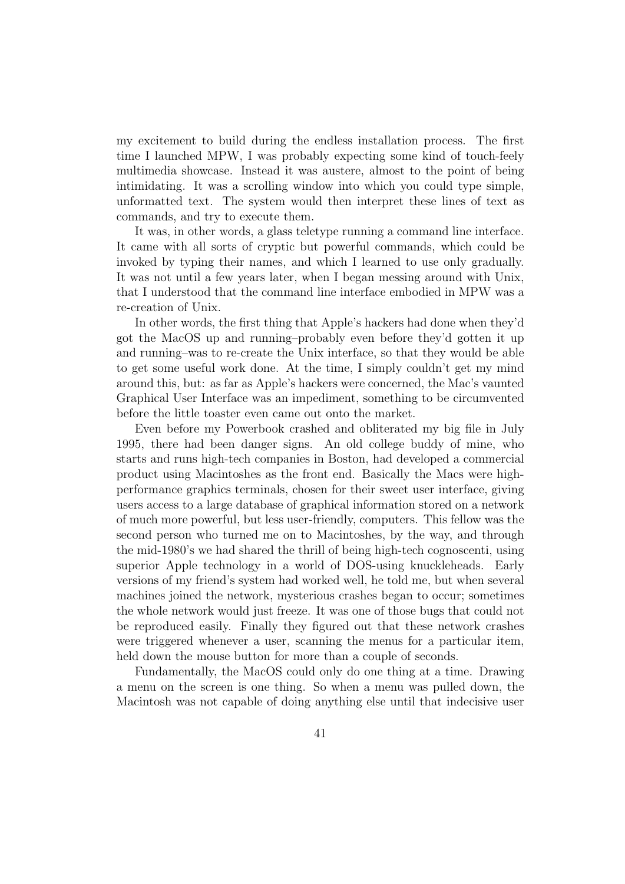my excitement to build during the endless installation process. The first time I launched MPW, I was probably expecting some kind of touch-feely multimedia showcase. Instead it was austere, almost to the point of being intimidating. It was a scrolling window into which you could type simple, unformatted text. The system would then interpret these lines of text as commands, and try to execute them.

It was, in other words, a glass teletype running a command line interface. It came with all sorts of cryptic but powerful commands, which could be invoked by typing their names, and which I learned to use only gradually. It was not until a few years later, when I began messing around with Unix, that I understood that the command line interface embodied in MPW was a re-creation of Unix.

In other words, the first thing that Apple's hackers had done when they'd got the MacOS up and running–probably even before they'd gotten it up and running–was to re-create the Unix interface, so that they would be able to get some useful work done. At the time, I simply couldn't get my mind around this, but: as far as Apple's hackers were concerned, the Mac's vaunted Graphical User Interface was an impediment, something to be circumvented before the little toaster even came out onto the market.

Even before my Powerbook crashed and obliterated my big file in July 1995, there had been danger signs. An old college buddy of mine, who starts and runs high-tech companies in Boston, had developed a commercial product using Macintoshes as the front end. Basically the Macs were high-performance graphics terminals, chosen for their sweet user interface, giving users access to a large database of graphical information stored on a network of much more powerful, but less user-friendly, computers. This fellow was the second person who turned me on to Macintoshes, by the way, and through the mid-1980's we had shared the thrill of being high-tech cognoscenti, using superior Apple technology in a world of DOS-using knuckleheads. Early versions of my friend's system had worked well, he told me, but when several machines joined the network, mysterious crashes began to occur; sometimes the whole network would just freeze. It was one of those bugs that could not be reproduced easily. Finally they figured out that these network crashes were triggered whenever a user, scanning the menus for a particular item, held down the mouse button for more than a couple of seconds.

Fundamentally, the MacOS could only do one thing at a time. Drawing a menu on the screen is one thing. So when a menu was pulled down, the Macintosh was not capable of doing anything else until that indecisive user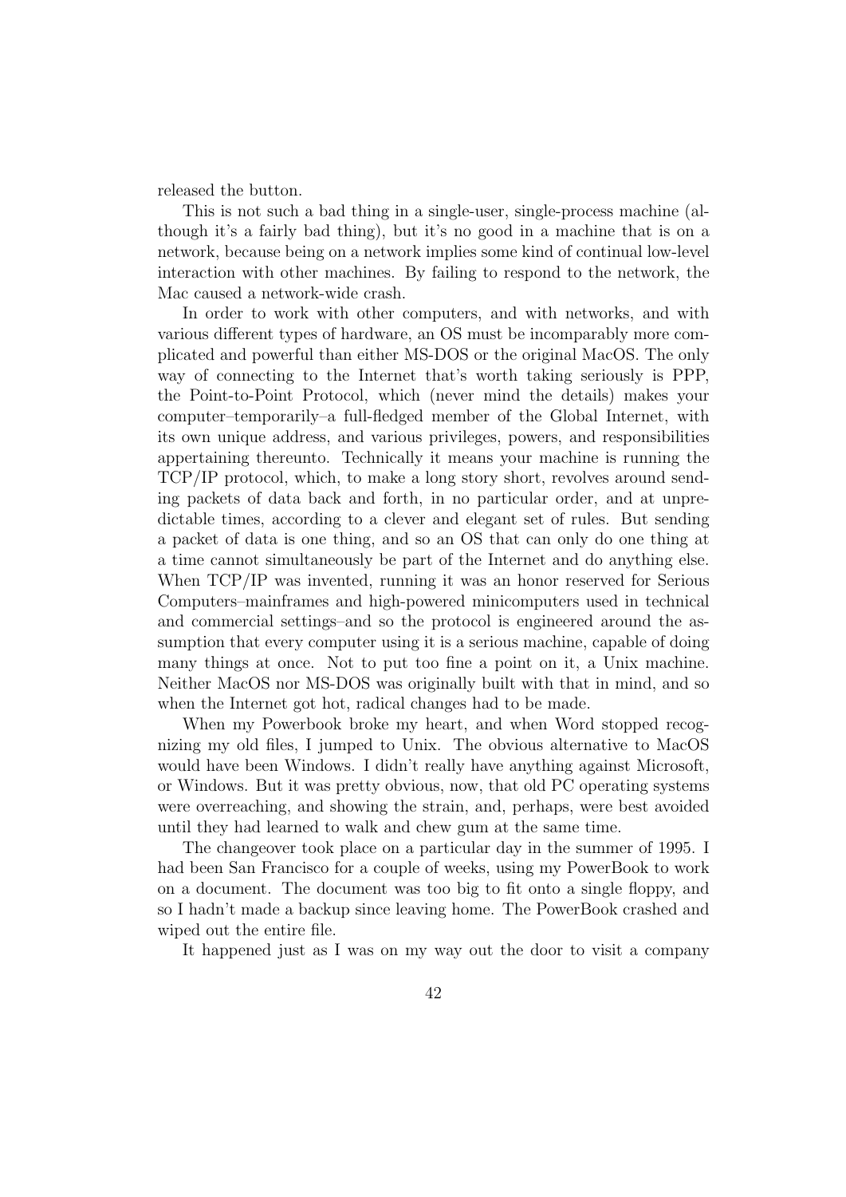released the button.

This is not such a bad thing in a single-user, single-process machine (although it's a fairly bad thing), but it's no good in a machine that is on a network, because being on a network implies some kind of continual low-level interaction with other machines. By failing to respond to the network, the Mac caused a network-wide crash.

In order to work with other computers, and with networks, and with various different types of hardware, an OS must be incomparably more complicated and powerful than either MS-DOS or the original MacOS. The only way of connecting to the Internet that's worth taking seriously is PPP, the Point-to-Point Protocol, which (never mind the details) makes your computer–temporarily–a full-fledged member of the Global Internet, with its own unique address, and various privileges, powers, and responsibilities appertaining thereunto. Technically it means your machine is running the TCP/IP protocol, which, to make a long story short, revolves around sending packets of data back and forth, in no particular order, and at unpredictable times, according to a clever and elegant set of rules. But sending a packet of data is one thing, and so an OS that can only do one thing at a time cannot simultaneously be part of the Internet and do anything else. When TCP/IP was invented, running it was an honor reserved for Serious Computers–mainframes and high-powered minicomputers used in technical and commercial settings–and so the protocol is engineered around the assumption that every computer using it is a serious machine, capable of doing many things at once. Not to put too fine a point on it, a Unix machine. Neither MacOS nor MS-DOS was originally built with that in mind, and so when the Internet got hot, radical changes had to be made.

When my Powerbook broke my heart, and when Word stopped recognizing my old files, I jumped to Unix. The obvious alternative to MacOS would have been Windows. I didn't really have anything against Microsoft, or Windows. But it was pretty obvious, now, that old PC operating systems were overreaching, and showing the strain, and, perhaps, were best avoided until they had learned to walk and chew gum at the same time.

The changeover took place on a particular day in the summer of 1995. I had been San Francisco for a couple of weeks, using my PowerBook to work on a document. The document was too big to fit onto a single floppy, and so I hadn't made a backup since leaving home. The PowerBook crashed and wiped out the entire file.

It happened just as I was on my way out the door to visit a company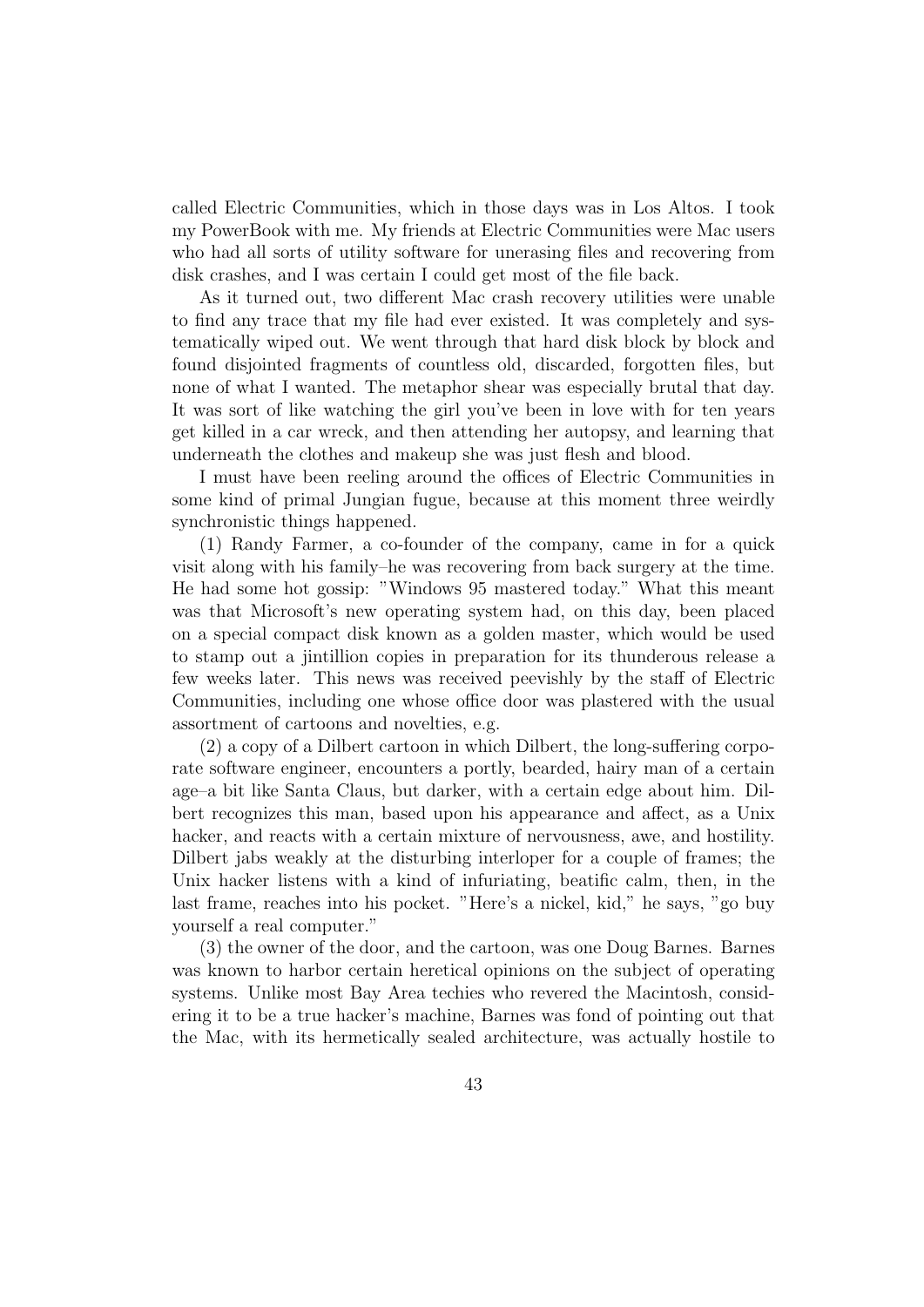called Electric Communities, which in those days was in Los Altos. I took my PowerBook with me. My friends at Electric Communities were Mac users who had all sorts of utility software for unerasing files and recovering from disk crashes, and I was certain I could get most of the file back.

As it turned out, two different Mac crash recovery utilities were unable to find any trace that my file had ever existed. It was completely and systematically wiped out. We went through that hard disk block by block and found disjointed fragments of countless old, discarded, forgotten files, but none of what I wanted. The metaphor shear was especially brutal that day. It was sort of like watching the girl you've been in love with for ten years get killed in a car wreck, and then attending her autopsy, and learning that underneath the clothes and makeup she was just flesh and blood.

I must have been reeling around the offices of Electric Communities in some kind of primal Jungian fugue, because at this moment three weirdly synchronistic things happened.

(1) Randy Farmer, a co-founder of the company, came in for a quick visit along with his family–he was recovering from back surgery at the time. He had some hot gossip: "Windows 95 mastered today." What this meant was that Microsoft's new operating system had, on this day, been placed on a special compact disk known as a golden master, which would be used to stamp out a jintillion copies in preparation for its thunderous release a few weeks later. This news was received peevishly by the staff of Electric Communities, including one whose office door was plastered with the usual assortment of cartoons and novelties, e.g.

(2) a copy of a Dilbert cartoon in which Dilbert, the long-suffering corporate software engineer, encounters a portly, bearded, hairy man of a certain age–a bit like Santa Claus, but darker, with a certain edge about him. Dilbert recognizes this man, based upon his appearance and affect, as a Unix hacker, and reacts with a certain mixture of nervousness, awe, and hostility. Dilbert jabs weakly at the disturbing interloper for a couple of frames; the Unix hacker listens with a kind of infuriating, beatific calm, then, in the last frame, reaches into his pocket. "Here's a nickel, kid," he says, "go buy yourself a real computer."

(3) the owner of the door, and the cartoon, was one Doug Barnes. Barnes was known to harbor certain heretical opinions on the subject of operating systems. Unlike most Bay Area techies who revered the Macintosh, considering it to be a true hacker's machine, Barnes was fond of pointing out that the Mac, with its hermetically sealed architecture, was actually hostile to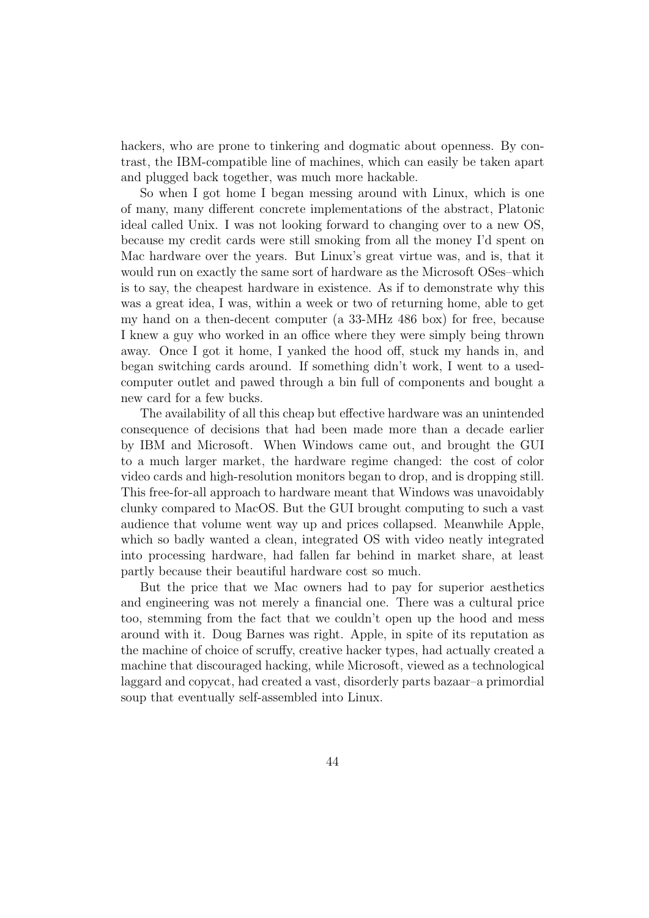hackers, who are prone to tinkering and dogmatic about openness. By contrast, the IBM-compatible line of machines, which can easily be taken apart and plugged back together, was much more hackable.

So when I got home I began messing around with Linux, which is one of many, many different concrete implementations of the abstract, Platonic ideal called Unix. I was not looking forward to changing over to a new OS, because my credit cards were still smoking from all the money I'd spent on Mac hardware over the years. But Linux's great virtue was, and is, that it would run on exactly the same sort of hardware as the Microsoft OSes–which is to say, the cheapest hardware in existence. As if to demonstrate why this was a great idea, I was, within a week or two of returning home, able to get my hand on a then-decent computer (a 33-MHz 486 box) for free, because I knew a guy who worked in an office where they were simply being thrown away. Once I got it home, I yanked the hood off, stuck my hands in, and began switching cards around. If something didn't work, I went to a used-computer outlet and pawed through a bin full of components and bought a new card for a few bucks.

The availability of all this cheap but effective hardware was an unintended consequence of decisions that had been made more than a decade earlier by IBM and Microsoft. When Windows came out, and brought the GUI to a much larger market, the hardware regime changed: the cost of color video cards and high-resolution monitors began to drop, and is dropping still. This free-for-all approach to hardware meant that Windows was unavoidably clunky compared to MacOS. But the GUI brought computing to such a vast audience that volume went way up and prices collapsed. Meanwhile Apple, which so badly wanted a clean, integrated OS with video neatly integrated into processing hardware, had fallen far behind in market share, at least partly because their beautiful hardware cost so much.

But the price that we Mac owners had to pay for superior aesthetics and engineering was not merely a financial one. There was a cultural price too, stemming from the fact that we couldn't open up the hood and mess around with it. Doug Barnes was right. Apple, in spite of its reputation as the machine of choice of scruffy, creative hacker types, had actually created a machine that discouraged hacking, while Microsoft, viewed as a technological laggard and copycat, had created a vast, disorderly parts bazaar–a primordial soup that eventually self-assembled into Linux.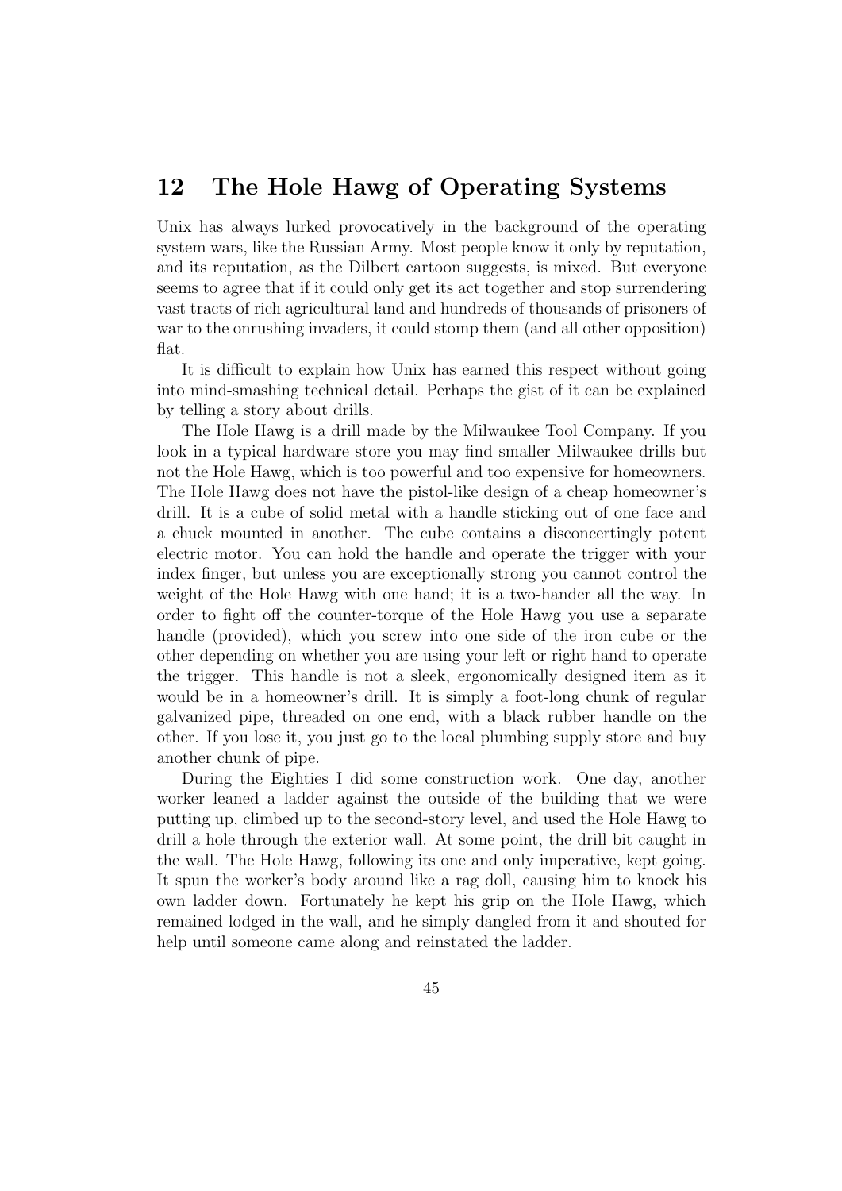## 12 The Hole Hawg of Operating Systems

Unix has always lurked provocatively in the background of the operating system wars, like the Russian Army. Most people know it only by reputation, and its reputation, as the Dilbert cartoon suggests, is mixed. But everyone seems to agree that if it could only get its act together and stop surrendering vast tracts of rich agricultural land and hundreds of thousands of prisoners of war to the onrushing invaders, it could stomp them (and all other opposition) flat.

It is difficult to explain how Unix has earned this respect without going into mind-smashing technical detail. Perhaps the gist of it can be explained by telling a story about drills.

The Hole Hawg is a drill made by the Milwaukee Tool Company. If you look in a typical hardware store you may find smaller Milwaukee drills but not the Hole Hawg, which is too powerful and too expensive for homeowners. The Hole Hawg does not have the pistol-like design of a cheap homeowner's drill. It is a cube of solid metal with a handle sticking out of one face and a chuck mounted in another. The cube contains a disconcertingly potent electric motor. You can hold the handle and operate the trigger with your index finger, but unless you are exceptionally strong you cannot control the weight of the Hole Hawg with one hand; it is a two-hander all the way. In order to fight off the counter-torque of the Hole Hawg you use a separate handle (provided), which you screw into one side of the iron cube or the other depending on whether you are using your left or right hand to operate the trigger. This handle is not a sleek, ergonomically designed item as it would be in a homeowner's drill. It is simply a foot-long chunk of regular galvanized pipe, threaded on one end, with a black rubber handle on the other. If you lose it, you just go to the local plumbing supply store and buy another chunk of pipe.

During the Eighties I did some construction work. One day, another worker leaned a ladder against the outside of the building that we were putting up, climbed up to the second-story level, and used the Hole Hawg to drill a hole through the exterior wall. At some point, the drill bit caught in the wall. The Hole Hawg, following its one and only imperative, kept going. It spun the worker's body around like a rag doll, causing him to knock his own ladder down. Fortunately he kept his grip on the Hole Hawg, which remained lodged in the wall, and he simply dangled from it and shouted for help until someone came along and reinstated the ladder.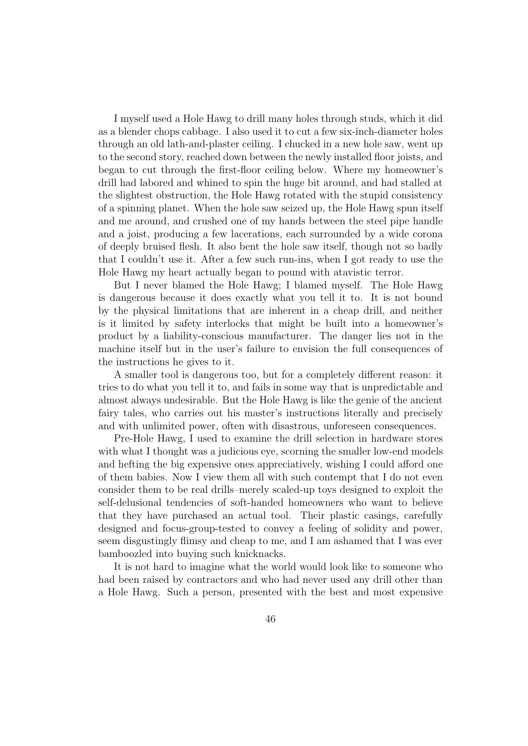I myself used a Hole Hawg to drill many holes through studs, which it did as a blender chops cabbage. I also used it to cut a few six-inch-diameter holes through an old lath-and-plaster ceiling. I chucked in a new hole saw, went up to the second story, reached down between the newly installed floor joists, and began to cut through the first-floor ceiling below. Where my homeowner's drill had labored and whined to spin the huge bit around, and had stalled at the slightest obstruction, the Hole Hawg rotated with the stupid consistency of a spinning planet. When the hole saw seized up, the Hole Hawg spun itself and me around, and crushed one of my hands between the steel pipe handle and a joist, producing a few lacerations, each surrounded by a wide corona of deeply bruised flesh. It also bent the hole saw itself, though not so badly that I couldn't use it. After a few such run-ins, when I got ready to use the Hole Hawg my heart actually began to pound with atavistic terror.

But I never blamed the Hole Hawg; I blamed myself. The Hole Hawg is dangerous because it does exactly what you tell it to. It is not bound by the physical limitations that are inherent in a cheap drill, and neither is it limited by safety interlocks that might be built into a homeowner's product by a liability-conscious manufacturer. The danger lies not in the machine itself but in the user's failure to envision the full consequences of the instructions he gives to it.

A smaller tool is dangerous too, but for a completely different reason: it tries to do what you tell it to, and fails in some way that is unpredictable and almost always undesirable. But the Hole Hawg is like the genie of the ancient fairy tales, who carries out his master's instructions literally and precisely and with unlimited power, often with disastrous, unforeseen consequences.

Pre-Hole Hawg, I used to examine the drill selection in hardware stores with what I thought was a judicious eye, scorning the smaller low-end models and hefting the big expensive ones appreciatively, wishing I could afford one of them babies. Now I view them all with such contempt that I do not even consider them to be real drills–merely scaled-up toys designed to exploit the self-delusional tendencies of soft-handed homeowners who want to believe that they have purchased an actual tool. Their plastic casings, carefully designed and focus-group-tested to convey a feeling of solidity and power, seem disgustingly flimsy and cheap to me, and I am ashamed that I was ever bamboozled into buying such knicknacks.

It is not hard to imagine what the world would look like to someone who had been raised by contractors and who had never used any drill other than a Hole Hawg. Such a person, presented with the best and most expensive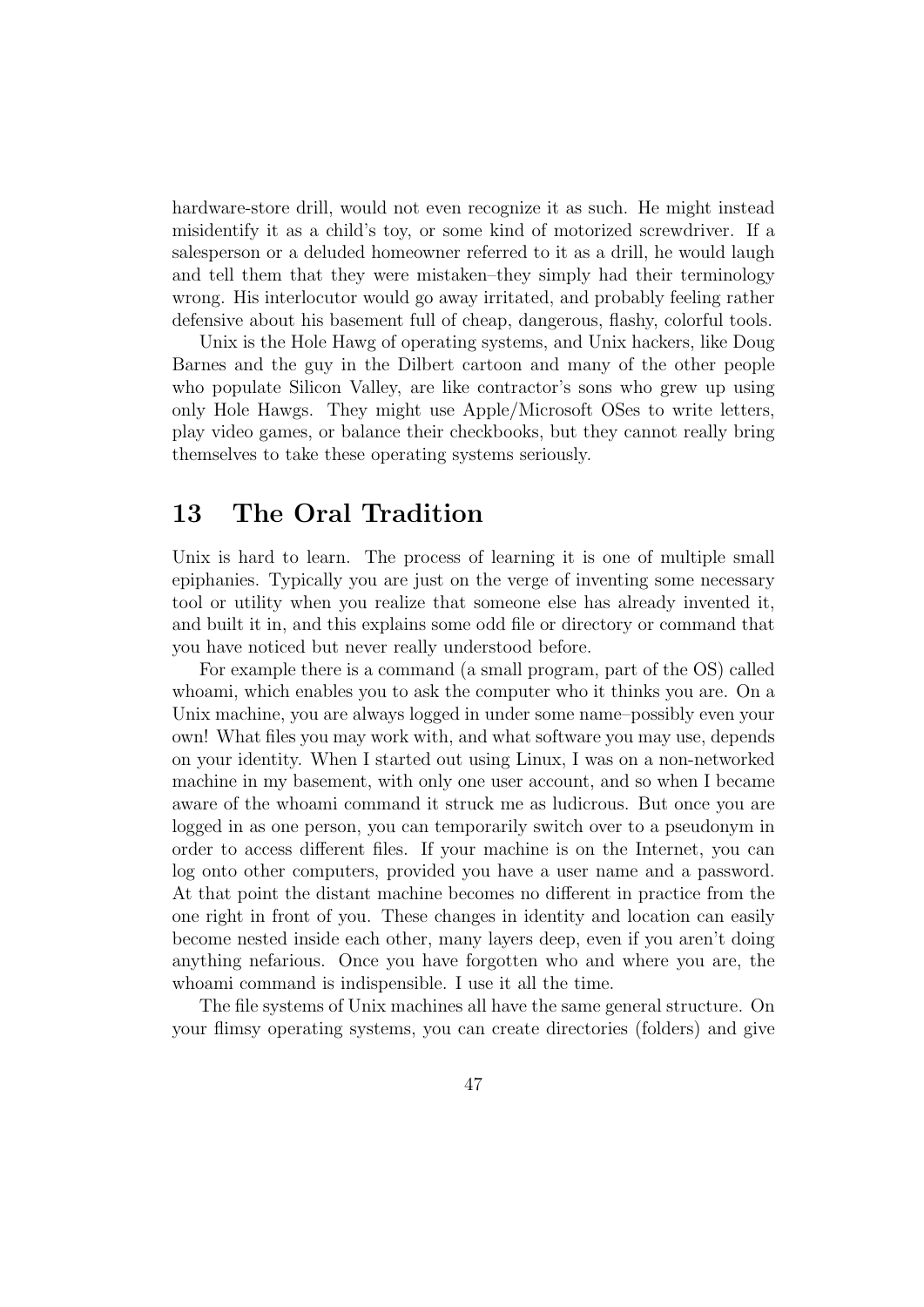hardware-store drill, would not even recognize it as such. He might instead misidentify it as a child's toy, or some kind of motorized screwdriver. If a salesperson or a deluded homeowner referred to it as a drill, he would laugh and tell them that they were mistaken–they simply had their terminology wrong. His interlocutor would go away irritated, and probably feeling rather defensive about his basement full of cheap, dangerous, flashy, colorful tools.

Unix is the Hole Hawg of operating systems, and Unix hackers, like Doug Barnes and the guy in the Dilbert cartoon and many of the other people who populate Silicon Valley, are like contractor's sons who grew up using only Hole Hawgs. They might use Apple/Microsoft OSes to write letters, play video games, or balance their checkbooks, but they cannot really bring themselves to take these operating systems seriously.

## 13 The Oral Tradition

Unix is hard to learn. The process of learning it is one of multiple small epiphanies. Typically you are just on the verge of inventing some necessary tool or utility when you realize that someone else has already invented it, and built it in, and this explains some odd file or directory or command that you have noticed but never really understood before.

For example there is a command (a small program, part of the OS) called whoami, which enables you to ask the computer who it thinks you are. On a Unix machine, you are always logged in under some name–possibly even your own! What files you may work with, and what software you may use, depends on your identity. When I started out using Linux, I was on a non-networked machine in my basement, with only one user account, and so when I became aware of the whoami command it struck me as ludicrous. But once you are logged in as one person, you can temporarily switch over to a pseudonym in order to access different files. If your machine is on the Internet, you can log onto other computers, provided you have a user name and a password. At that point the distant machine becomes no different in practice from the one right in front of you. These changes in identity and location can easily become nested inside each other, many layers deep, even if you aren't doing anything nefarious. Once you have forgotten who and where you are, the whoami command is indispensible. I use it all the time.

The file systems of Unix machines all have the same general structure. On your flimsy operating systems, you can create directories (folders) and give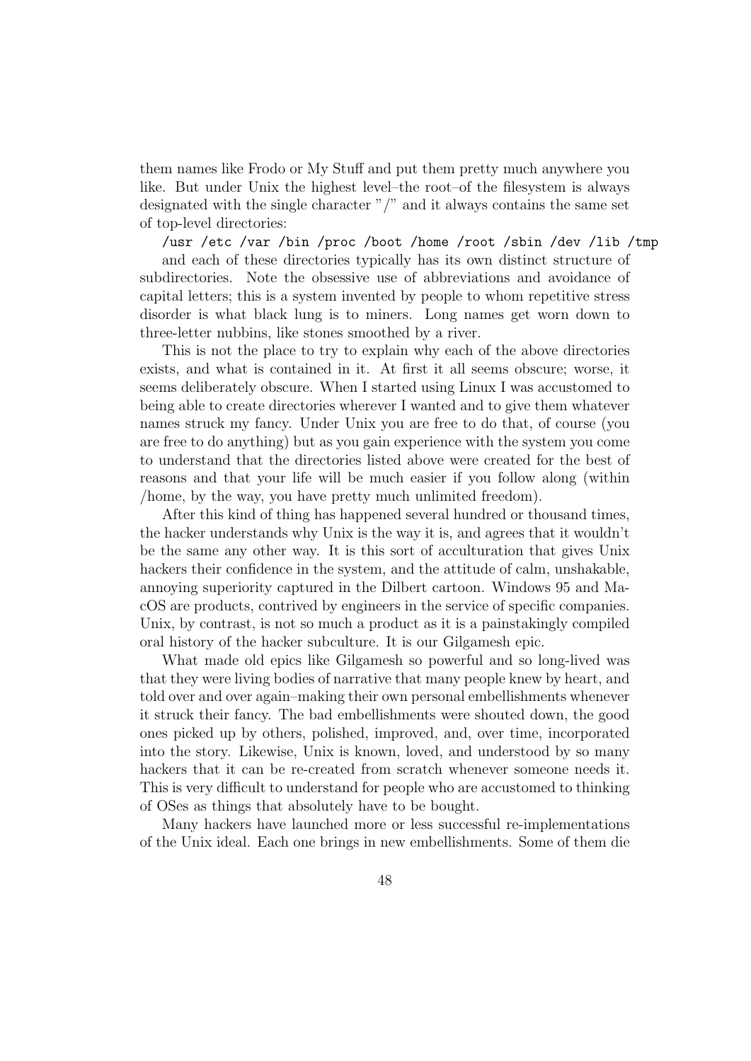them names like Frodo or My Stuff and put them pretty much anywhere you like. But under Unix the highest level–the root–of the filesystem is always designated with the single character "/" and it always contains the same set of top-level directories:

`/usr /etc /var /bin /proc /boot /home /root /sbin /dev /lib /tmp`

and each of these directories typically has its own distinct structure of subdirectories. Note the obsessive use of abbreviations and avoidance of capital letters; this is a system invented by people to whom repetitive stress disorder is what black lung is to miners. Long names get worn down to three-letter nubbins, like stones smoothed by a river.

This is not the place to try to explain why each of the above directories exists, and what is contained in it. At first it all seems obscure; worse, it seems deliberately obscure. When I started using Linux I was accustomed to being able to create directories wherever I wanted and to give them whatever names struck my fancy. Under Unix you are free to do that, of course (you are free to do anything) but as you gain experience with the system you come to understand that the directories listed above were created for the best of reasons and that your life will be much easier if you follow along (within /home, by the way, you have pretty much unlimited freedom).

After this kind of thing has happened several hundred or thousand times, the hacker understands why Unix is the way it is, and agrees that it wouldn't be the same any other way. It is this sort of acculturation that gives Unix hackers their confidence in the system, and the attitude of calm, unshakable, annoying superiority captured in the Dilbert cartoon. Windows 95 and MacOS are products, contrived by engineers in the service of specific companies. Unix, by contrast, is not so much a product as it is a painstakingly compiled oral history of the hacker subculture. It is our Gilgamesh epic.

What made old epics like Gilgamesh so powerful and so long-lived was that they were living bodies of narrative that many people knew by heart, and told over and over again–making their own personal embellishments whenever it struck their fancy. The bad embellishments were shouted down, the good ones picked up by others, polished, improved, and, over time, incorporated into the story. Likewise, Unix is known, loved, and understood by so many hackers that it can be re-created from scratch whenever someone needs it. This is very difficult to understand for people who are accustomed to thinking of OSes as things that absolutely have to be bought.

Many hackers have launched more or less successful re-implementations of the Unix ideal. Each one brings in new embellishments. Some of them die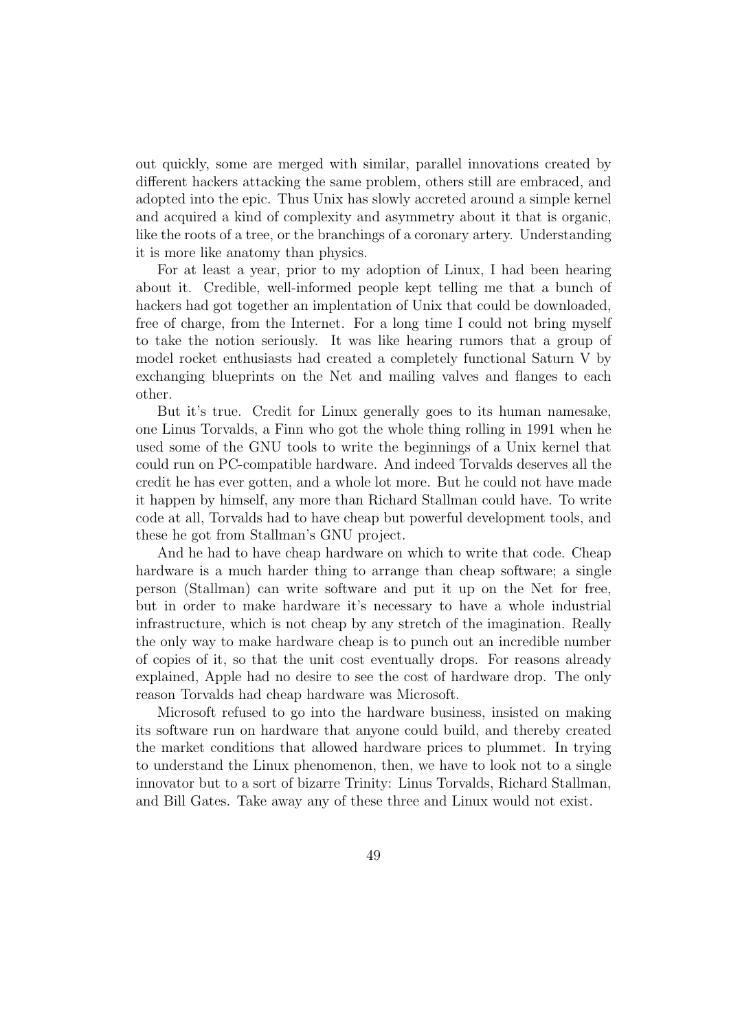out quickly, some are merged with similar, parallel innovations created by different hackers attacking the same problem, others still are embraced, and adopted into the epic. Thus Unix has slowly accreted around a simple kernel and acquired a kind of complexity and asymmetry about it that is organic, like the roots of a tree, or the branchings of a coronary artery. Understanding it is more like anatomy than physics.

For at least a year, prior to my adoption of Linux, I had been hearing about it. Credible, well-informed people kept telling me that a bunch of hackers had got together an implentation of Unix that could be downloaded, free of charge, from the Internet. For a long time I could not bring myself to take the notion seriously. It was like hearing rumors that a group of model rocket enthusiasts had created a completely functional Saturn V by exchanging blueprints on the Net and mailing valves and flanges to each other.

But it's true. Credit for Linux generally goes to its human namesake, one Linus Torvalds, a Finn who got the whole thing rolling in 1991 when he used some of the GNU tools to write the beginnings of a Unix kernel that could run on PC-compatible hardware. And indeed Torvalds deserves all the credit he has ever gotten, and a whole lot more. But he could not have made it happen by himself, any more than Richard Stallman could have. To write code at all, Torvalds had to have cheap but powerful development tools, and these he got from Stallman's GNU project.

And he had to have cheap hardware on which to write that code. Cheap hardware is a much harder thing to arrange than cheap software; a single person (Stallman) can write software and put it up on the Net for free, but in order to make hardware it's necessary to have a whole industrial infrastructure, which is not cheap by any stretch of the imagination. Really the only way to make hardware cheap is to punch out an incredible number of copies of it, so that the unit cost eventually drops. For reasons already explained, Apple had no desire to see the cost of hardware drop. The only reason Torvalds had cheap hardware was Microsoft.

Microsoft refused to go into the hardware business, insisted on making its software run on hardware that anyone could build, and thereby created the market conditions that allowed hardware prices to plummet. In trying to understand the Linux phenomenon, then, we have to look not to a single innovator but to a sort of bizarre Trinity: Linus Torvalds, Richard Stallman, and Bill Gates. Take away any of these three and Linux would not exist.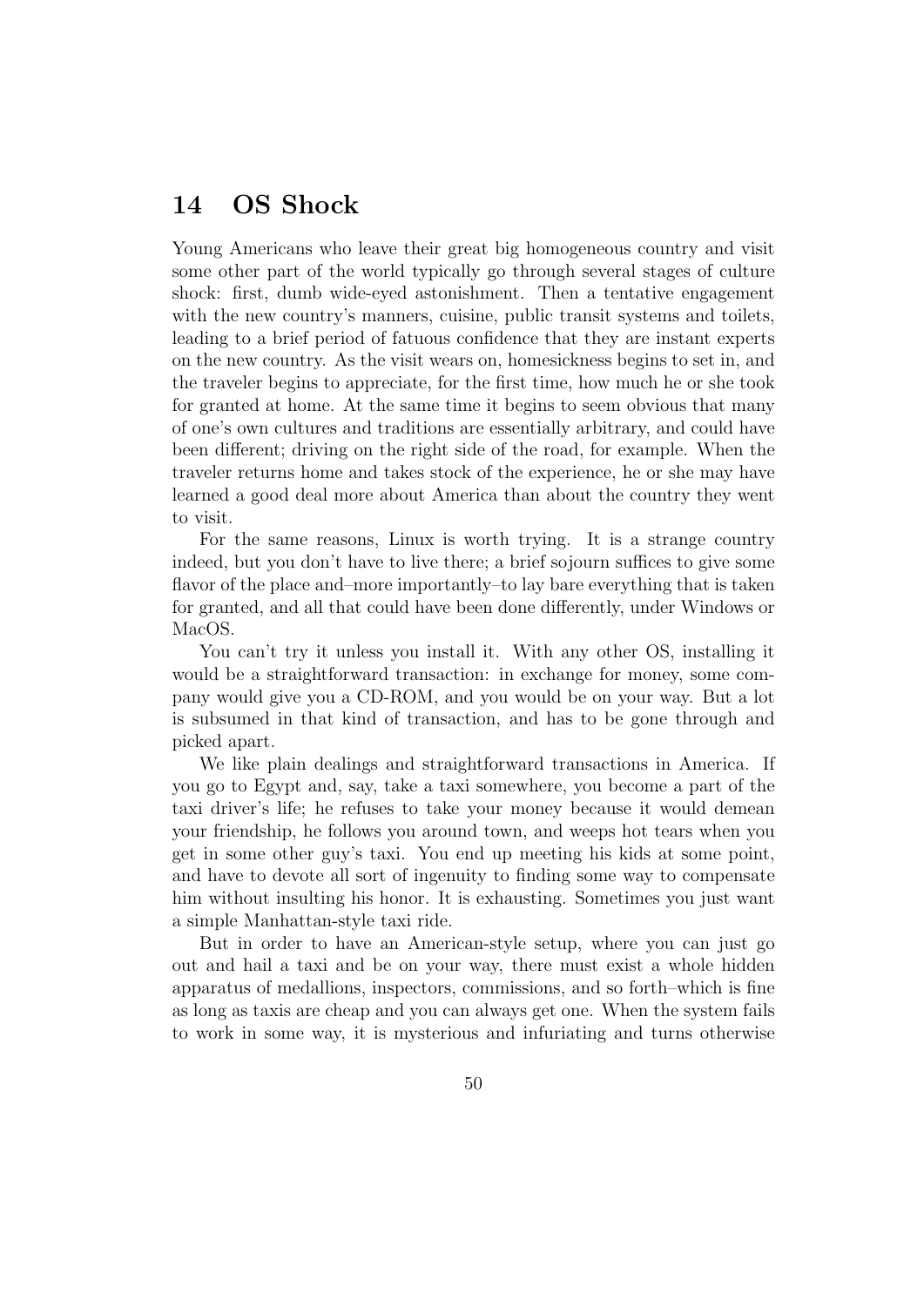## 14 OS Shock

Young Americans who leave their great big homogeneous country and visit some other part of the world typically go through several stages of culture shock: first, dumb wide-eyed astonishment. Then a tentative engagement with the new country's manners, cuisine, public transit systems and toilets, leading to a brief period of fatuous confidence that they are instant experts on the new country. As the visit wears on, homesickness begins to set in, and the traveler begins to appreciate, for the first time, how much he or she took for granted at home. At the same time it begins to seem obvious that many of one's own cultures and traditions are essentially arbitrary, and could have been different; driving on the right side of the road, for example. When the traveler returns home and takes stock of the experience, he or she may have learned a good deal more about America than about the country they went to visit.

For the same reasons, Linux is worth trying. It is a strange country indeed, but you don't have to live there; a brief sojourn suffices to give some flavor of the place and–more importantly–to lay bare everything that is taken for granted, and all that could have been done differently, under Windows or MacOS.

You can't try it unless you install it. With any other OS, installing it would be a straightforward transaction: in exchange for money, some company would give you a CD-ROM, and you would be on your way. But a lot is subsumed in that kind of transaction, and has to be gone through and picked apart.

We like plain dealings and straightforward transactions in America. If you go to Egypt and, say, take a taxi somewhere, you become a part of the taxi driver's life; he refuses to take your money because it would demean your friendship, he follows you around town, and weeps hot tears when you get in some other guy's taxi. You end up meeting his kids at some point, and have to devote all sort of ingenuity to finding some way to compensate him without insulting his honor. It is exhausting. Sometimes you just want a simple Manhattan-style taxi ride.

But in order to have an American-style setup, where you can just go out and hail a taxi and be on your way, there must exist a whole hidden apparatus of medallions, inspectors, commissions, and so forth–which is fine as long as taxis are cheap and you can always get one. When the system fails to work in some way, it is mysterious and infuriating and turns otherwise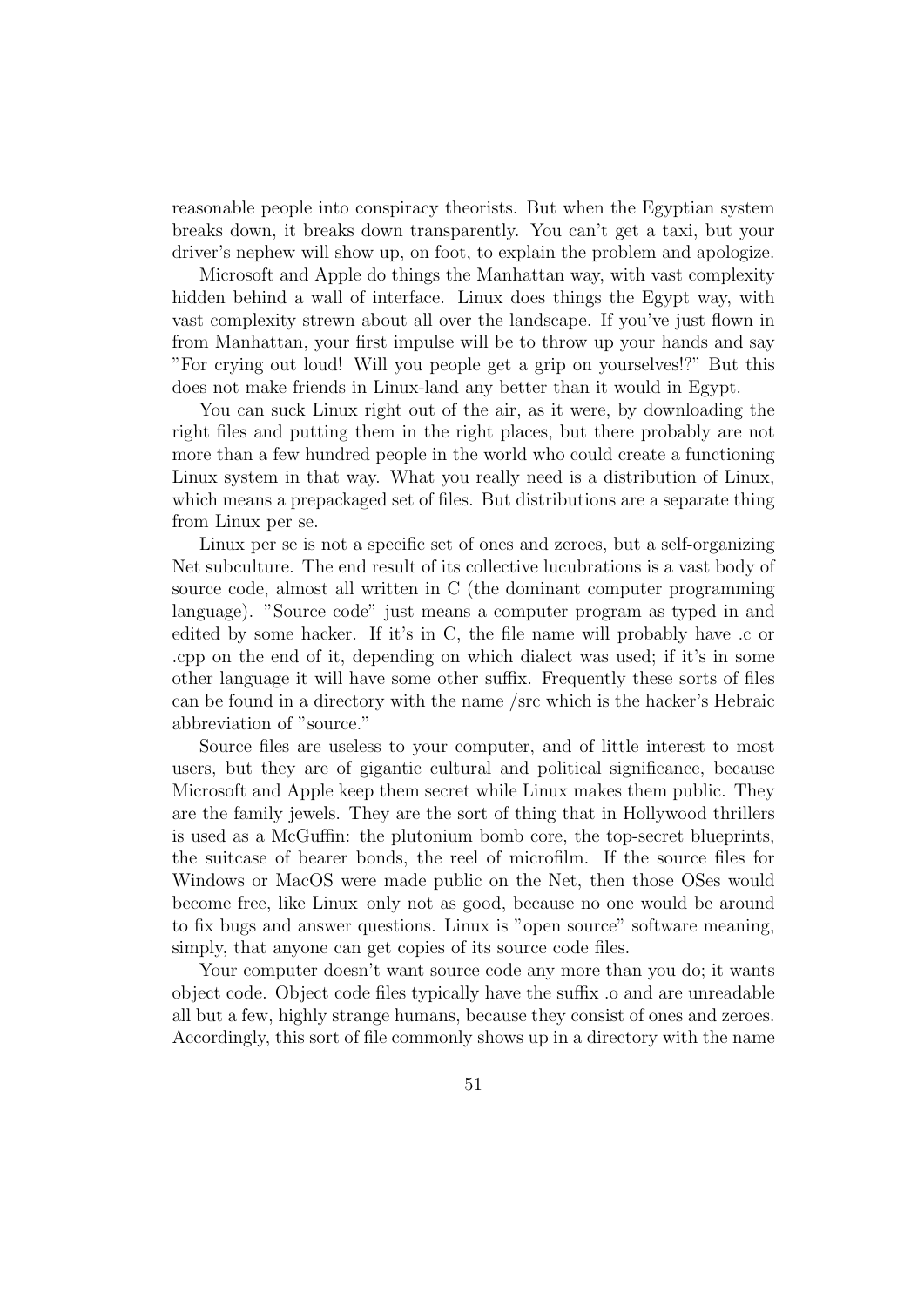reasonable people into conspiracy theorists. But when the Egyptian system breaks down, it breaks down transparently. You can't get a taxi, but your driver's nephew will show up, on foot, to explain the problem and apologize.

Microsoft and Apple do things the Manhattan way, with vast complexity hidden behind a wall of interface. Linux does things the Egypt way, with vast complexity strewn about all over the landscape. If you've just flown in from Manhattan, your first impulse will be to throw up your hands and say "For crying out loud! Will you people get a grip on yourselves!?" But this does not make friends in Linux-land any better than it would in Egypt.

You can suck Linux right out of the air, as it were, by downloading the right files and putting them in the right places, but there probably are not more than a few hundred people in the world who could create a functioning Linux system in that way. What you really need is a distribution of Linux, which means a prepackaged set of files. But distributions are a separate thing from Linux per se.

Linux per se is not a specific set of ones and zeroes, but a self-organizing Net subculture. The end result of its collective lucubrations is a vast body of source code, almost all written in C (the dominant computer programming language). "Source code" just means a computer program as typed in and edited by some hacker. If it's in C, the file name will probably have .c or .cpp on the end of it, depending on which dialect was used; if it's in some other language it will have some other suffix. Frequently these sorts of files can be found in a directory with the name /src which is the hacker's Hebraic abbreviation of "source."

Source files are useless to your computer, and of little interest to most users, but they are of gigantic cultural and political significance, because Microsoft and Apple keep them secret while Linux makes them public. They are the family jewels. They are the sort of thing that in Hollywood thrillers is used as a McGuffin: the plutonium bomb core, the top-secret blueprints, the suitcase of bearer bonds, the reel of microfilm. If the source files for Windows or MacOS were made public on the Net, then those OSes would become free, like Linux–only not as good, because no one would be around to fix bugs and answer questions. Linux is "open source" software meaning, simply, that anyone can get copies of its source code files.

Your computer doesn't want source code any more than you do; it wants object code. Object code files typically have the suffix .o and are unreadable all but a few, highly strange humans, because they consist of ones and zeroes. Accordingly, this sort of file commonly shows up in a directory with the name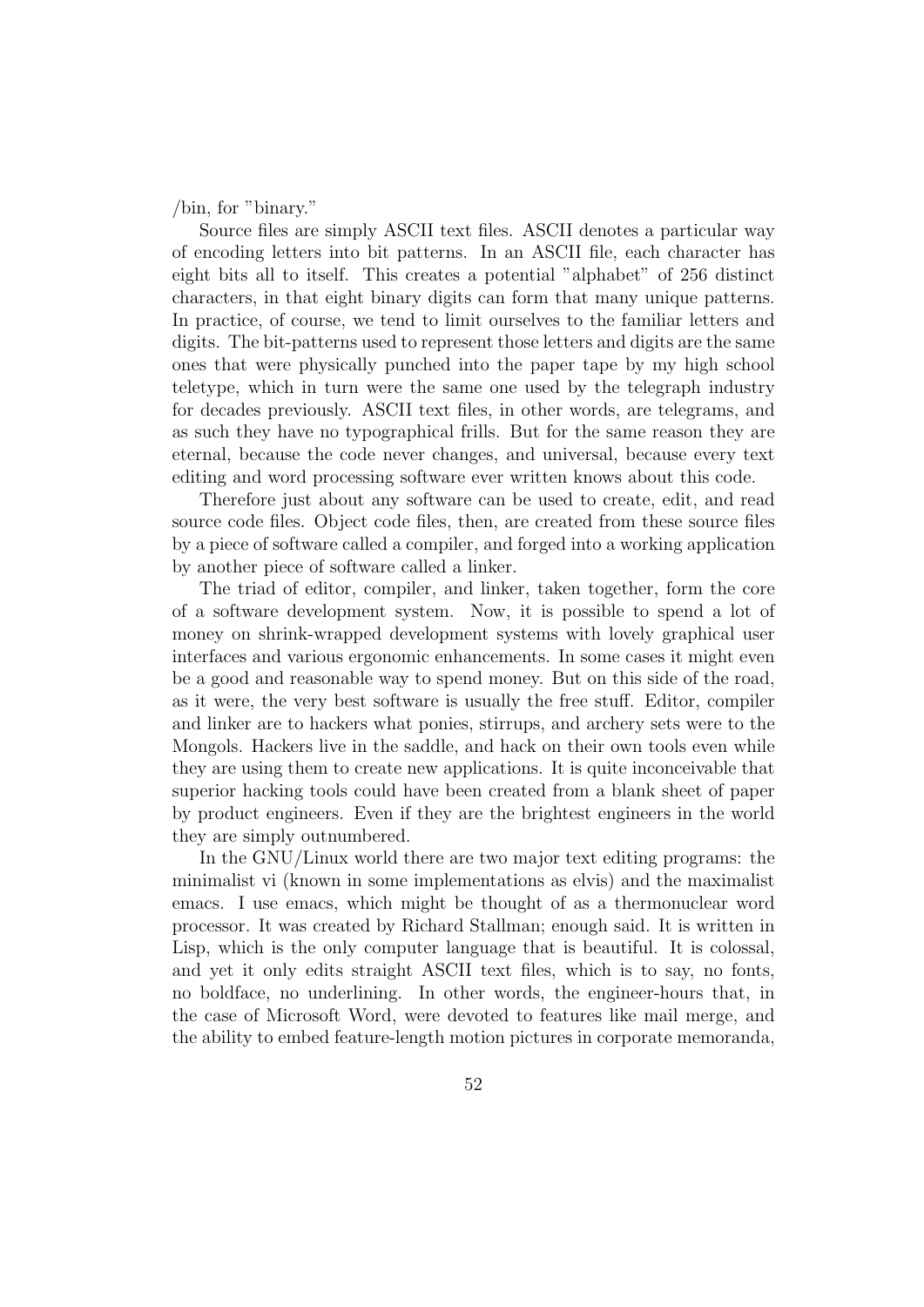/bin, for "binary."

Source files are simply ASCII text files. ASCII denotes a particular way of encoding letters into bit patterns. In an ASCII file, each character has eight bits all to itself. This creates a potential "alphabet" of 256 distinct characters, in that eight binary digits can form that many unique patterns. In practice, of course, we tend to limit ourselves to the familiar letters and digits. The bit-patterns used to represent those letters and digits are the same ones that were physically punched into the paper tape by my high school teletype, which in turn were the same one used by the telegraph industry for decades previously. ASCII text files, in other words, are telegrams, and as such they have no typographical frills. But for the same reason they are eternal, because the code never changes, and universal, because every text editing and word processing software ever written knows about this code.

Therefore just about any software can be used to create, edit, and read source code files. Object code files, then, are created from these source files by a piece of software called a compiler, and forged into a working application by another piece of software called a linker.

The triad of editor, compiler, and linker, taken together, form the core of a software development system. Now, it is possible to spend a lot of money on shrink-wrapped development systems with lovely graphical user interfaces and various ergonomic enhancements. In some cases it might even be a good and reasonable way to spend money. But on this side of the road, as it were, the very best software is usually the free stuff. Editor, compiler and linker are to hackers what ponies, stirrups, and archery sets were to the Mongols. Hackers live in the saddle, and hack on their own tools even while they are using them to create new applications. It is quite inconceivable that superior hacking tools could have been created from a blank sheet of paper by product engineers. Even if they are the brightest engineers in the world they are simply outnumbered.

In the GNU/Linux world there are two major text editing programs: the minimalist vi (known in some implementations as elvis) and the maximalist emacs. I use emacs, which might be thought of as a thermonuclear word processor. It was created by Richard Stallman; enough said. It is written in Lisp, which is the only computer language that is beautiful. It is colossal, and yet it only edits straight ASCII text files, which is to say, no fonts, no boldface, no underlining. In other words, the engineer-hours that, in the case of Microsoft Word, were devoted to features like mail merge, and the ability to embed feature-length motion pictures in corporate memoranda,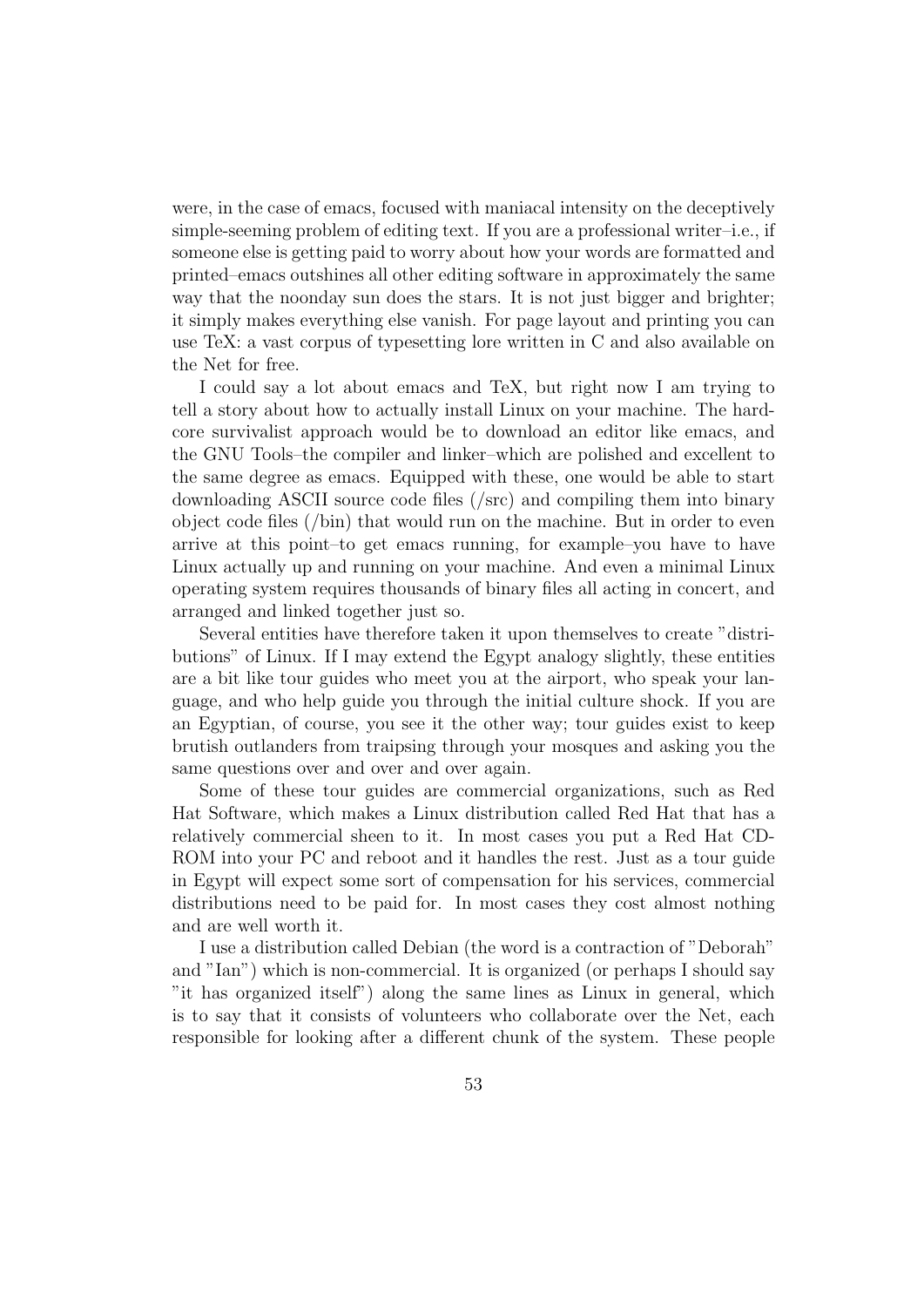were, in the case of emacs, focused with maniacal intensity on the deceptively simple-seeming problem of editing text. If you are a professional writer–i.e., if someone else is getting paid to worry about how your words are formatted and printed–emacs outshines all other editing software in approximately the same way that the noonday sun does the stars. It is not just bigger and brighter; it simply makes everything else vanish. For page layout and printing you can use TeX: a vast corpus of typesetting lore written in C and also available on the Net for free.

I could say a lot about emacs and TeX, but right now I am trying to tell a story about how to actually install Linux on your machine. The hard-core survivalist approach would be to download an editor like emacs, and the GNU Tools–the compiler and linker–which are polished and excellent to the same degree as emacs. Equipped with these, one would be able to start downloading ASCII source code files (/src) and compiling them into binary object code files (/bin) that would run on the machine. But in order to even arrive at this point–to get emacs running, for example–you have to have Linux actually up and running on your machine. And even a minimal Linux operating system requires thousands of binary files all acting in concert, and arranged and linked together just so.

Several entities have therefore taken it upon themselves to create "distributions" of Linux. If I may extend the Egypt analogy slightly, these entities are a bit like tour guides who meet you at the airport, who speak your language, and who help guide you through the initial culture shock. If you are an Egyptian, of course, you see it the other way; tour guides exist to keep brutish outlanders from traipsing through your mosques and asking you the same questions over and over and over again.

Some of these tour guides are commercial organizations, such as Red Hat Software, which makes a Linux distribution called Red Hat that has a relatively commercial sheen to it. In most cases you put a Red Hat CD-ROM into your PC and reboot and it handles the rest. Just as a tour guide in Egypt will expect some sort of compensation for his services, commercial distributions need to be paid for. In most cases they cost almost nothing and are well worth it.

I use a distribution called Debian (the word is a contraction of "Deborah" and "Ian") which is non-commercial. It is organized (or perhaps I should say "it has organized itself") along the same lines as Linux in general, which is to say that it consists of volunteers who collaborate over the Net, each responsible for looking after a different chunk of the system. These people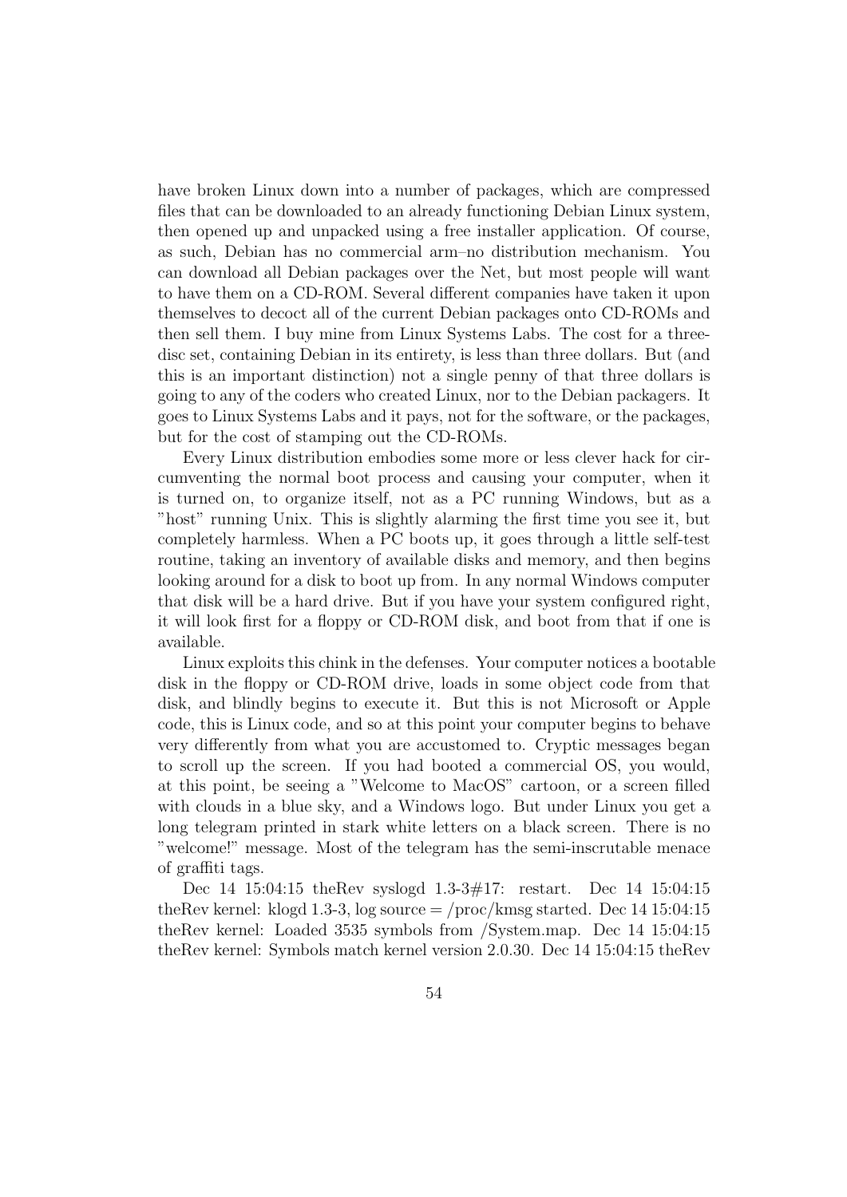have broken Linux down into a number of packages, which are compressed files that can be downloaded to an already functioning Debian Linux system, then opened up and unpacked using a free installer application. Of course, as such, Debian has no commercial arm–no distribution mechanism. You can download all Debian packages over the Net, but most people will want to have them on a CD-ROM. Several different companies have taken it upon themselves to decoct all of the current Debian packages onto CD-ROMs and then sell them. I buy mine from Linux Systems Labs. The cost for a three-disc set, containing Debian in its entirety, is less than three dollars. But (and this is an important distinction) not a single penny of that three dollars is going to any of the coders who created Linux, nor to the Debian packagers. It goes to Linux Systems Labs and it pays, not for the software, or the packages, but for the cost of stamping out the CD-ROMs.

Every Linux distribution embodies some more or less clever hack for circumventing the normal boot process and causing your computer, when it is turned on, to organize itself, not as a PC running Windows, but as a "host" running Unix. This is slightly alarming the first time you see it, but completely harmless. When a PC boots up, it goes through a little self-test routine, taking an inventory of available disks and memory, and then begins looking around for a disk to boot up from. In any normal Windows computer that disk will be a hard drive. But if you have your system configured right, it will look first for a floppy or CD-ROM disk, and boot from that if one is available.

Linux exploits this chink in the defenses. Your computer notices a bootable disk in the floppy or CD-ROM drive, loads in some object code from that disk, and blindly begins to execute it. But this is not Microsoft or Apple code, this is Linux code, and so at this point your computer begins to behave very differently from what you are accustomed to. Cryptic messages began to scroll up the screen. If you had booted a commercial OS, you would, at this point, be seeing a "Welcome to MacOS" cartoon, or a screen filled with clouds in a blue sky, and a Windows logo. But under Linux you get a long telegram printed in stark white letters on a black screen. There is no "welcome!" message. Most of the telegram has the semi-inscrutable menace of graffiti tags.

Dec 14 15:04:15 theRev syslogd 1.3-3#17: restart. Dec 14 15:04:15 theRev kernel: klogd 1.3-3, log source = /proc/kmsg started. Dec 14 15:04:15 theRev kernel: Loaded 3535 symbols from /System.map. Dec 14 15:04:15 theRev kernel: Symbols match kernel version 2.0.30. Dec 14 15:04:15 theRev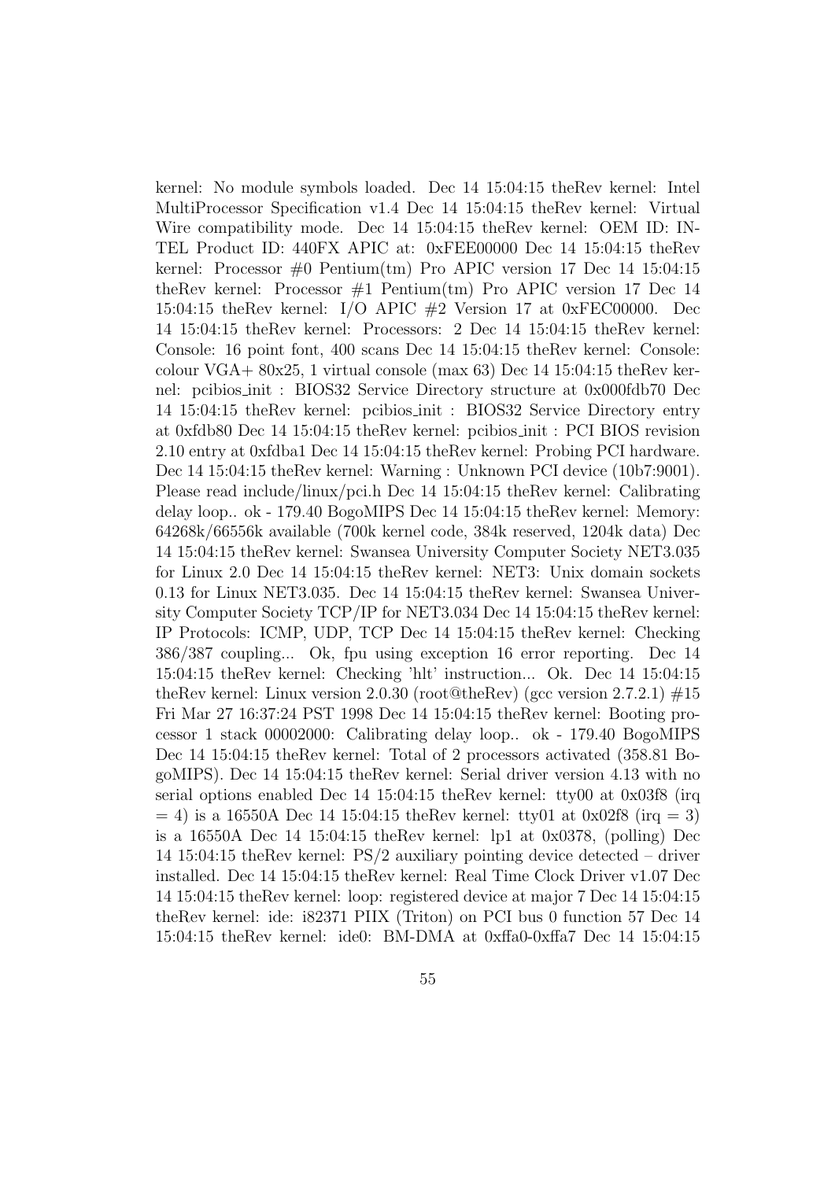kernel: No module symbols loaded. Dec 14 15:04:15 theRev kernel: Intel MultiProcessor Specification v1.4 Dec 14 15:04:15 theRev kernel: Virtual Wire compatibility mode. Dec 14 15:04:15 theRev kernel: OEM ID: INTEL Product ID: 440FX APIC at: 0xFEE00000 Dec 14 15:04:15 theRev kernel: Processor #0 Pentium(tm) Pro APIC version 17 Dec 14 15:04:15 theRev kernel: Processor #1 Pentium(tm) Pro APIC version 17 Dec 14 15:04:15 theRev kernel: I/O APIC #2 Version 17 at 0xFEC00000. Dec 14 15:04:15 theRev kernel: Processors: 2 Dec 14 15:04:15 theRev kernel: Console: 16 point font, 400 scans Dec 14 15:04:15 theRev kernel: Console: colour VGA+ 80x25, 1 virtual console (max 63) Dec 14 15:04:15 theRev kernel: pcibios_init : BIOS32 Service Directory structure at 0x000fdb70 Dec 14 15:04:15 theRev kernel: pcibios_init : BIOS32 Service Directory entry at 0xfdb80 Dec 14 15:04:15 theRev kernel: pcibios_init : PCI BIOS revision 2.10 entry at 0xfdba1 Dec 14 15:04:15 theRev kernel: Probing PCI hardware. Dec 14 15:04:15 theRev kernel: Warning : Unknown PCI device (10b7:9001). Please read include/linux/pci.h Dec 14 15:04:15 theRev kernel: Calibrating delay loop.. ok - 179.40 BogoMIPS Dec 14 15:04:15 theRev kernel: Memory: 64268k/66556k available (700k kernel code, 384k reserved, 1204k data) Dec 14 15:04:15 theRev kernel: Swansea University Computer Society NET3.035 for Linux 2.0 Dec 14 15:04:15 theRev kernel: NET3: Unix domain sockets 0.13 for Linux NET3.035. Dec 14 15:04:15 theRev kernel: Swansea University Computer Society TCP/IP for NET3.034 Dec 14 15:04:15 theRev kernel: IP Protocols: ICMP, UDP, TCP Dec 14 15:04:15 theRev kernel: Checking 386/387 coupling... Ok, fpu using exception 16 error reporting. Dec 14 15:04:15 theRev kernel: Checking 'hlt' instruction... Ok. Dec 14 15:04:15 theRev kernel: Linux version 2.0.30 (root@theRev) (gcc version 2.7.2.1) #15 Fri Mar 27 16:37:24 PST 1998 Dec 14 15:04:15 theRev kernel: Booting processor 1 stack 00002000: Calibrating delay loop.. ok - 179.40 BogoMIPS Dec 14 15:04:15 theRev kernel: Total of 2 processors activated (358.81 BogoMIPS). Dec 14 15:04:15 theRev kernel: Serial driver version 4.13 with no serial options enabled Dec 14 15:04:15 theRev kernel: tty00 at 0x03f8 (irq = 4) is a 16550A Dec 14 15:04:15 theRev kernel: tty01 at 0x02f8 (irq = 3) is a 16550A Dec 14 15:04:15 theRev kernel: lp1 at 0x0378, (polling) Dec 14 15:04:15 theRev kernel: PS/2 auxiliary pointing device detected – driver installed. Dec 14 15:04:15 theRev kernel: Real Time Clock Driver v1.07 Dec 14 15:04:15 theRev kernel: loop: registered device at major 7 Dec 14 15:04:15 theRev kernel: ide: i82371 PIIX (Triton) on PCI bus 0 function 57 Dec 14 15:04:15 theRev kernel: ide0: BM-DMA at 0xffa0-0xffa7 Dec 14 15:04:15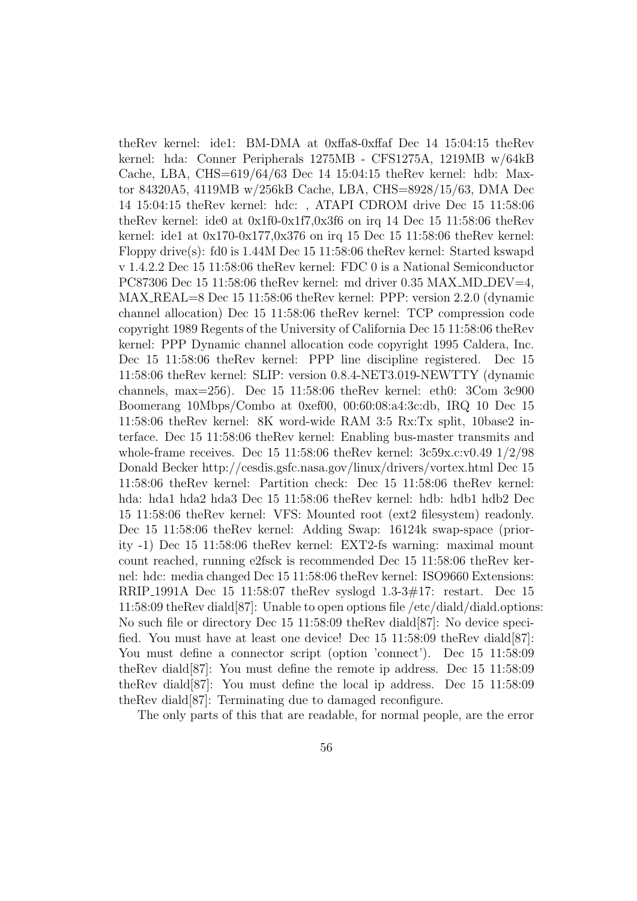theRev kernel: ide1: BM-DMA at 0xffa8-0xffaf Dec 14 15:04:15 theRev kernel: hda: Conner Peripherals 1275MB - CFS1275A, 1219MB w/64kB Cache, LBA, CHS=619/64/63 Dec 14 15:04:15 theRev kernel: hdb: Maxtor 84320A5, 4119MB w/256kB Cache, LBA, CHS=8928/15/63, DMA Dec 14 15:04:15 theRev kernel: hdc: , ATAPI CDROM drive Dec 15 11:58:06 theRev kernel: ide0 at 0x1f0-0x1f7,0x3f6 on irq 14 Dec 15 11:58:06 theRev kernel: ide1 at 0x170-0x177,0x376 on irq 15 Dec 15 11:58:06 theRev kernel: Floppy drive(s): fd0 is 1.44M Dec 15 11:58:06 theRev kernel: Started kswapd v 1.4.2.2 Dec 15 11:58:06 theRev kernel: FDC 0 is a National Semiconductor PC87306 Dec 15 11:58:06 theRev kernel: md driver 0.35 MAX_MD_DEV=4, MAX_REAL=8 Dec 15 11:58:06 theRev kernel: PPP: version 2.2.0 (dynamic channel allocation) Dec 15 11:58:06 theRev kernel: TCP compression code copyright 1989 Regents of the University of California Dec 15 11:58:06 theRev kernel: PPP Dynamic channel allocation code copyright 1995 Caldera, Inc. Dec 15 11:58:06 theRev kernel: PPP line discipline registered. Dec 15 11:58:06 theRev kernel: SLIP: version 0.8.4-NET3.019-NEWTTY (dynamic channels, max=256). Dec 15 11:58:06 theRev kernel: eth0: 3Com 3c900 Boomerang 10Mbps/Combo at 0xef00, 00:60:08:a4:3c:db, IRQ 10 Dec 15 11:58:06 theRev kernel: 8K word-wide RAM 3:5 Rx:Tx split, 10base2 interface. Dec 15 11:58:06 theRev kernel: Enabling bus-master transmits and whole-frame receives. Dec 15 11:58:06 theRev kernel: 3c59x.c:v0.49 1/2/98 Donald Becker http://cesdis.gsfc.nasa.gov/linux/drivers/vortex.html Dec 15 11:58:06 theRev kernel: Partition check: Dec 15 11:58:06 theRev kernel: hda: hda1 hda2 hda3 Dec 15 11:58:06 theRev kernel: hdb: hdb1 hdb2 Dec 15 11:58:06 theRev kernel: VFS: Mounted root (ext2 filesystem) readonly. Dec 15 11:58:06 theRev kernel: Adding Swap: 16124k swap-space (priority -1) Dec 15 11:58:06 theRev kernel: EXT2-fs warning: maximal mount count reached, running e2fsck is recommended Dec 15 11:58:06 theRev kernel: hdc: media changed Dec 15 11:58:06 theRev kernel: ISO9660 Extensions: RRIP_1991A Dec 15 11:58:07 theRev syslogd 1.3-3#17: restart. Dec 15 11:58:09 theRev diald[87]: Unable to open options file /etc/diald/diald.options: No such file or directory Dec 15 11:58:09 theRev diald[87]: No device specified. You must have at least one device! Dec 15 11:58:09 theRev diald[87]: You must define a connector script (option 'connect'). Dec 15 11:58:09 theRev diald[87]: You must define the remote ip address. Dec 15 11:58:09 theRev diald[87]: You must define the local ip address. Dec 15 11:58:09 theRev diald[87]: Terminating due to damaged reconfigure.

The only parts of this that are readable, for normal people, are the error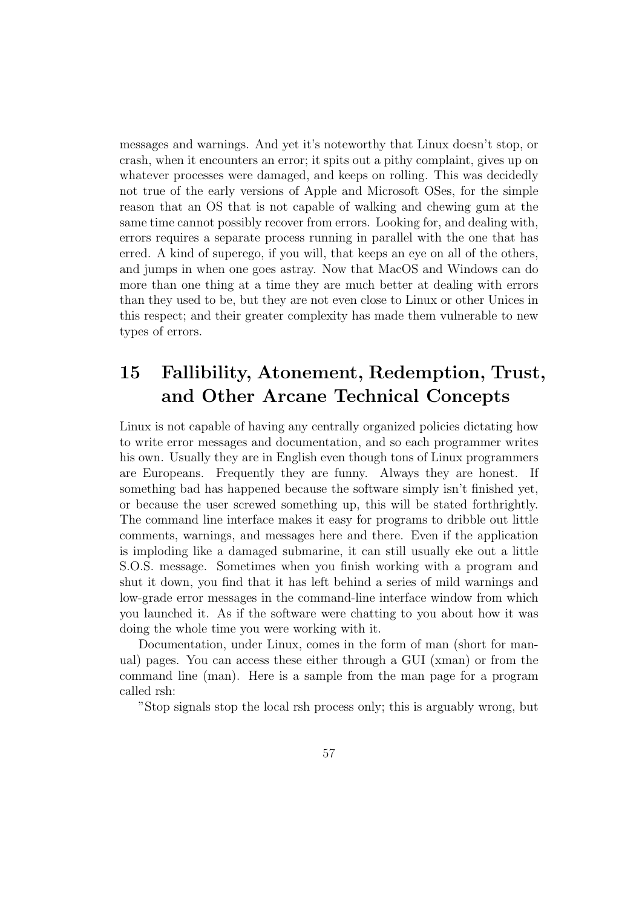messages and warnings. And yet it's noteworthy that Linux doesn't stop, or crash, when it encounters an error; it spits out a pithy complaint, gives up on whatever processes were damaged, and keeps on rolling. This was decidedly not true of the early versions of Apple and Microsoft OSes, for the simple reason that an OS that is not capable of walking and chewing gum at the same time cannot possibly recover from errors. Looking for, and dealing with, errors requires a separate process running in parallel with the one that has erred. A kind of superego, if you will, that keeps an eye on all of the others, and jumps in when one goes astray. Now that MacOS and Windows can do more than one thing at a time they are much better at dealing with errors than they used to be, but they are not even close to Linux or other Unices in this respect; and their greater complexity has made them vulnerable to new types of errors.

## 15 Fallibility, Atonement, Redemption, Trust, and Other Arcane Technical Concepts

Linux is not capable of having any centrally organized policies dictating how to write error messages and documentation, and so each programmer writes his own. Usually they are in English even though tons of Linux programmers are Europeans. Frequently they are funny. Always they are honest. If something bad has happened because the software simply isn't finished yet, or because the user screwed something up, this will be stated forthrightly. The command line interface makes it easy for programs to dribble out little comments, warnings, and messages here and there. Even if the application is imploding like a damaged submarine, it can still usually eke out a little S.O.S. message. Sometimes when you finish working with a program and shut it down, you find that it has left behind a series of mild warnings and low-grade error messages in the command-line interface window from which you launched it. As if the software were chatting to you about how it was doing the whole time you were working with it.

Documentation, under Linux, comes in the form of man (short for manual) pages. You can access these either through a GUI (xman) or from the command line (man). Here is a sample from the man page for a program called rsh:

"Stop signals stop the local rsh process only; this is arguably wrong, but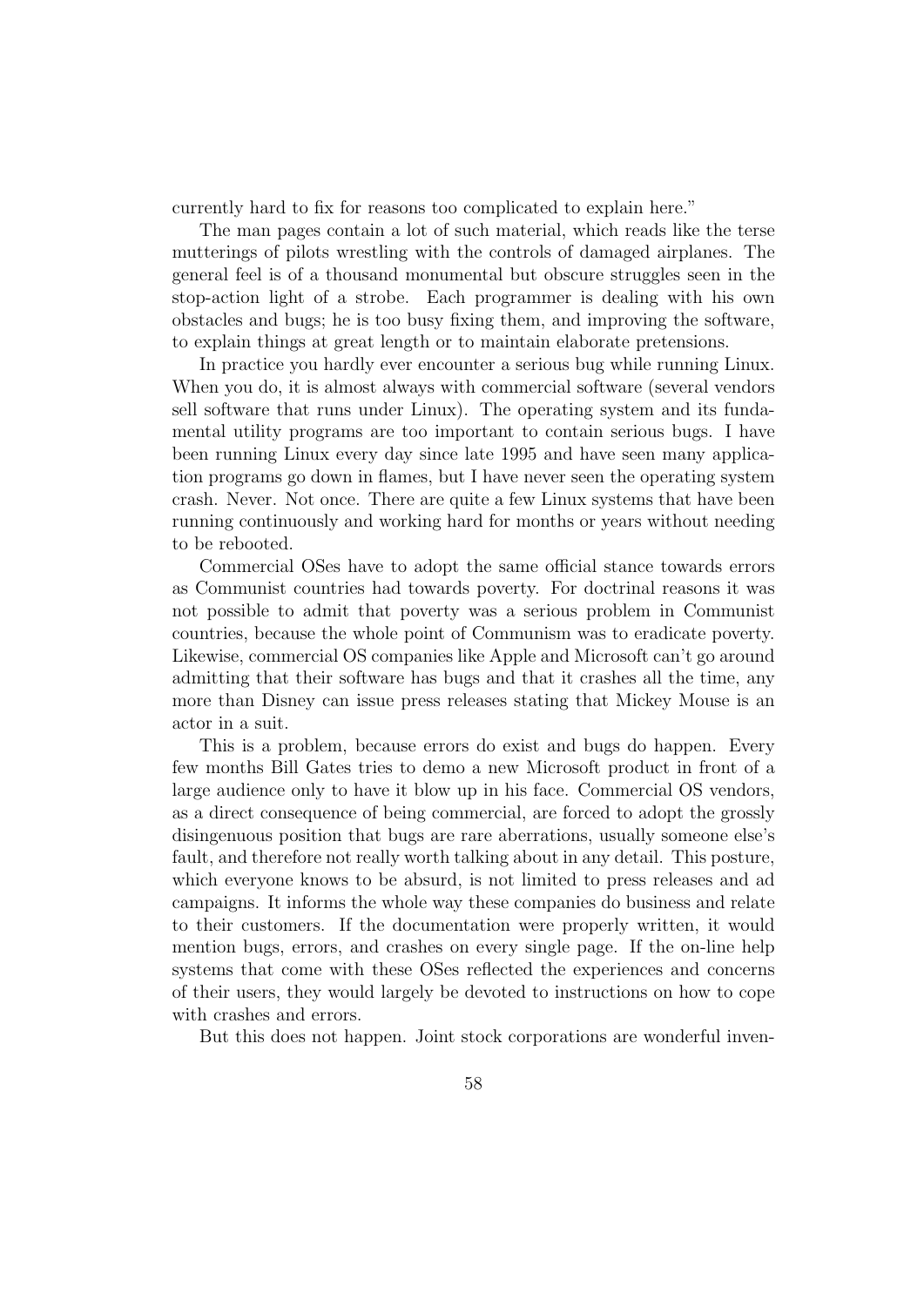currently hard to fix for reasons too complicated to explain here."

The man pages contain a lot of such material, which reads like the terse mutterings of pilots wrestling with the controls of damaged airplanes. The general feel is of a thousand monumental but obscure struggles seen in the stop-action light of a strobe. Each programmer is dealing with his own obstacles and bugs; he is too busy fixing them, and improving the software, to explain things at great length or to maintain elaborate pretensions.

In practice you hardly ever encounter a serious bug while running Linux. When you do, it is almost always with commercial software (several vendors sell software that runs under Linux). The operating system and its fundamental utility programs are too important to contain serious bugs. I have been running Linux every day since late 1995 and have seen many application programs go down in flames, but I have never seen the operating system crash. Never. Not once. There are quite a few Linux systems that have been running continuously and working hard for months or years without needing to be rebooted.

Commercial OSes have to adopt the same official stance towards errors as Communist countries had towards poverty. For doctrinal reasons it was not possible to admit that poverty was a serious problem in Communist countries, because the whole point of Communism was to eradicate poverty. Likewise, commercial OS companies like Apple and Microsoft can't go around admitting that their software has bugs and that it crashes all the time, any more than Disney can issue press releases stating that Mickey Mouse is an actor in a suit.

This is a problem, because errors do exist and bugs do happen. Every few months Bill Gates tries to demo a new Microsoft product in front of a large audience only to have it blow up in his face. Commercial OS vendors, as a direct consequence of being commercial, are forced to adopt the grossly disingenuous position that bugs are rare aberrations, usually someone else's fault, and therefore not really worth talking about in any detail. This posture, which everyone knows to be absurd, is not limited to press releases and ad campaigns. It informs the whole way these companies do business and relate to their customers. If the documentation were properly written, it would mention bugs, errors, and crashes on every single page. If the on-line help systems that come with these OSes reflected the experiences and concerns of their users, they would largely be devoted to instructions on how to cope with crashes and errors.

But this does not happen. Joint stock corporations are wonderful inven-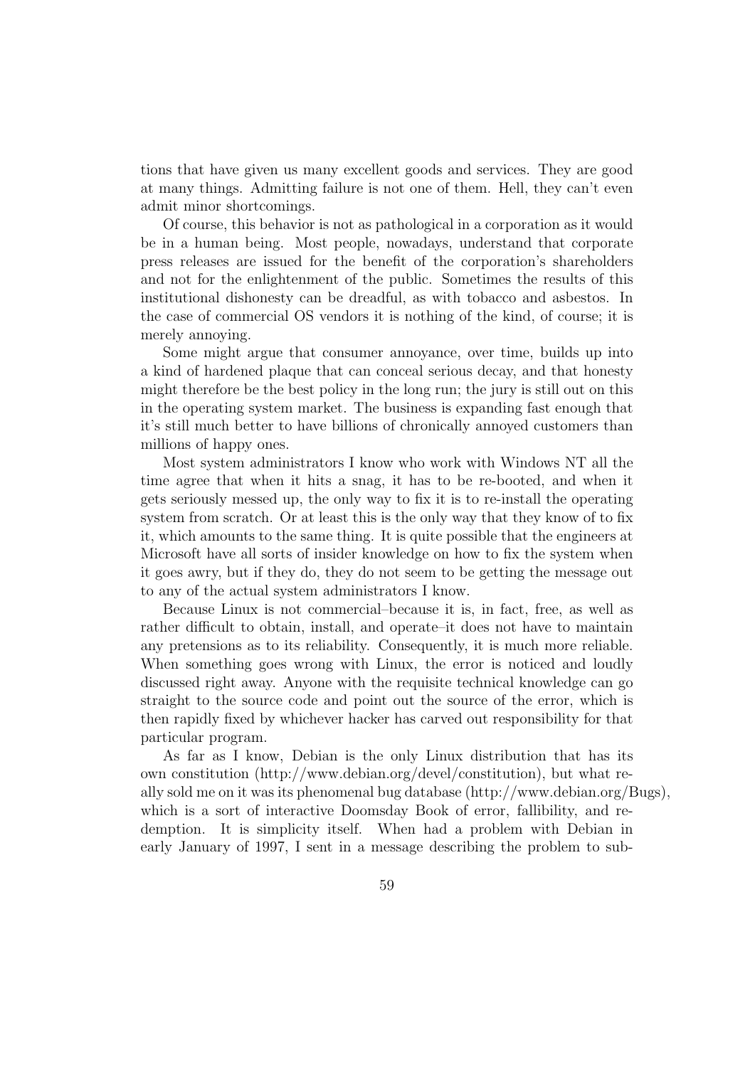tions that have given us many excellent goods and services. They are good at many things. Admitting failure is not one of them. Hell, they can't even admit minor shortcomings.

Of course, this behavior is not as pathological in a corporation as it would be in a human being. Most people, nowadays, understand that corporate press releases are issued for the benefit of the corporation's shareholders and not for the enlightenment of the public. Sometimes the results of this institutional dishonesty can be dreadful, as with tobacco and asbestos. In the case of commercial OS vendors it is nothing of the kind, of course; it is merely annoying.

Some might argue that consumer annoyance, over time, builds up into a kind of hardened plaque that can conceal serious decay, and that honesty might therefore be the best policy in the long run; the jury is still out on this in the operating system market. The business is expanding fast enough that it's still much better to have billions of chronically annoyed customers than millions of happy ones.

Most system administrators I know who work with Windows NT all the time agree that when it hits a snag, it has to be re-booted, and when it gets seriously messed up, the only way to fix it is to re-install the operating system from scratch. Or at least this is the only way that they know of to fix it, which amounts to the same thing. It is quite possible that the engineers at Microsoft have all sorts of insider knowledge on how to fix the system when it goes awry, but if they do, they do not seem to be getting the message out to any of the actual system administrators I know.

Because Linux is not commercial–because it is, in fact, free, as well as rather difficult to obtain, install, and operate–it does not have to maintain any pretensions as to its reliability. Consequently, it is much more reliable. When something goes wrong with Linux, the error is noticed and loudly discussed right away. Anyone with the requisite technical knowledge can go straight to the source code and point out the source of the error, which is then rapidly fixed by whichever hacker has carved out responsibility for that particular program.

As far as I know, Debian is the only Linux distribution that has its own constitution (http://www.debian.org/devel/constitution), but what really sold me on it was its phenomenal bug database (http://www.debian.org/Bugs), which is a sort of interactive Doomsday Book of error, fallibility, and redemption. It is simplicity itself. When had a problem with Debian in early January of 1997, I sent in a message describing the problem to sub-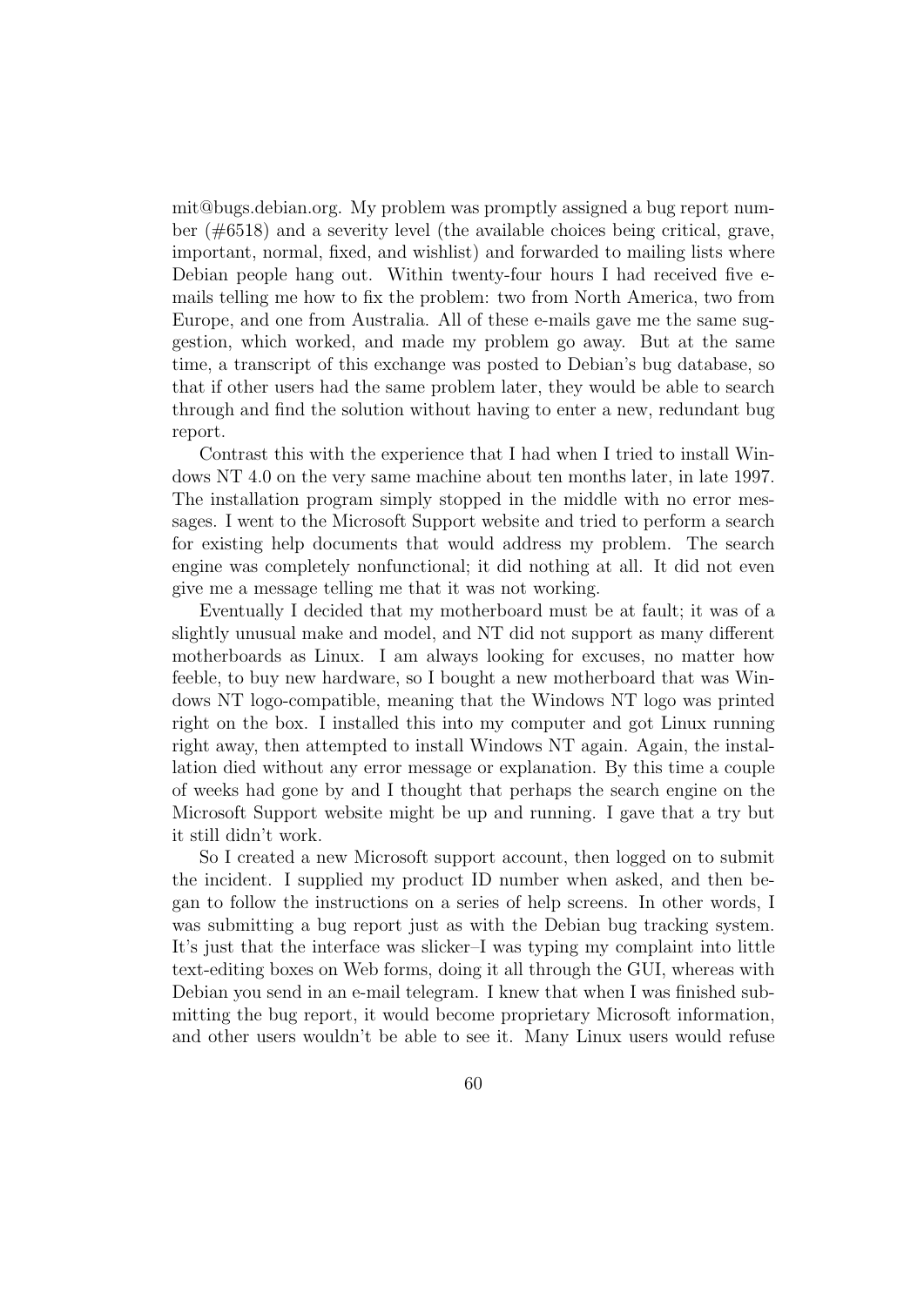mit@bugs.debian.org. My problem was promptly assigned a bug report number (#6518) and a severity level (the available choices being critical, grave, important, normal, fixed, and wishlist) and forwarded to mailing lists where Debian people hang out. Within twenty-four hours I had received five e-mails telling me how to fix the problem: two from North America, two from Europe, and one from Australia. All of these e-mails gave me the same suggestion, which worked, and made my problem go away. But at the same time, a transcript of this exchange was posted to Debian's bug database, so that if other users had the same problem later, they would be able to search through and find the solution without having to enter a new, redundant bug report.

Contrast this with the experience that I had when I tried to install Windows NT 4.0 on the very same machine about ten months later, in late 1997. The installation program simply stopped in the middle with no error messages. I went to the Microsoft Support website and tried to perform a search for existing help documents that would address my problem. The search engine was completely nonfunctional; it did nothing at all. It did not even give me a message telling me that it was not working.

Eventually I decided that my motherboard must be at fault; it was of a slightly unusual make and model, and NT did not support as many different motherboards as Linux. I am always looking for excuses, no matter how feeble, to buy new hardware, so I bought a new motherboard that was Windows NT logo-compatible, meaning that the Windows NT logo was printed right on the box. I installed this into my computer and got Linux running right away, then attempted to install Windows NT again. Again, the installation died without any error message or explanation. By this time a couple of weeks had gone by and I thought that perhaps the search engine on the Microsoft Support website might be up and running. I gave that a try but it still didn't work.

So I created a new Microsoft support account, then logged on to submit the incident. I supplied my product ID number when asked, and then began to follow the instructions on a series of help screens. In other words, I was submitting a bug report just as with the Debian bug tracking system. It's just that the interface was slicker–I was typing my complaint into little text-editing boxes on Web forms, doing it all through the GUI, whereas with Debian you send in an e-mail telegram. I knew that when I was finished submitting the bug report, it would become proprietary Microsoft information, and other users wouldn't be able to see it. Many Linux users would refuse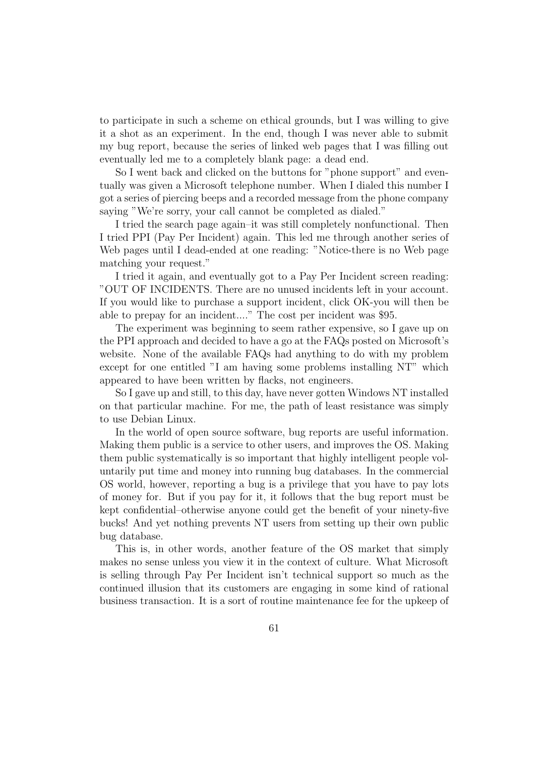to participate in such a scheme on ethical grounds, but I was willing to give it a shot as an experiment. In the end, though I was never able to submit my bug report, because the series of linked web pages that I was filling out eventually led me to a completely blank page: a dead end.

So I went back and clicked on the buttons for "phone support" and eventually was given a Microsoft telephone number. When I dialed this number I got a series of piercing beeps and a recorded message from the phone company saying "We're sorry, your call cannot be completed as dialed."

I tried the search page again–it was still completely nonfunctional. Then I tried PPI (Pay Per Incident) again. This led me through another series of Web pages until I dead-ended at one reading: "Notice-there is no Web page matching your request."

I tried it again, and eventually got to a Pay Per Incident screen reading: "OUT OF INCIDENTS. There are no unused incidents left in your account. If you would like to purchase a support incident, click OK-you will then be able to prepay for an incident...." The cost per incident was $95.

The experiment was beginning to seem rather expensive, so I gave up on the PPI approach and decided to have a go at the FAQs posted on Microsoft's website. None of the available FAQs had anything to do with my problem except for one entitled "I am having some problems installing NT" which appeared to have been written by flacks, not engineers.

So I gave up and still, to this day, have never gotten Windows NT installed on that particular machine. For me, the path of least resistance was simply to use Debian Linux.

In the world of open source software, bug reports are useful information. Making them public is a service to other users, and improves the OS. Making them public systematically is so important that highly intelligent people voluntarily put time and money into running bug databases. In the commercial OS world, however, reporting a bug is a privilege that you have to pay lots of money for. But if you pay for it, it follows that the bug report must be kept confidential–otherwise anyone could get the benefit of your ninety-five bucks! And yet nothing prevents NT users from setting up their own public bug database.

This is, in other words, another feature of the OS market that simply makes no sense unless you view it in the context of culture. What Microsoft is selling through Pay Per Incident isn't technical support so much as the continued illusion that its customers are engaging in some kind of rational business transaction. It is a sort of routine maintenance fee for the upkeep of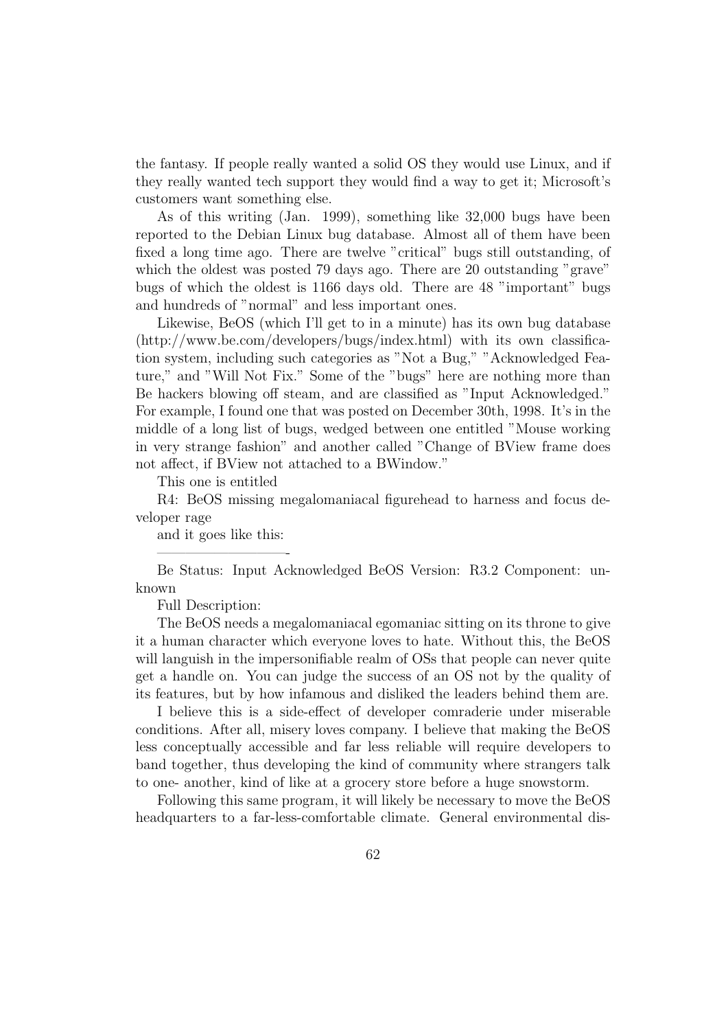the fantasy. If people really wanted a solid OS they would use Linux, and if they really wanted tech support they would find a way to get it; Microsoft's customers want something else.

As of this writing (Jan. 1999), something like 32,000 bugs have been reported to the Debian Linux bug database. Almost all of them have been fixed a long time ago. There are twelve "critical" bugs still outstanding, of which the oldest was posted 79 days ago. There are 20 outstanding "grave" bugs of which the oldest is 1166 days old. There are 48 "important" bugs and hundreds of "normal" and less important ones.

Likewise, BeOS (which I'll get to in a minute) has its own bug database (http://www.be.com/developers/bugs/index.html) with its own classification system, including such categories as "Not a Bug," "Acknowledged Feature," and "Will Not Fix." Some of the "bugs" here are nothing more than Be hackers blowing off steam, and are classified as "Input Acknowledged." For example, I found one that was posted on December 30th, 1998. It's in the middle of a long list of bugs, wedged between one entitled "Mouse working in very strange fashion" and another called "Change of BView frame does not affect, if BView not attached to a BWindow."

This one is entitled

R4: BeOS missing megalomaniacal figurehead to harness and focus developer rage

and it goes like this:

——————————-

Be Status: Input Acknowledged BeOS Version: R3.2 Component: unknown

Full Description:

The BeOS needs a megalomaniacal egomaniac sitting on its throne to give it a human character which everyone loves to hate. Without this, the BeOS will languish in the impersonifiable realm of OSs that people can never quite get a handle on. You can judge the success of an OS not by the quality of its features, but by how infamous and disliked the leaders behind them are.

I believe this is a side-effect of developer comraderie under miserable conditions. After all, misery loves company. I believe that making the BeOS less conceptually accessible and far less reliable will require developers to band together, thus developing the kind of community where strangers talk to one- another, kind of like at a grocery store before a huge snowstorm.

Following this same program, it will likely be necessary to move the BeOS headquarters to a far-less-comfortable climate. General environmental dis-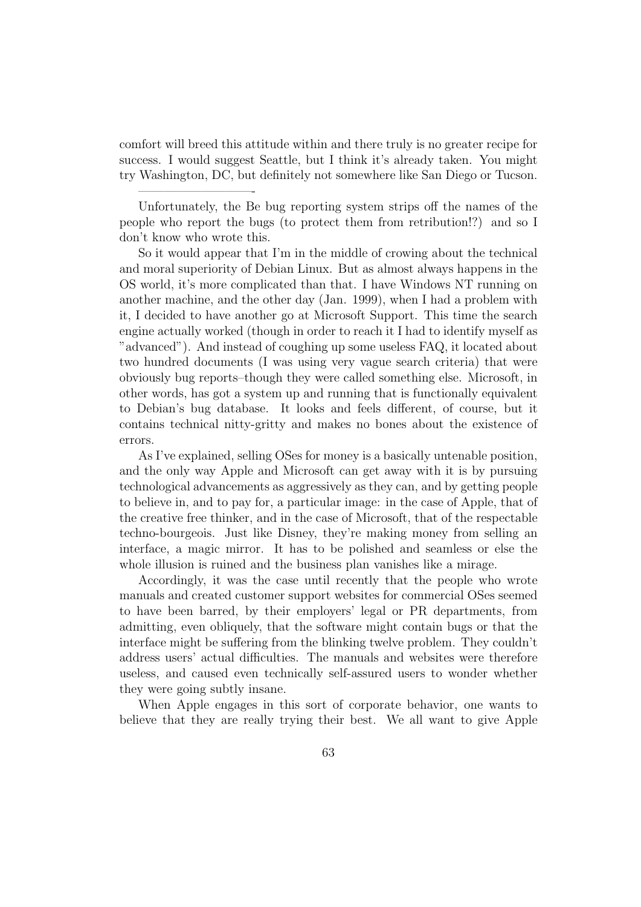comfort will breed this attitude within and there truly is no greater recipe for success. I would suggest Seattle, but I think it's already taken. You might try Washington, DC, but definitely not somewhere like San Diego or Tucson.

——————————-

Unfortunately, the Be bug reporting system strips off the names of the people who report the bugs (to protect them from retribution!?) and so I don't know who wrote this.

So it would appear that I'm in the middle of crowing about the technical and moral superiority of Debian Linux. But as almost always happens in the OS world, it's more complicated than that. I have Windows NT running on another machine, and the other day (Jan. 1999), when I had a problem with it, I decided to have another go at Microsoft Support. This time the search engine actually worked (though in order to reach it I had to identify myself as "advanced"). And instead of coughing up some useless FAQ, it located about two hundred documents (I was using very vague search criteria) that were obviously bug reports–though they were called something else. Microsoft, in other words, has got a system up and running that is functionally equivalent to Debian's bug database. It looks and feels different, of course, but it contains technical nitty-gritty and makes no bones about the existence of errors.

As I've explained, selling OSes for money is a basically untenable position, and the only way Apple and Microsoft can get away with it is by pursuing technological advancements as aggressively as they can, and by getting people to believe in, and to pay for, a particular image: in the case of Apple, that of the creative free thinker, and in the case of Microsoft, that of the respectable techno-bourgeois. Just like Disney, they're making money from selling an interface, a magic mirror. It has to be polished and seamless or else the whole illusion is ruined and the business plan vanishes like a mirage.

Accordingly, it was the case until recently that the people who wrote manuals and created customer support websites for commercial OSes seemed to have been barred, by their employers' legal or PR departments, from admitting, even obliquely, that the software might contain bugs or that the interface might be suffering from the blinking twelve problem. They couldn't address users' actual difficulties. The manuals and websites were therefore useless, and caused even technically self-assured users to wonder whether they were going subtly insane.

When Apple engages in this sort of corporate behavior, one wants to believe that they are really trying their best. We all want to give Apple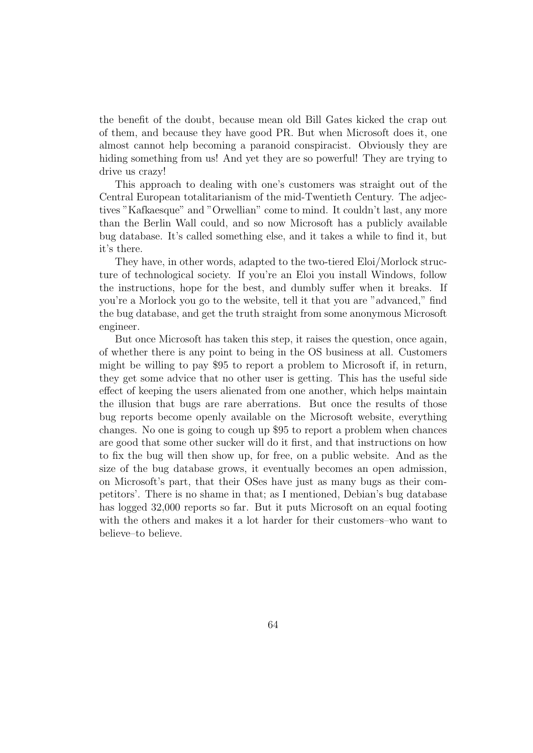the benefit of the doubt, because mean old Bill Gates kicked the crap out of them, and because they have good PR. But when Microsoft does it, one almost cannot help becoming a paranoid conspiracist. Obviously they are hiding something from us! And yet they are so powerful! They are trying to drive us crazy!

This approach to dealing with one's customers was straight out of the Central European totalitarianism of the mid-Twentieth Century. The adjectives "Kafkaesque" and "Orwellian" come to mind. It couldn't last, any more than the Berlin Wall could, and so now Microsoft has a publicly available bug database. It's called something else, and it takes a while to find it, but it's there.

They have, in other words, adapted to the two-tiered Eloi/Morlock structure of technological society. If you're an Eloi you install Windows, follow the instructions, hope for the best, and dumbly suffer when it breaks. If you're a Morlock you go to the website, tell it that you are "advanced," find the bug database, and get the truth straight from some anonymous Microsoft engineer.

But once Microsoft has taken this step, it raises the question, once again, of whether there is any point to being in the OS business at all. Customers might be willing to pay $95 to report a problem to Microsoft if, in return, they get some advice that no other user is getting. This has the useful side effect of keeping the users alienated from one another, which helps maintain the illusion that bugs are rare aberrations. But once the results of those bug reports become openly available on the Microsoft website, everything changes. No one is going to cough up $95 to report a problem when chances are good that some other sucker will do it first, and that instructions on how to fix the bug will then show up, for free, on a public website. And as the size of the bug database grows, it eventually becomes an open admission, on Microsoft's part, that their OSes have just as many bugs as their competitors'. There is no shame in that; as I mentioned, Debian's bug database has logged 32,000 reports so far. But it puts Microsoft on an equal footing with the others and makes it a lot harder for their customers–who want to believe–to believe.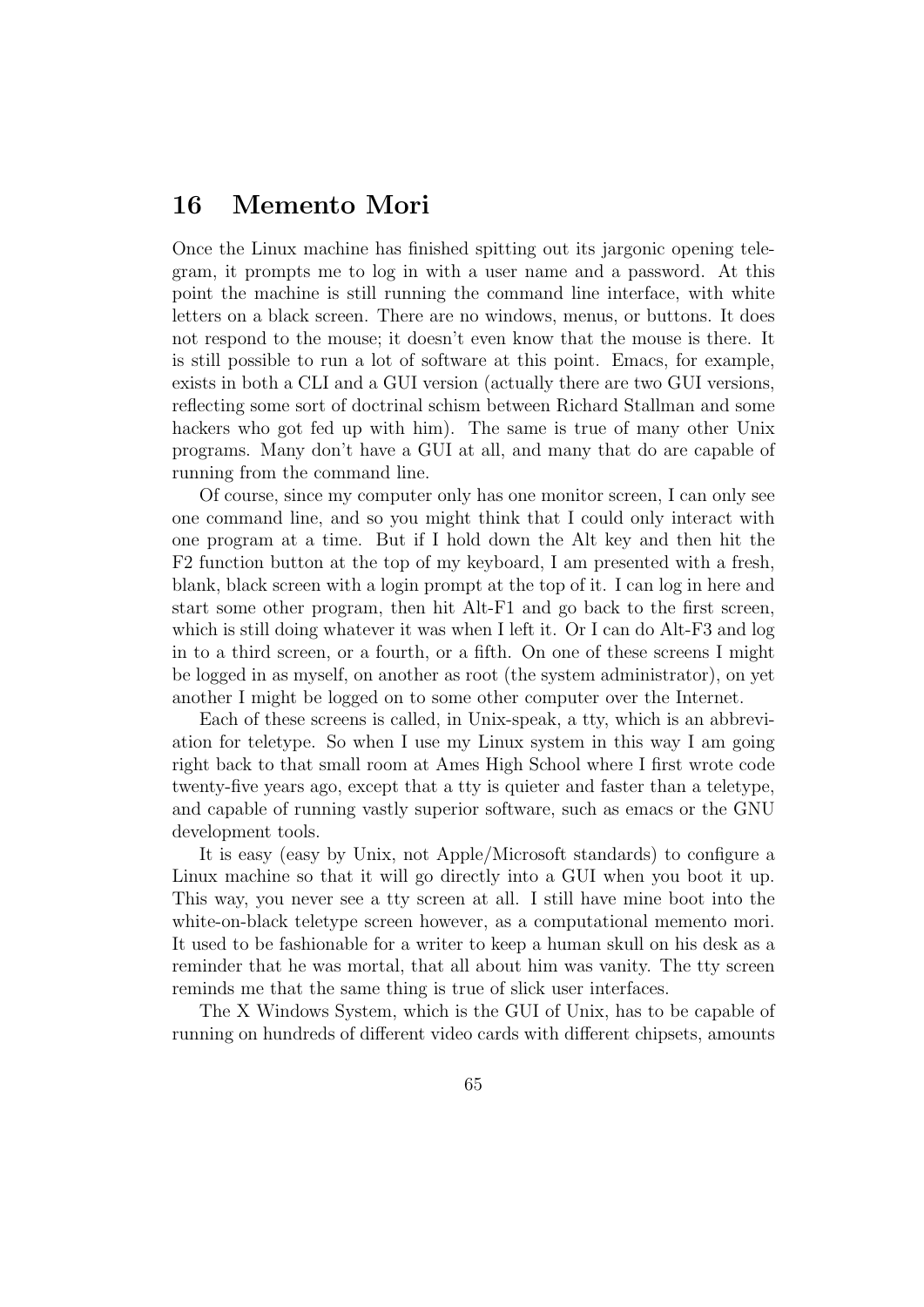## 16 Memento Mori

Once the Linux machine has finished spitting out its jargonic opening telegram, it prompts me to log in with a user name and a password. At this point the machine is still running the command line interface, with white letters on a black screen. There are no windows, menus, or buttons. It does not respond to the mouse; it doesn't even know that the mouse is there. It is still possible to run a lot of software at this point. Emacs, for example, exists in both a CLI and a GUI version (actually there are two GUI versions, reflecting some sort of doctrinal schism between Richard Stallman and some hackers who got fed up with him). The same is true of many other Unix programs. Many don't have a GUI at all, and many that do are capable of running from the command line.

Of course, since my computer only has one monitor screen, I can only see one command line, and so you might think that I could only interact with one program at a time. But if I hold down the Alt key and then hit the F2 function button at the top of my keyboard, I am presented with a fresh, blank, black screen with a login prompt at the top of it. I can log in here and start some other program, then hit Alt-F1 and go back to the first screen, which is still doing whatever it was when I left it. Or I can do Alt-F3 and log in to a third screen, or a fourth, or a fifth. On one of these screens I might be logged in as myself, on another as root (the system administrator), on yet another I might be logged on to some other computer over the Internet.

Each of these screens is called, in Unix-speak, a tty, which is an abbreviation for teletype. So when I use my Linux system in this way I am going right back to that small room at Ames High School where I first wrote code twenty-five years ago, except that a tty is quieter and faster than a teletype, and capable of running vastly superior software, such as emacs or the GNU development tools.

It is easy (easy by Unix, not Apple/Microsoft standards) to configure a Linux machine so that it will go directly into a GUI when you boot it up. This way, you never see a tty screen at all. I still have mine boot into the white-on-black teletype screen however, as a computational memento mori. It used to be fashionable for a writer to keep a human skull on his desk as a reminder that he was mortal, that all about him was vanity. The tty screen reminds me that the same thing is true of slick user interfaces.

The X Windows System, which is the GUI of Unix, has to be capable of running on hundreds of different video cards with different chipsets, amounts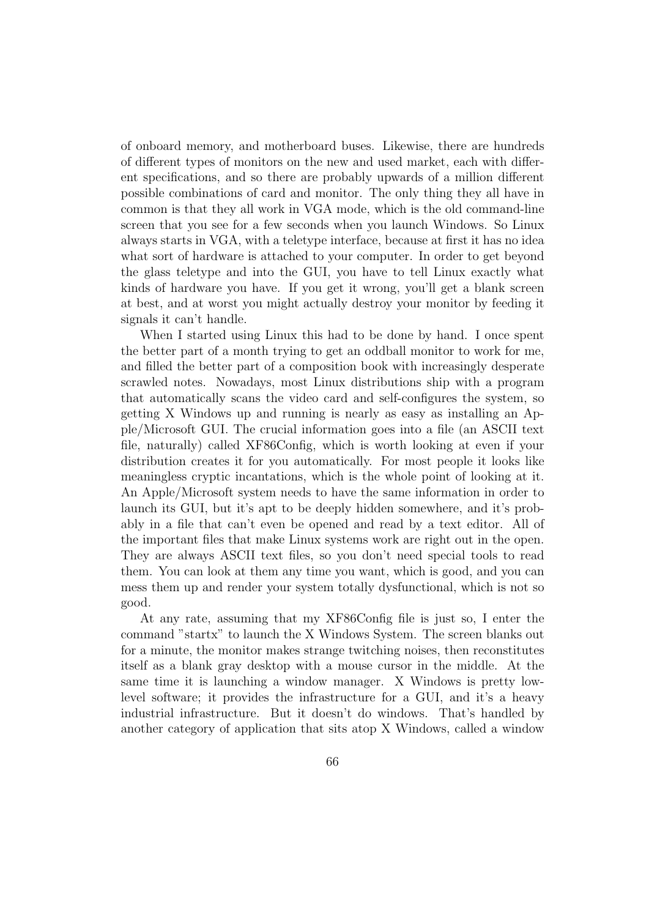of onboard memory, and motherboard buses. Likewise, there are hundreds of different types of monitors on the new and used market, each with different specifications, and so there are probably upwards of a million different possible combinations of card and monitor. The only thing they all have in common is that they all work in VGA mode, which is the old command-line screen that you see for a few seconds when you launch Windows. So Linux always starts in VGA, with a teletype interface, because at first it has no idea what sort of hardware is attached to your computer. In order to get beyond the glass teletype and into the GUI, you have to tell Linux exactly what kinds of hardware you have. If you get it wrong, you'll get a blank screen at best, and at worst you might actually destroy your monitor by feeding it signals it can't handle.

When I started using Linux this had to be done by hand. I once spent the better part of a month trying to get an oddball monitor to work for me, and filled the better part of a composition book with increasingly desperate scrawled notes. Nowadays, most Linux distributions ship with a program that automatically scans the video card and self-configures the system, so getting X Windows up and running is nearly as easy as installing an Apple/Microsoft GUI. The crucial information goes into a file (an ASCII text file, naturally) called XF86Config, which is worth looking at even if your distribution creates it for you automatically. For most people it looks like meaningless cryptic incantations, which is the whole point of looking at it. An Apple/Microsoft system needs to have the same information in order to launch its GUI, but it's apt to be deeply hidden somewhere, and it's probably in a file that can't even be opened and read by a text editor. All of the important files that make Linux systems work are right out in the open. They are always ASCII text files, so you don't need special tools to read them. You can look at them any time you want, which is good, and you can mess them up and render your system totally dysfunctional, which is not so good.

At any rate, assuming that my XF86Config file is just so, I enter the command "startx" to launch the X Windows System. The screen blanks out for a minute, the monitor makes strange twitching noises, then reconstitutes itself as a blank gray desktop with a mouse cursor in the middle. At the same time it is launching a window manager. X Windows is pretty low-level software; it provides the infrastructure for a GUI, and it's a heavy industrial infrastructure. But it doesn't do windows. That's handled by another category of application that sits atop X Windows, called a window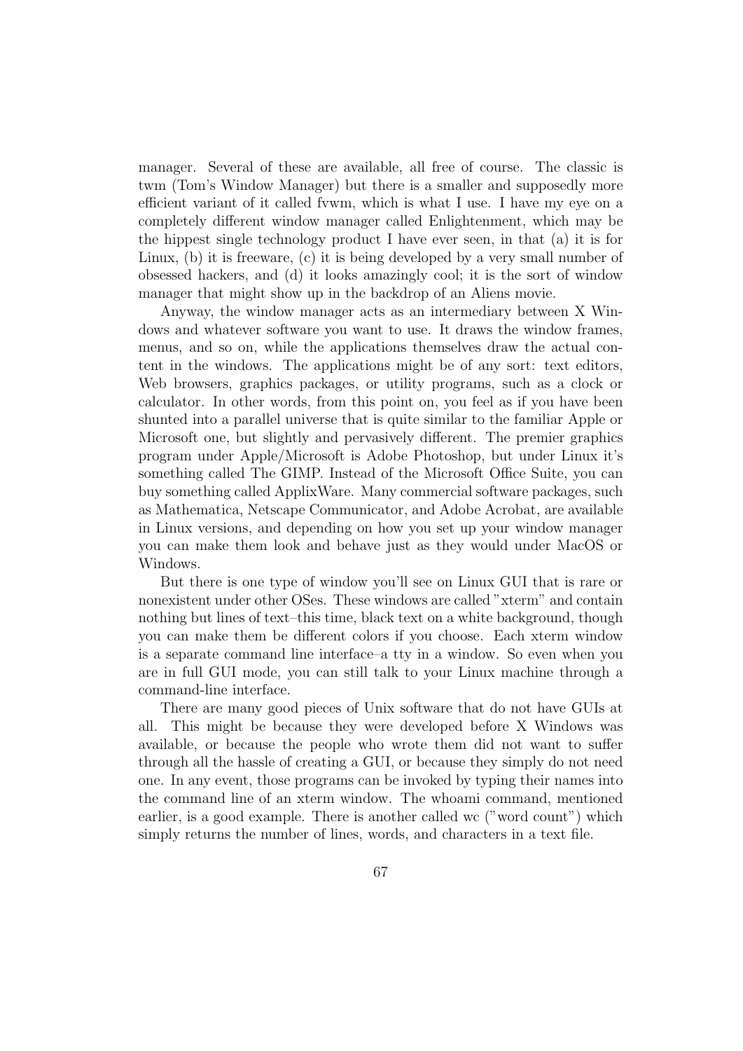manager. Several of these are available, all free of course. The classic is twm (Tom's Window Manager) but there is a smaller and supposedly more efficient variant of it called fvwm, which is what I use. I have my eye on a completely different window manager called Enlightenment, which may be the hippest single technology product I have ever seen, in that (a) it is for Linux, (b) it is freeware, (c) it is being developed by a very small number of obsessed hackers, and (d) it looks amazingly cool; it is the sort of window manager that might show up in the backdrop of an Aliens movie.

Anyway, the window manager acts as an intermediary between X Windows and whatever software you want to use. It draws the window frames, menus, and so on, while the applications themselves draw the actual content in the windows. The applications might be of any sort: text editors, Web browsers, graphics packages, or utility programs, such as a clock or calculator. In other words, from this point on, you feel as if you have been shunted into a parallel universe that is quite similar to the familiar Apple or Microsoft one, but slightly and pervasively different. The premier graphics program under Apple/Microsoft is Adobe Photoshop, but under Linux it's something called The GIMP. Instead of the Microsoft Office Suite, you can buy something called ApplixWare. Many commercial software packages, such as Mathematica, Netscape Communicator, and Adobe Acrobat, are available in Linux versions, and depending on how you set up your window manager you can make them look and behave just as they would under MacOS or Windows.

But there is one type of window you'll see on Linux GUI that is rare or nonexistent under other OSes. These windows are called "xterm" and contain nothing but lines of text–this time, black text on a white background, though you can make them be different colors if you choose. Each xterm window is a separate command line interface–a tty in a window. So even when you are in full GUI mode, you can still talk to your Linux machine through a command-line interface.

There are many good pieces of Unix software that do not have GUIs at all. This might be because they were developed before X Windows was available, or because the people who wrote them did not want to suffer through all the hassle of creating a GUI, or because they simply do not need one. In any event, those programs can be invoked by typing their names into the command line of an xterm window. The whoami command, mentioned earlier, is a good example. There is another called wc ("word count") which simply returns the number of lines, words, and characters in a text file.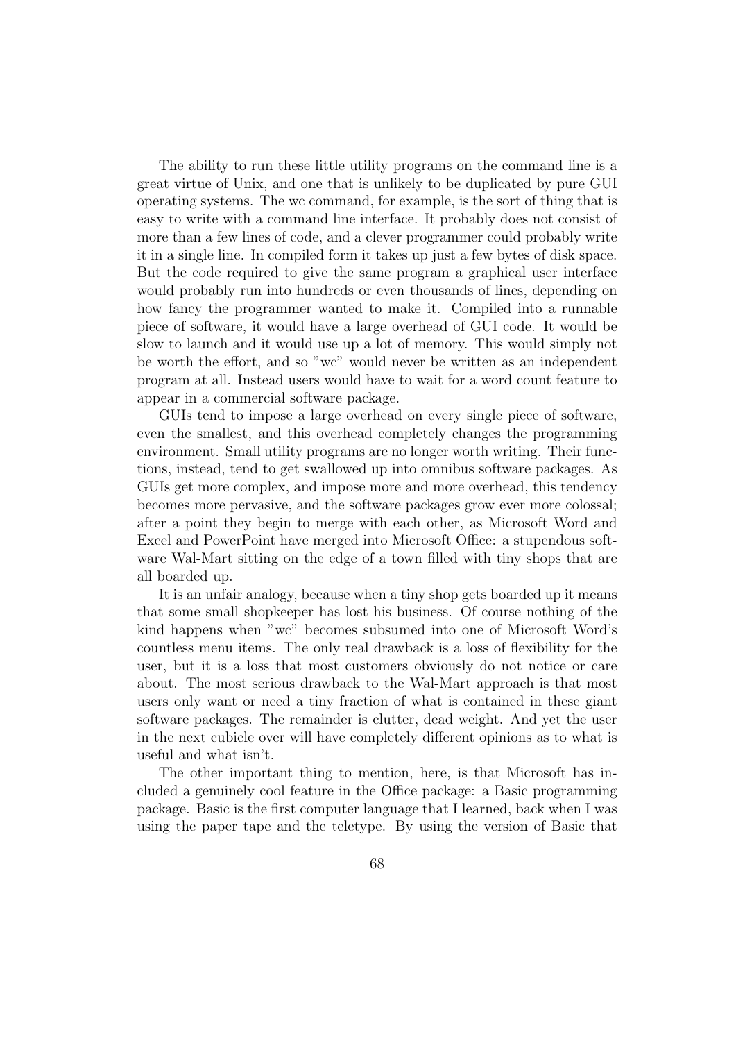The ability to run these little utility programs on the command line is a great virtue of Unix, and one that is unlikely to be duplicated by pure GUI operating systems. The wc command, for example, is the sort of thing that is easy to write with a command line interface. It probably does not consist of more than a few lines of code, and a clever programmer could probably write it in a single line. In compiled form it takes up just a few bytes of disk space. But the code required to give the same program a graphical user interface would probably run into hundreds or even thousands of lines, depending on how fancy the programmer wanted to make it. Compiled into a runnable piece of software, it would have a large overhead of GUI code. It would be slow to launch and it would use up a lot of memory. This would simply not be worth the effort, and so "wc" would never be written as an independent program at all. Instead users would have to wait for a word count feature to appear in a commercial software package.

GUIs tend to impose a large overhead on every single piece of software, even the smallest, and this overhead completely changes the programming environment. Small utility programs are no longer worth writing. Their functions, instead, tend to get swallowed up into omnibus software packages. As GUIs get more complex, and impose more and more overhead, this tendency becomes more pervasive, and the software packages grow ever more colossal; after a point they begin to merge with each other, as Microsoft Word and Excel and PowerPoint have merged into Microsoft Office: a stupendous software Wal-Mart sitting on the edge of a town filled with tiny shops that are all boarded up.

It is an unfair analogy, because when a tiny shop gets boarded up it means that some small shopkeeper has lost his business. Of course nothing of the kind happens when "wc" becomes subsumed into one of Microsoft Word's countless menu items. The only real drawback is a loss of flexibility for the user, but it is a loss that most customers obviously do not notice or care about. The most serious drawback to the Wal-Mart approach is that most users only want or need a tiny fraction of what is contained in these giant software packages. The remainder is clutter, dead weight. And yet the user in the next cubicle over will have completely different opinions as to what is useful and what isn't.

The other important thing to mention, here, is that Microsoft has included a genuinely cool feature in the Office package: a Basic programming package. Basic is the first computer language that I learned, back when I was using the paper tape and the teletype. By using the version of Basic that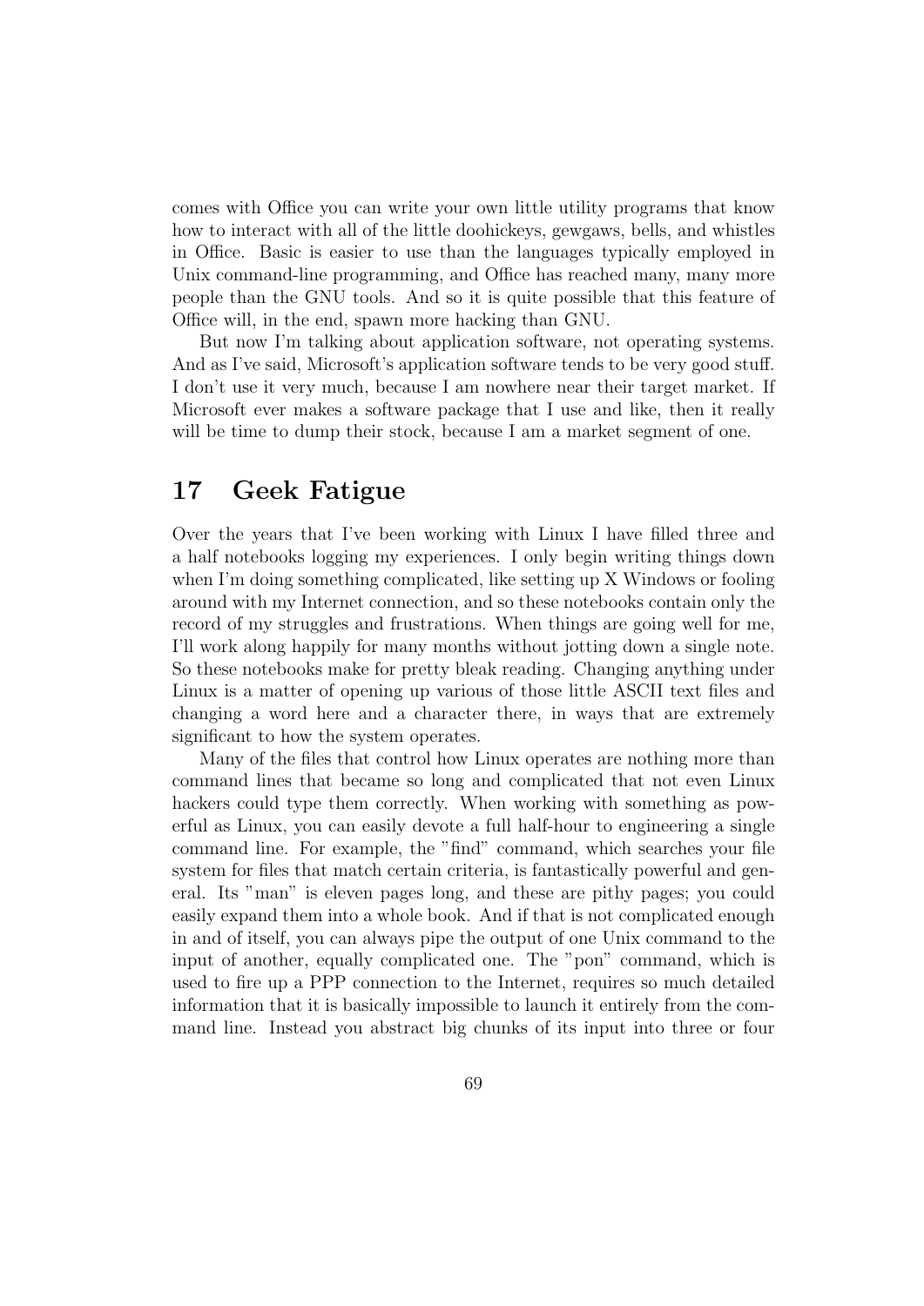comes with Office you can write your own little utility programs that know how to interact with all of the little doohickeys, gewgaws, bells, and whistles in Office. Basic is easier to use than the languages typically employed in Unix command-line programming, and Office has reached many, many more people than the GNU tools. And so it is quite possible that this feature of Office will, in the end, spawn more hacking than GNU.

But now I'm talking about application software, not operating systems. And as I've said, Microsoft's application software tends to be very good stuff. I don't use it very much, because I am nowhere near their target market. If Microsoft ever makes a software package that I use and like, then it really will be time to dump their stock, because I am a market segment of one.

## 17 Geek Fatigue

Over the years that I've been working with Linux I have filled three and a half notebooks logging my experiences. I only begin writing things down when I'm doing something complicated, like setting up X Windows or fooling around with my Internet connection, and so these notebooks contain only the record of my struggles and frustrations. When things are going well for me, I'll work along happily for many months without jotting down a single note. So these notebooks make for pretty bleak reading. Changing anything under Linux is a matter of opening up various of those little ASCII text files and changing a word here and a character there, in ways that are extremely significant to how the system operates.

Many of the files that control how Linux operates are nothing more than command lines that became so long and complicated that not even Linux hackers could type them correctly. When working with something as powerful as Linux, you can easily devote a full half-hour to engineering a single command line. For example, the "find" command, which searches your file system for files that match certain criteria, is fantastically powerful and general. Its "man" is eleven pages long, and these are pithy pages; you could easily expand them into a whole book. And if that is not complicated enough in and of itself, you can always pipe the output of one Unix command to the input of another, equally complicated one. The "pon" command, which is used to fire up a PPP connection to the Internet, requires so much detailed information that it is basically impossible to launch it entirely from the command line. Instead you abstract big chunks of its input into three or four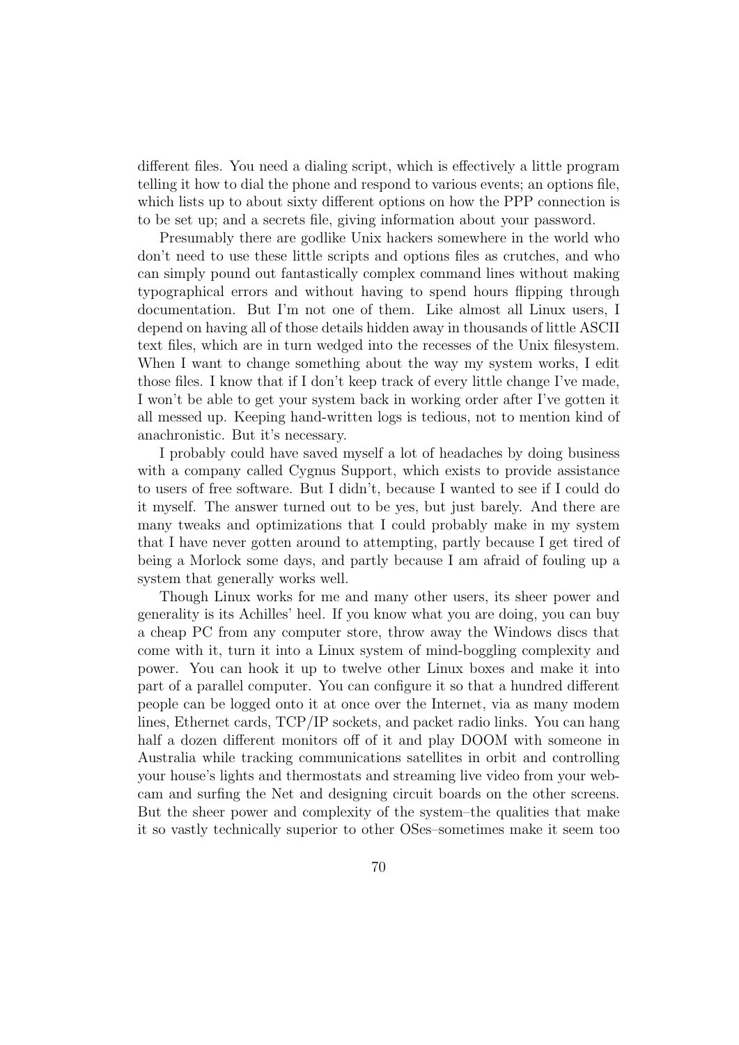different files. You need a dialing script, which is effectively a little program telling it how to dial the phone and respond to various events; an options file, which lists up to about sixty different options on how the PPP connection is to be set up; and a secrets file, giving information about your password.

Presumably there are godlike Unix hackers somewhere in the world who don't need to use these little scripts and options files as crutches, and who can simply pound out fantastically complex command lines without making typographical errors and without having to spend hours flipping through documentation. But I'm not one of them. Like almost all Linux users, I depend on having all of those details hidden away in thousands of little ASCII text files, which are in turn wedged into the recesses of the Unix filesystem. When I want to change something about the way my system works, I edit those files. I know that if I don't keep track of every little change I've made, I won't be able to get your system back in working order after I've gotten it all messed up. Keeping hand-written logs is tedious, not to mention kind of anachronistic. But it's necessary.

I probably could have saved myself a lot of headaches by doing business with a company called Cygnus Support, which exists to provide assistance to users of free software. But I didn't, because I wanted to see if I could do it myself. The answer turned out to be yes, but just barely. And there are many tweaks and optimizations that I could probably make in my system that I have never gotten around to attempting, partly because I get tired of being a Morlock some days, and partly because I am afraid of fouling up a system that generally works well.

Though Linux works for me and many other users, its sheer power and generality is its Achilles' heel. If you know what you are doing, you can buy a cheap PC from any computer store, throw away the Windows discs that come with it, turn it into a Linux system of mind-boggling complexity and power. You can hook it up to twelve other Linux boxes and make it into part of a parallel computer. You can configure it so that a hundred different people can be logged onto it at once over the Internet, via as many modem lines, Ethernet cards, TCP/IP sockets, and packet radio links. You can hang half a dozen different monitors off of it and play DOOM with someone in Australia while tracking communications satellites in orbit and controlling your house's lights and thermostats and streaming live video from your web-cam and surfing the Net and designing circuit boards on the other screens. But the sheer power and complexity of the system–the qualities that make it so vastly technically superior to other OSes–sometimes make it seem too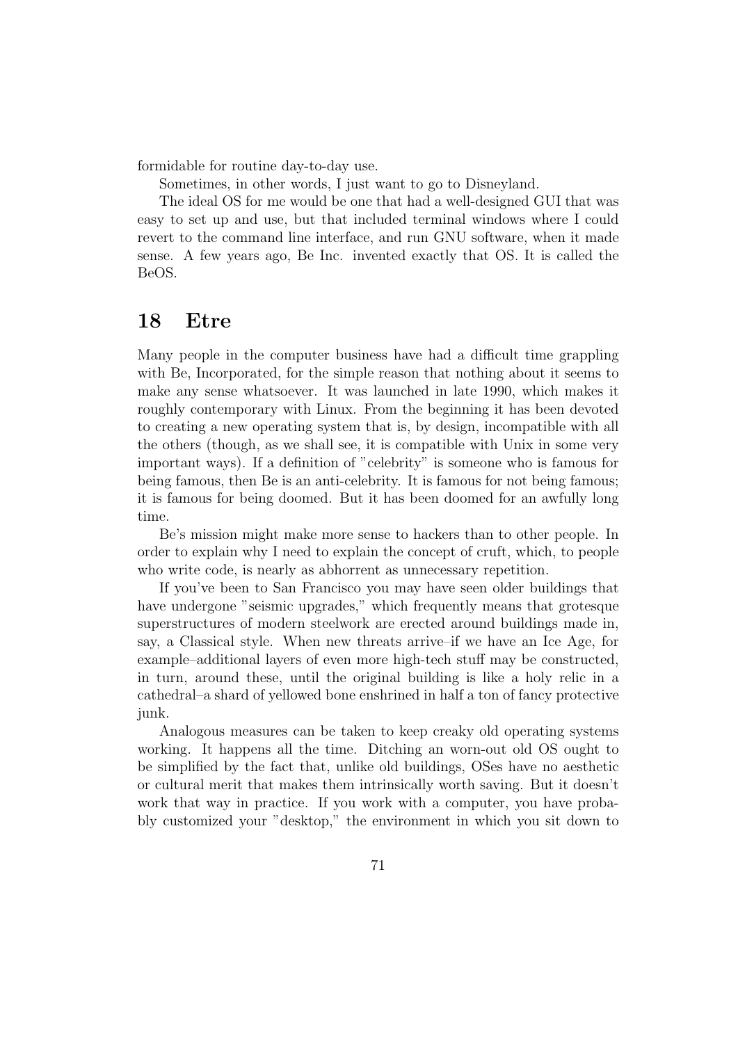formidable for routine day-to-day use.

Sometimes, in other words, I just want to go to Disneyland.

The ideal OS for me would be one that had a well-designed GUI that was easy to set up and use, but that included terminal windows where I could revert to the command line interface, and run GNU software, when it made sense. A few years ago, Be Inc. invented exactly that OS. It is called the BeOS.

## 18 Etre

Many people in the computer business have had a difficult time grappling with Be, Incorporated, for the simple reason that nothing about it seems to make any sense whatsoever. It was launched in late 1990, which makes it roughly contemporary with Linux. From the beginning it has been devoted to creating a new operating system that is, by design, incompatible with all the others (though, as we shall see, it is compatible with Unix in some very important ways). If a definition of "celebrity" is someone who is famous for being famous, then Be is an anti-celebrity. It is famous for not being famous; it is famous for being doomed. But it has been doomed for an awfully long time.

Be's mission might make more sense to hackers than to other people. In order to explain why I need to explain the concept of cruft, which, to people who write code, is nearly as abhorrent as unnecessary repetition.

If you've been to San Francisco you may have seen older buildings that have undergone "seismic upgrades," which frequently means that grotesque superstructures of modern steelwork are erected around buildings made in, say, a Classical style. When new threats arrive–if we have an Ice Age, for example–additional layers of even more high-tech stuff may be constructed, in turn, around these, until the original building is like a holy relic in a cathedral–a shard of yellowed bone enshrined in half a ton of fancy protective junk.

Analogous measures can be taken to keep creaky old operating systems working. It happens all the time. Ditching an worn-out old OS ought to be simplified by the fact that, unlike old buildings, OSes have no aesthetic or cultural merit that makes them intrinsically worth saving. But it doesn't work that way in practice. If you work with a computer, you have probably customized your "desktop," the environment in which you sit down to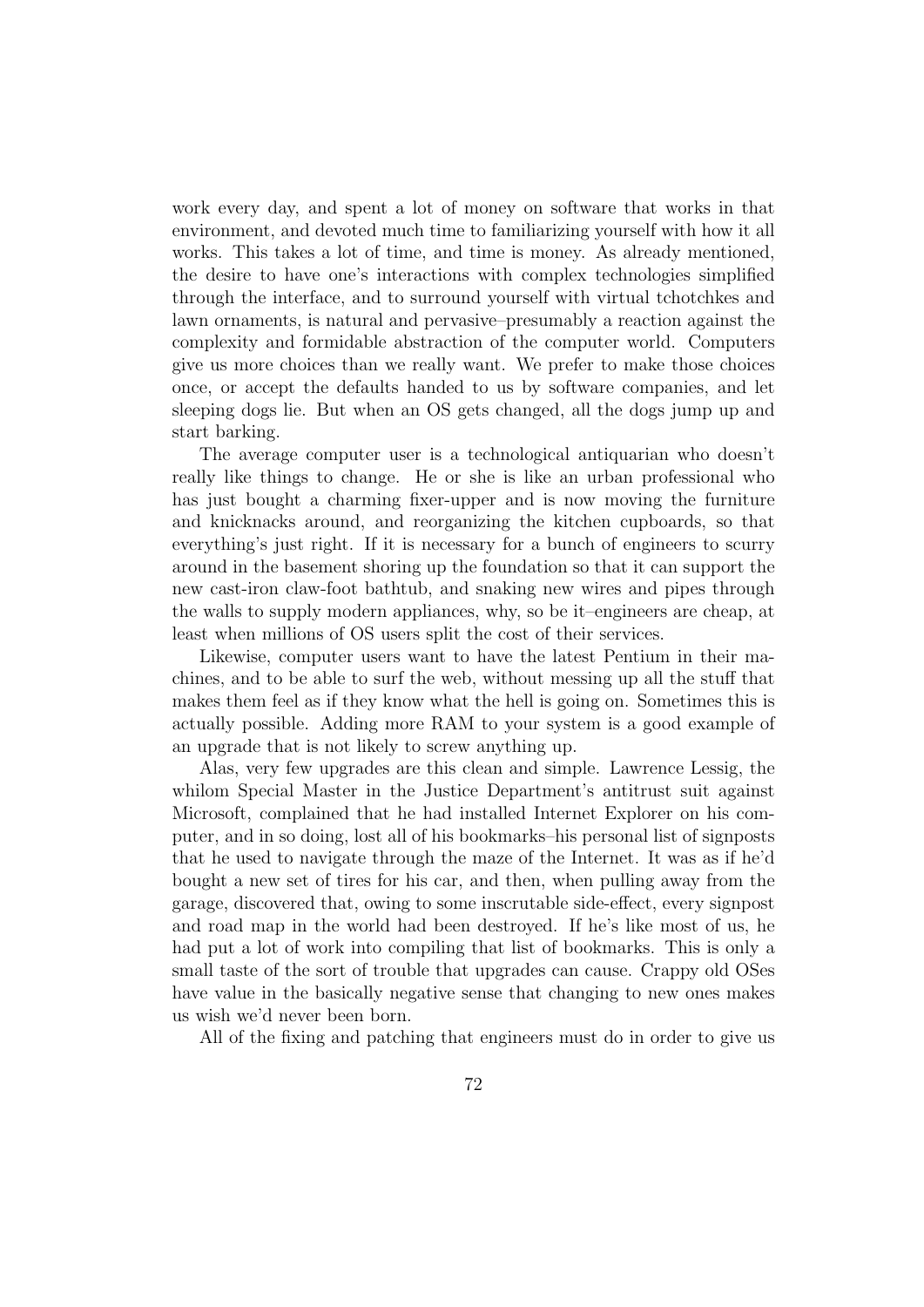work every day, and spent a lot of money on software that works in that environment, and devoted much time to familiarizing yourself with how it all works. This takes a lot of time, and time is money. As already mentioned, the desire to have one's interactions with complex technologies simplified through the interface, and to surround yourself with virtual tchotchkes and lawn ornaments, is natural and pervasive–presumably a reaction against the complexity and formidable abstraction of the computer world. Computers give us more choices than we really want. We prefer to make those choices once, or accept the defaults handed to us by software companies, and let sleeping dogs lie. But when an OS gets changed, all the dogs jump up and start barking.

The average computer user is a technological antiquarian who doesn't really like things to change. He or she is like an urban professional who has just bought a charming fixer-upper and is now moving the furniture and knicknacks around, and reorganizing the kitchen cupboards, so that everything's just right. If it is necessary for a bunch of engineers to scurry around in the basement shoring up the foundation so that it can support the new cast-iron claw-foot bathtub, and snaking new wires and pipes through the walls to supply modern appliances, why, so be it–engineers are cheap, at least when millions of OS users split the cost of their services.

Likewise, computer users want to have the latest Pentium in their machines, and to be able to surf the web, without messing up all the stuff that makes them feel as if they know what the hell is going on. Sometimes this is actually possible. Adding more RAM to your system is a good example of an upgrade that is not likely to screw anything up.

Alas, very few upgrades are this clean and simple. Lawrence Lessig, the whilom Special Master in the Justice Department's antitrust suit against Microsoft, complained that he had installed Internet Explorer on his computer, and in so doing, lost all of his bookmarks–his personal list of signposts that he used to navigate through the maze of the Internet. It was as if he'd bought a new set of tires for his car, and then, when pulling away from the garage, discovered that, owing to some inscrutable side-effect, every signpost and road map in the world had been destroyed. If he's like most of us, he had put a lot of work into compiling that list of bookmarks. This is only a small taste of the sort of trouble that upgrades can cause. Crappy old OSes have value in the basically negative sense that changing to new ones makes us wish we'd never been born.

All of the fixing and patching that engineers must do in order to give us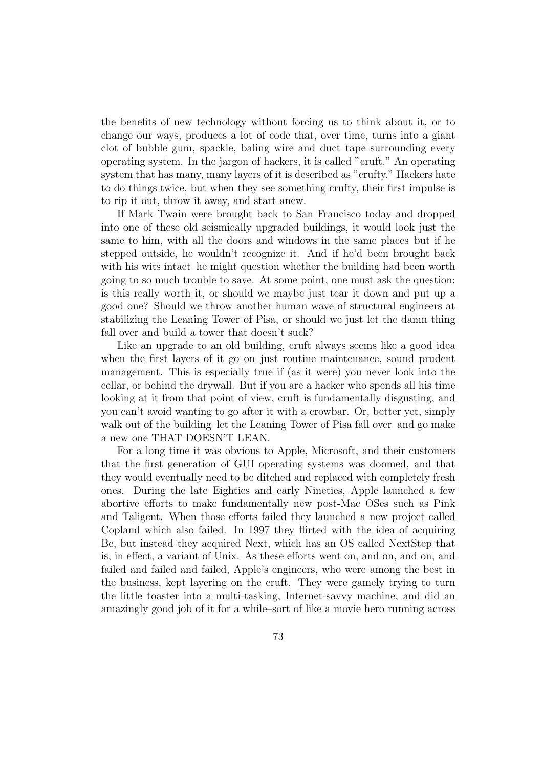the benefits of new technology without forcing us to think about it, or to change our ways, produces a lot of code that, over time, turns into a giant clot of bubble gum, spackle, baling wire and duct tape surrounding every operating system. In the jargon of hackers, it is called "cruft." An operating system that has many, many layers of it is described as "crufty." Hackers hate to do things twice, but when they see something crufty, their first impulse is to rip it out, throw it away, and start anew.

If Mark Twain were brought back to San Francisco today and dropped into one of these old seismically upgraded buildings, it would look just the same to him, with all the doors and windows in the same places–but if he stepped outside, he wouldn't recognize it. And–if he'd been brought back with his wits intact–he might question whether the building had been worth going to so much trouble to save. At some point, one must ask the question: is this really worth it, or should we maybe just tear it down and put up a good one? Should we throw another human wave of structural engineers at stabilizing the Leaning Tower of Pisa, or should we just let the damn thing fall over and build a tower that doesn't suck?

Like an upgrade to an old building, cruft always seems like a good idea when the first layers of it go on–just routine maintenance, sound prudent management. This is especially true if (as it were) you never look into the cellar, or behind the drywall. But if you are a hacker who spends all his time looking at it from that point of view, cruft is fundamentally disgusting, and you can't avoid wanting to go after it with a crowbar. Or, better yet, simply walk out of the building–let the Leaning Tower of Pisa fall over–and go make a new one THAT DOESN'T LEAN.

For a long time it was obvious to Apple, Microsoft, and their customers that the first generation of GUI operating systems was doomed, and that they would eventually need to be ditched and replaced with completely fresh ones. During the late Eighties and early Nineties, Apple launched a few abortive efforts to make fundamentally new post-Mac OSes such as Pink and Taligent. When those efforts failed they launched a new project called Copland which also failed. In 1997 they flirted with the idea of acquiring Be, but instead they acquired Next, which has an OS called NextStep that is, in effect, a variant of Unix. As these efforts went on, and on, and on, and failed and failed and failed, Apple's engineers, who were among the best in the business, kept layering on the cruft. They were gamely trying to turn the little toaster into a multi-tasking, Internet-savvy machine, and did an amazingly good job of it for a while–sort of like a movie hero running across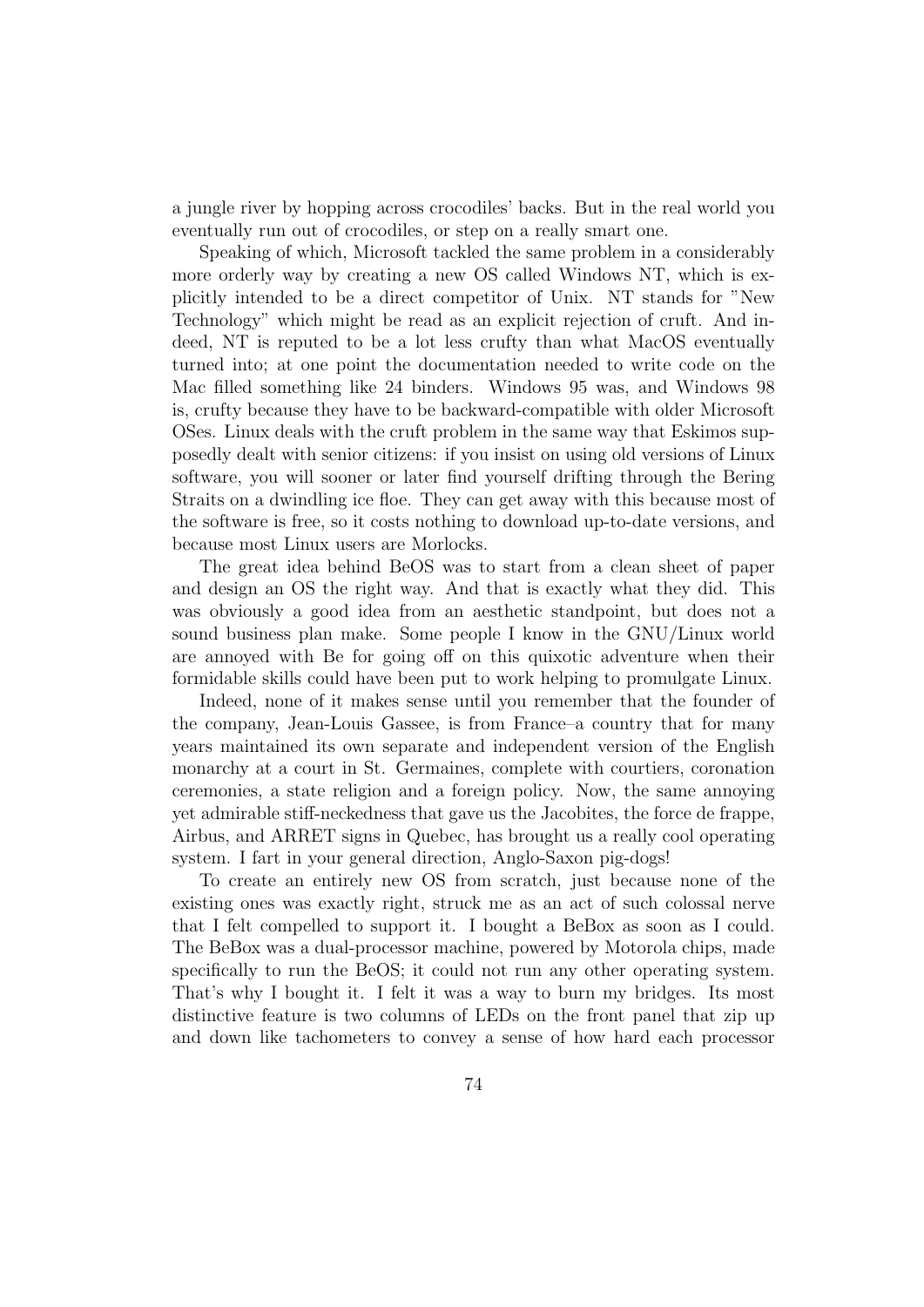a jungle river by hopping across crocodiles' backs. But in the real world you eventually run out of crocodiles, or step on a really smart one.

Speaking of which, Microsoft tackled the same problem in a considerably more orderly way by creating a new OS called Windows NT, which is explicitly intended to be a direct competitor of Unix. NT stands for "New Technology" which might be read as an explicit rejection of cruft. And indeed, NT is reputed to be a lot less crufty than what MacOS eventually turned into; at one point the documentation needed to write code on the Mac filled something like 24 binders. Windows 95 was, and Windows 98 is, crufty because they have to be backward-compatible with older Microsoft OSes. Linux deals with the cruft problem in the same way that Eskimos supposedly dealt with senior citizens: if you insist on using old versions of Linux software, you will sooner or later find yourself drifting through the Bering Straits on a dwindling ice floe. They can get away with this because most of the software is free, so it costs nothing to download up-to-date versions, and because most Linux users are Morlocks.

The great idea behind BeOS was to start from a clean sheet of paper and design an OS the right way. And that is exactly what they did. This was obviously a good idea from an aesthetic standpoint, but does not a sound business plan make. Some people I know in the GNU/Linux world are annoyed with Be for going off on this quixotic adventure when their formidable skills could have been put to work helping to promulgate Linux.

Indeed, none of it makes sense until you remember that the founder of the company, Jean-Louis Gassee, is from France–a country that for many years maintained its own separate and independent version of the English monarchy at a court in St. Germaines, complete with courtiers, coronation ceremonies, a state religion and a foreign policy. Now, the same annoying yet admirable stiff-neckedness that gave us the Jacobites, the force de frappe, Airbus, and ARRET signs in Quebec, has brought us a really cool operating system. I fart in your general direction, Anglo-Saxon pig-dogs!

To create an entirely new OS from scratch, just because none of the existing ones was exactly right, struck me as an act of such colossal nerve that I felt compelled to support it. I bought a BeBox as soon as I could. The BeBox was a dual-processor machine, powered by Motorola chips, made specifically to run the BeOS; it could not run any other operating system. That's why I bought it. I felt it was a way to burn my bridges. Its most distinctive feature is two columns of LEDs on the front panel that zip up and down like tachometers to convey a sense of how hard each processor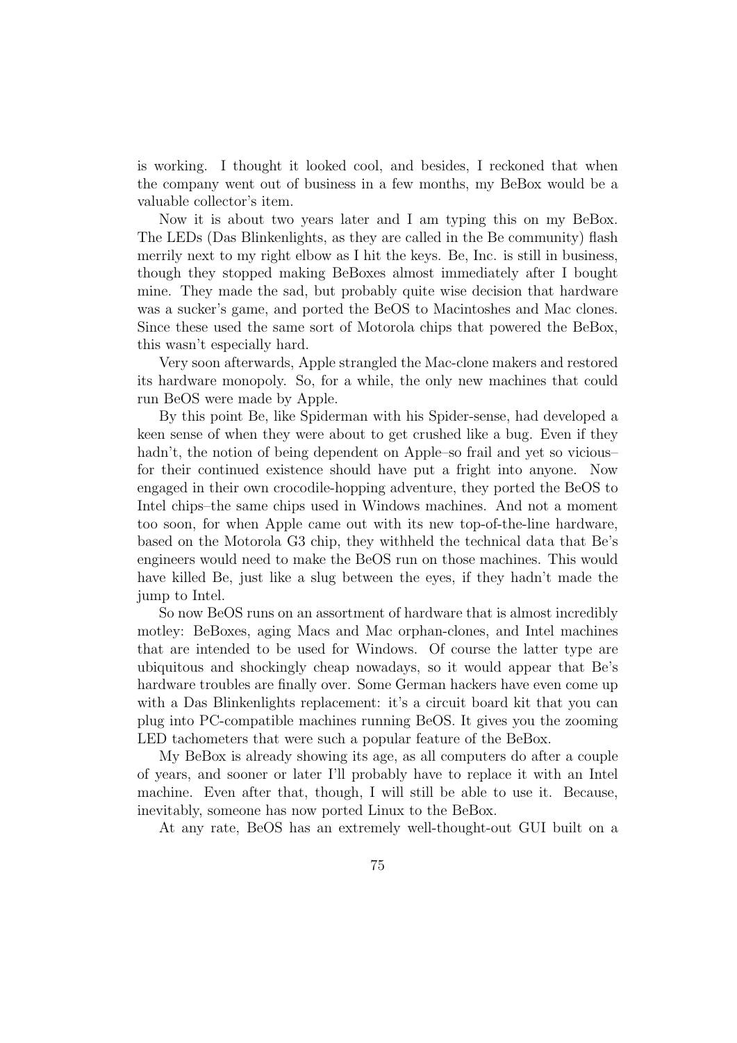is working. I thought it looked cool, and besides, I reckoned that when the company went out of business in a few months, my BeBox would be a valuable collector's item.

Now it is about two years later and I am typing this on my BeBox. The LEDs (Das Blinkenlights, as they are called in the Be community) flash merrily next to my right elbow as I hit the keys. Be, Inc. is still in business, though they stopped making BeBoxes almost immediately after I bought mine. They made the sad, but probably quite wise decision that hardware was a sucker's game, and ported the BeOS to Macintoshes and Mac clones. Since these used the same sort of Motorola chips that powered the BeBox, this wasn't especially hard.

Very soon afterwards, Apple strangled the Mac-clone makers and restored its hardware monopoly. So, for a while, the only new machines that could run BeOS were made by Apple.

By this point Be, like Spiderman with his Spider-sense, had developed a keen sense of when they were about to get crushed like a bug. Even if they hadn't, the notion of being dependent on Apple–so frail and yet so vicious–for their continued existence should have put a fright into anyone. Now engaged in their own crocodile-hopping adventure, they ported the BeOS to Intel chips–the same chips used in Windows machines. And not a moment too soon, for when Apple came out with its new top-of-the-line hardware, based on the Motorola G3 chip, they withheld the technical data that Be's engineers would need to make the BeOS run on those machines. This would have killed Be, just like a slug between the eyes, if they hadn't made the jump to Intel.

So now BeOS runs on an assortment of hardware that is almost incredibly motley: BeBoxes, aging Macs and Mac orphan-clones, and Intel machines that are intended to be used for Windows. Of course the latter type are ubiquitous and shockingly cheap nowadays, so it would appear that Be's hardware troubles are finally over. Some German hackers have even come up with a Das Blinkenlights replacement: it's a circuit board kit that you can plug into PC-compatible machines running BeOS. It gives you the zooming LED tachometers that were such a popular feature of the BeBox.

My BeBox is already showing its age, as all computers do after a couple of years, and sooner or later I'll probably have to replace it with an Intel machine. Even after that, though, I will still be able to use it. Because, inevitably, someone has now ported Linux to the BeBox.

At any rate, BeOS has an extremely well-thought-out GUI built on a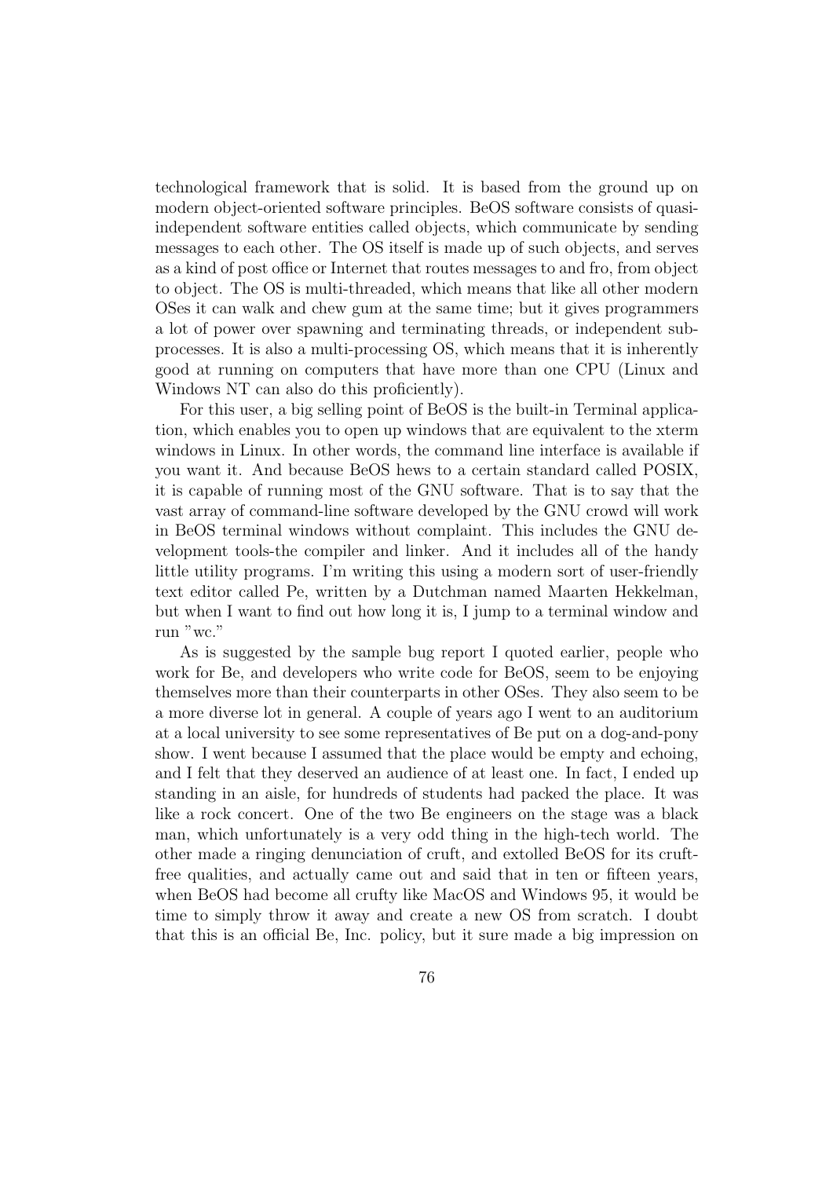technological framework that is solid. It is based from the ground up on modern object-oriented software principles. BeOS software consists of quasi-independent software entities called objects, which communicate by sending messages to each other. The OS itself is made up of such objects, and serves as a kind of post office or Internet that routes messages to and fro, from object to object. The OS is multi-threaded, which means that like all other modern OSes it can walk and chew gum at the same time; but it gives programmers a lot of power over spawning and terminating threads, or independent sub-processes. It is also a multi-processing OS, which means that it is inherently good at running on computers that have more than one CPU (Linux and Windows NT can also do this proficiently).

For this user, a big selling point of BeOS is the built-in Terminal application, which enables you to open up windows that are equivalent to the xterm windows in Linux. In other words, the command line interface is available if you want it. And because BeOS hews to a certain standard called POSIX, it is capable of running most of the GNU software. That is to say that the vast array of command-line software developed by the GNU crowd will work in BeOS terminal windows without complaint. This includes the GNU development tools-the compiler and linker. And it includes all of the handy little utility programs. I'm writing this using a modern sort of user-friendly text editor called Pe, written by a Dutchman named Maarten Hekkelman, but when I want to find out how long it is, I jump to a terminal window and run "wc."

As is suggested by the sample bug report I quoted earlier, people who work for Be, and developers who write code for BeOS, seem to be enjoying themselves more than their counterparts in other OSes. They also seem to be a more diverse lot in general. A couple of years ago I went to an auditorium at a local university to see some representatives of Be put on a dog-and-pony show. I went because I assumed that the place would be empty and echoing, and I felt that they deserved an audience of at least one. In fact, I ended up standing in an aisle, for hundreds of students had packed the place. It was like a rock concert. One of the two Be engineers on the stage was a black man, which unfortunately is a very odd thing in the high-tech world. The other made a ringing denunciation of cruft, and extolled BeOS for its cruft-free qualities, and actually came out and said that in ten or fifteen years, when BeOS had become all crufty like MacOS and Windows 95, it would be time to simply throw it away and create a new OS from scratch. I doubt that this is an official Be, Inc. policy, but it sure made a big impression on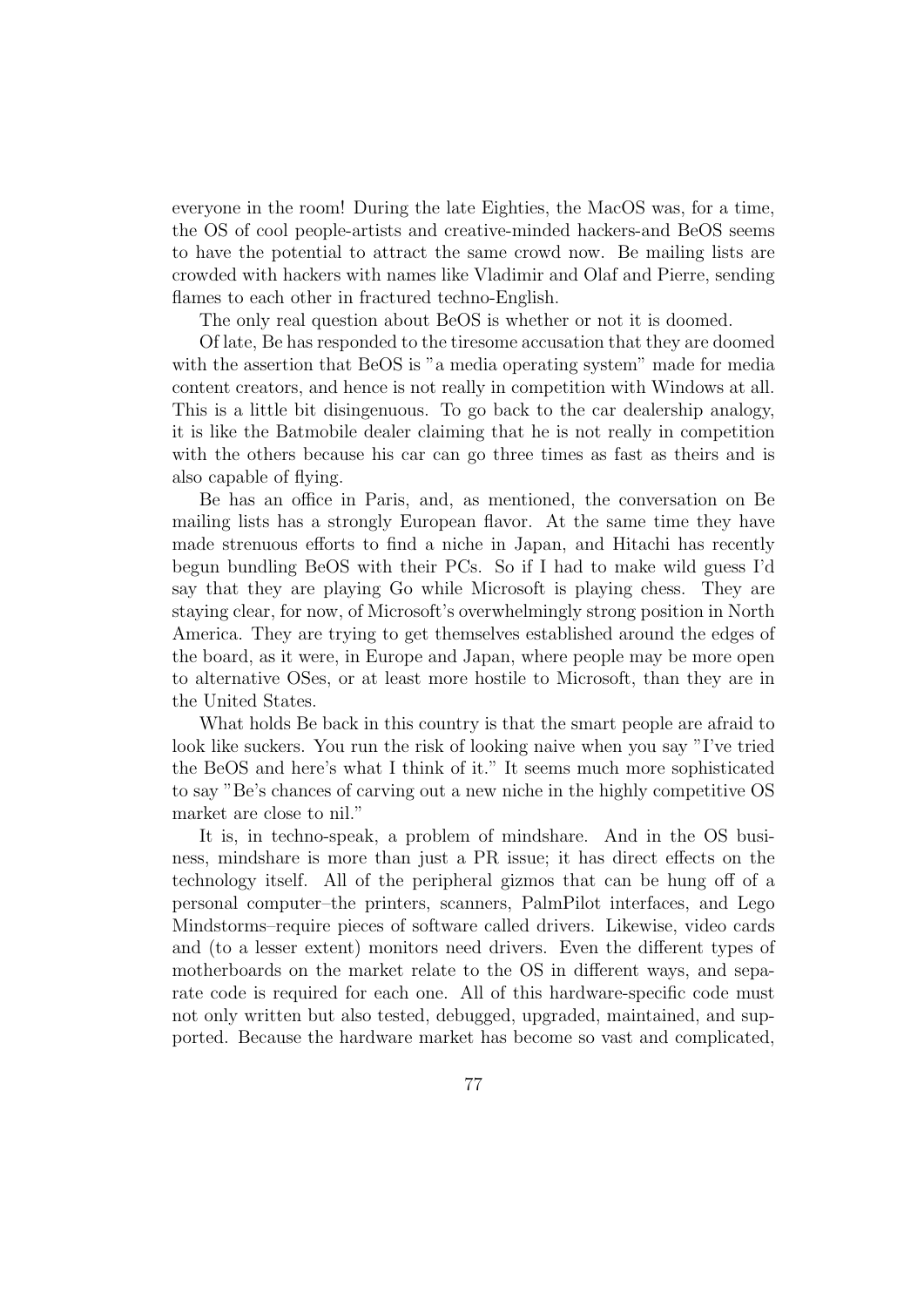everyone in the room! During the late Eighties, the MacOS was, for a time, the OS of cool people-artists and creative-minded hackers-and BeOS seems to have the potential to attract the same crowd now. Be mailing lists are crowded with hackers with names like Vladimir and Olaf and Pierre, sending flames to each other in fractured techno-English.

The only real question about BeOS is whether or not it is doomed.

Of late, Be has responded to the tiresome accusation that they are doomed with the assertion that BeOS is "a media operating system" made for media content creators, and hence is not really in competition with Windows at all. This is a little bit disingenuous. To go back to the car dealership analogy, it is like the Batmobile dealer claiming that he is not really in competition with the others because his car can go three times as fast as theirs and is also capable of flying.

Be has an office in Paris, and, as mentioned, the conversation on Be mailing lists has a strongly European flavor. At the same time they have made strenuous efforts to find a niche in Japan, and Hitachi has recently begun bundling BeOS with their PCs. So if I had to make wild guess I'd say that they are playing Go while Microsoft is playing chess. They are staying clear, for now, of Microsoft's overwhelmingly strong position in North America. They are trying to get themselves established around the edges of the board, as it were, in Europe and Japan, where people may be more open to alternative OSes, or at least more hostile to Microsoft, than they are in the United States.

What holds Be back in this country is that the smart people are afraid to look like suckers. You run the risk of looking naive when you say "I've tried the BeOS and here's what I think of it." It seems much more sophisticated to say "Be's chances of carving out a new niche in the highly competitive OS market are close to nil."

It is, in techno-speak, a problem of mindshare. And in the OS business, mindshare is more than just a PR issue; it has direct effects on the technology itself. All of the peripheral gizmos that can be hung off of a personal computer–the printers, scanners, PalmPilot interfaces, and Lego Mindstorms–require pieces of software called drivers. Likewise, video cards and (to a lesser extent) monitors need drivers. Even the different types of motherboards on the market relate to the OS in different ways, and separate code is required for each one. All of this hardware-specific code must not only written but also tested, debugged, upgraded, maintained, and supported. Because the hardware market has become so vast and complicated,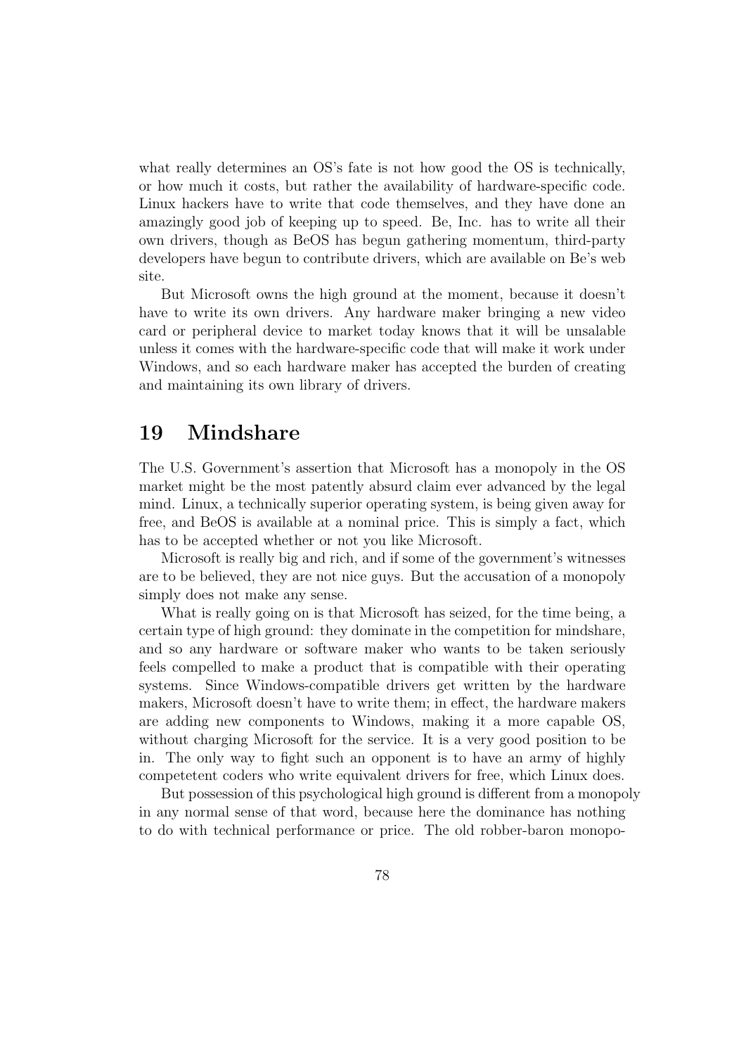what really determines an OS's fate is not how good the OS is technically, or how much it costs, but rather the availability of hardware-specific code. Linux hackers have to write that code themselves, and they have done an amazingly good job of keeping up to speed. Be, Inc. has to write all their own drivers, though as BeOS has begun gathering momentum, third-party developers have begun to contribute drivers, which are available on Be's web site.

But Microsoft owns the high ground at the moment, because it doesn't have to write its own drivers. Any hardware maker bringing a new video card or peripheral device to market today knows that it will be unsalable unless it comes with the hardware-specific code that will make it work under Windows, and so each hardware maker has accepted the burden of creating and maintaining its own library of drivers.

## 19 Mindshare

The U.S. Government's assertion that Microsoft has a monopoly in the OS market might be the most patently absurd claim ever advanced by the legal mind. Linux, a technically superior operating system, is being given away for free, and BeOS is available at a nominal price. This is simply a fact, which has to be accepted whether or not you like Microsoft.

Microsoft is really big and rich, and if some of the government's witnesses are to be believed, they are not nice guys. But the accusation of a monopoly simply does not make any sense.

What is really going on is that Microsoft has seized, for the time being, a certain type of high ground: they dominate in the competition for mindshare, and so any hardware or software maker who wants to be taken seriously feels compelled to make a product that is compatible with their operating systems. Since Windows-compatible drivers get written by the hardware makers, Microsoft doesn't have to write them; in effect, the hardware makers are adding new components to Windows, making it a more capable OS, without charging Microsoft for the service. It is a very good position to be in. The only way to fight such an opponent is to have an army of highly competetent coders who write equivalent drivers for free, which Linux does.

But possession of this psychological high ground is different from a monopoly in any normal sense of that word, because here the dominance has nothing to do with technical performance or price. The old robber-baron monopo-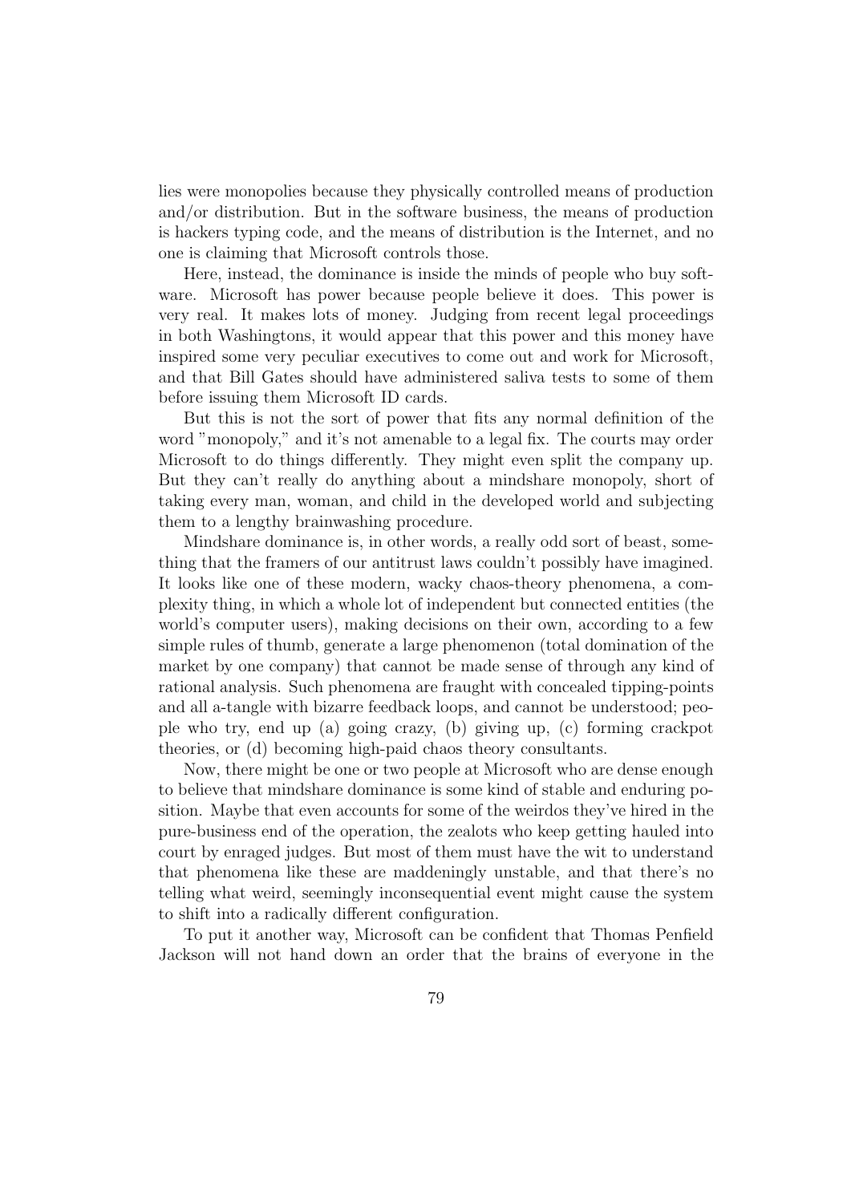lies were monopolies because they physically controlled means of production and/or distribution. But in the software business, the means of production is hackers typing code, and the means of distribution is the Internet, and no one is claiming that Microsoft controls those.

Here, instead, the dominance is inside the minds of people who buy software. Microsoft has power because people believe it does. This power is very real. It makes lots of money. Judging from recent legal proceedings in both Washingtons, it would appear that this power and this money have inspired some very peculiar executives to come out and work for Microsoft, and that Bill Gates should have administered saliva tests to some of them before issuing them Microsoft ID cards.

But this is not the sort of power that fits any normal definition of the word "monopoly," and it's not amenable to a legal fix. The courts may order Microsoft to do things differently. They might even split the company up. But they can't really do anything about a mindshare monopoly, short of taking every man, woman, and child in the developed world and subjecting them to a lengthy brainwashing procedure.

Mindshare dominance is, in other words, a really odd sort of beast, something that the framers of our antitrust laws couldn't possibly have imagined. It looks like one of these modern, wacky chaos-theory phenomena, a complexity thing, in which a whole lot of independent but connected entities (the world's computer users), making decisions on their own, according to a few simple rules of thumb, generate a large phenomenon (total domination of the market by one company) that cannot be made sense of through any kind of rational analysis. Such phenomena are fraught with concealed tipping-points and all a-tangle with bizarre feedback loops, and cannot be understood; people who try, end up (a) going crazy, (b) giving up, (c) forming crackpot theories, or (d) becoming high-paid chaos theory consultants.

Now, there might be one or two people at Microsoft who are dense enough to believe that mindshare dominance is some kind of stable and enduring position. Maybe that even accounts for some of the weirdos they've hired in the pure-business end of the operation, the zealots who keep getting hauled into court by enraged judges. But most of them must have the wit to understand that phenomena like these are maddeningly unstable, and that there's no telling what weird, seemingly inconsequential event might cause the system to shift into a radically different configuration.

To put it another way, Microsoft can be confident that Thomas Penfield Jackson will not hand down an order that the brains of everyone in the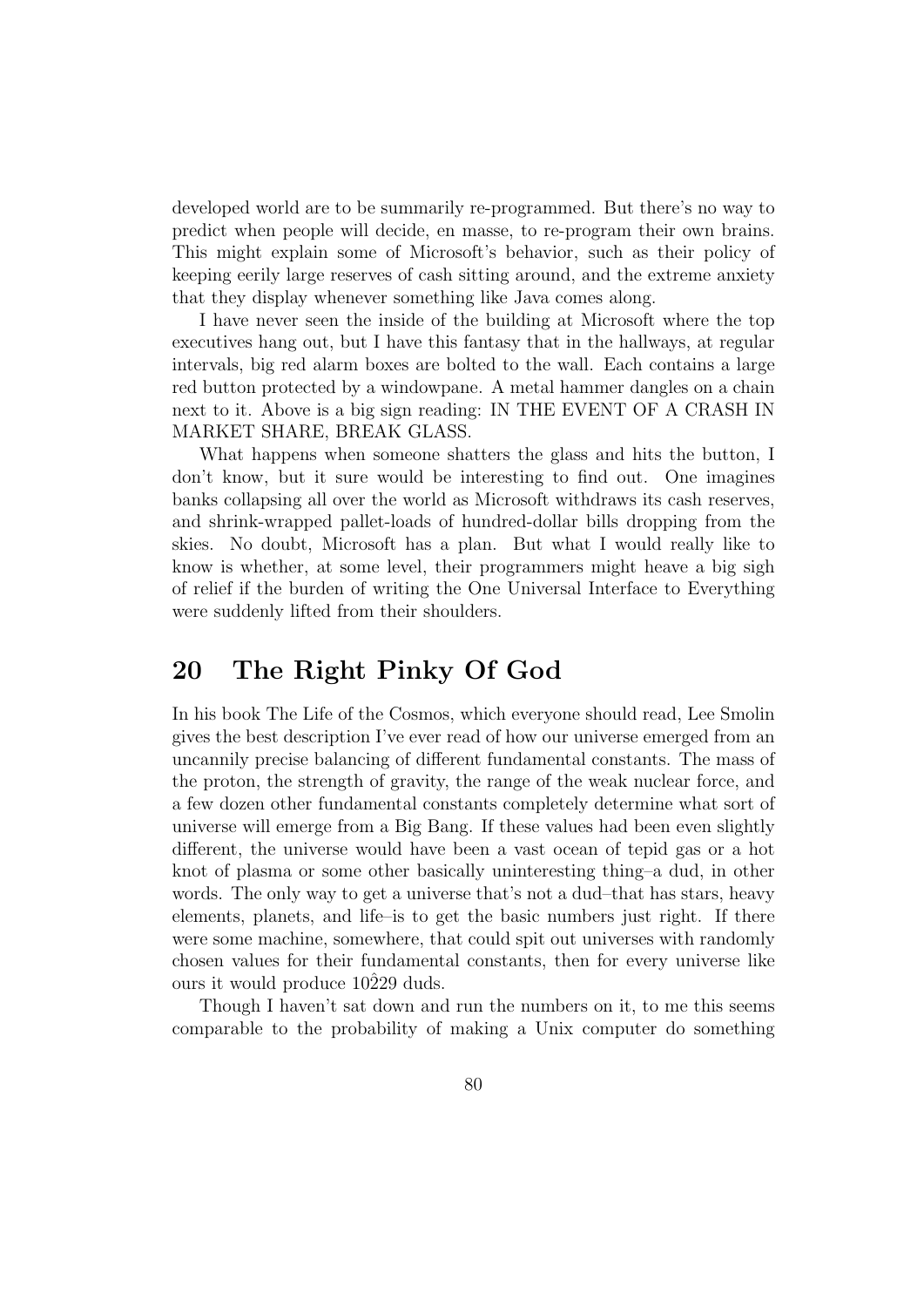developed world are to be summarily re-programmed. But there's no way to predict when people will decide, en masse, to re-program their own brains. This might explain some of Microsoft's behavior, such as their policy of keeping eerily large reserves of cash sitting around, and the extreme anxiety that they display whenever something like Java comes along.

I have never seen the inside of the building at Microsoft where the top executives hang out, but I have this fantasy that in the hallways, at regular intervals, big red alarm boxes are bolted to the wall. Each contains a large red button protected by a windowpane. A metal hammer dangles on a chain next to it. Above is a big sign reading: IN THE EVENT OF A CRASH IN MARKET SHARE, BREAK GLASS.

What happens when someone shatters the glass and hits the button, I don't know, but it sure would be interesting to find out. One imagines banks collapsing all over the world as Microsoft withdraws its cash reserves, and shrink-wrapped pallet-loads of hundred-dollar bills dropping from the skies. No doubt, Microsoft has a plan. But what I would really like to know is whether, at some level, their programmers might heave a big sigh of relief if the burden of writing the One Universal Interface to Everything were suddenly lifted from their shoulders.

## 20 The Right Pinky Of God

In his book The Life of the Cosmos, which everyone should read, Lee Smolin gives the best description I've ever read of how our universe emerged from an uncannily precise balancing of different fundamental constants. The mass of the proton, the strength of gravity, the range of the weak nuclear force, and a few dozen other fundamental constants completely determine what sort of universe will emerge from a Big Bang. If these values had been even slightly different, the universe would have been a vast ocean of tepid gas or a hot knot of plasma or some other basically uninteresting thing–a dud, in other words. The only way to get a universe that's not a dud–that has stars, heavy elements, planets, and life–is to get the basic numbers just right. If there were some machine, somewhere, that could spit out universes with randomly chosen values for their fundamental constants, then for every universe like ours it would produce 10ˆ229 duds.

Though I haven't sat down and run the numbers on it, to me this seems comparable to the probability of making a Unix computer do something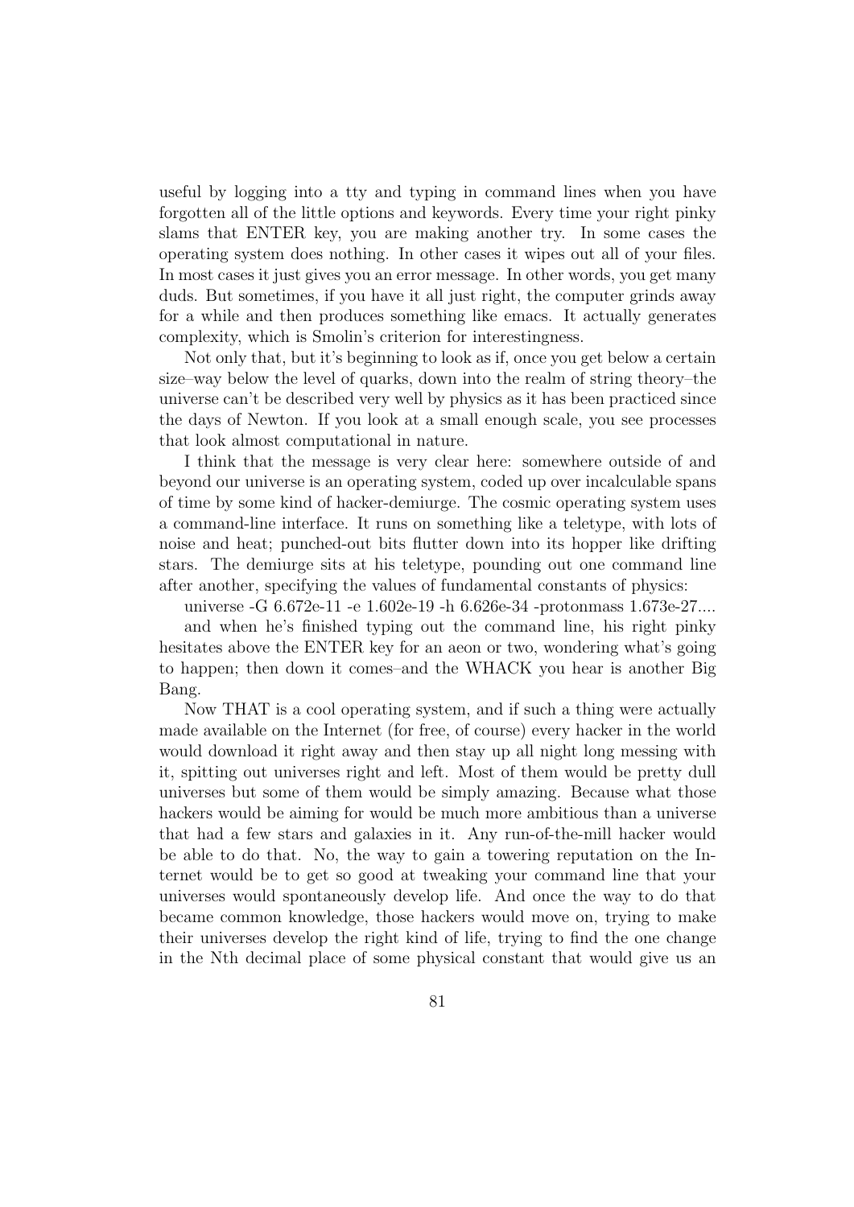useful by logging into a tty and typing in command lines when you have forgotten all of the little options and keywords. Every time your right pinky slams that ENTER key, you are making another try. In some cases the operating system does nothing. In other cases it wipes out all of your files. In most cases it just gives you an error message. In other words, you get many duds. But sometimes, if you have it all just right, the computer grinds away for a while and then produces something like emacs. It actually generates complexity, which is Smolin's criterion for interestingness.

Not only that, but it's beginning to look as if, once you get below a certain size–way below the level of quarks, down into the realm of string theory–the universe can't be described very well by physics as it has been practiced since the days of Newton. If you look at a small enough scale, you see processes that look almost computational in nature.

I think that the message is very clear here: somewhere outside of and beyond our universe is an operating system, coded up over incalculable spans of time by some kind of hacker-demiurge. The cosmic operating system uses a command-line interface. It runs on something like a teletype, with lots of noise and heat; punched-out bits flutter down into its hopper like drifting stars. The demiurge sits at his teletype, pounding out one command line after another, specifying the values of fundamental constants of physics:

universe -G 6.672e-11 -e 1.602e-19 -h 6.626e-34 -protonmass 1.673e-27....

and when he's finished typing out the command line, his right pinky hesitates above the ENTER key for an aeon or two, wondering what's going to happen; then down it comes–and the WHACK you hear is another Big Bang.

Now THAT is a cool operating system, and if such a thing were actually made available on the Internet (for free, of course) every hacker in the world would download it right away and then stay up all night long messing with it, spitting out universes right and left. Most of them would be pretty dull universes but some of them would be simply amazing. Because what those hackers would be aiming for would be much more ambitious than a universe that had a few stars and galaxies in it. Any run-of-the-mill hacker would be able to do that. No, the way to gain a towering reputation on the Internet would be to get so good at tweaking your command line that your universes would spontaneously develop life. And once the way to do that became common knowledge, those hackers would move on, trying to make their universes develop the right kind of life, trying to find the one change in the Nth decimal place of some physical constant that would give us an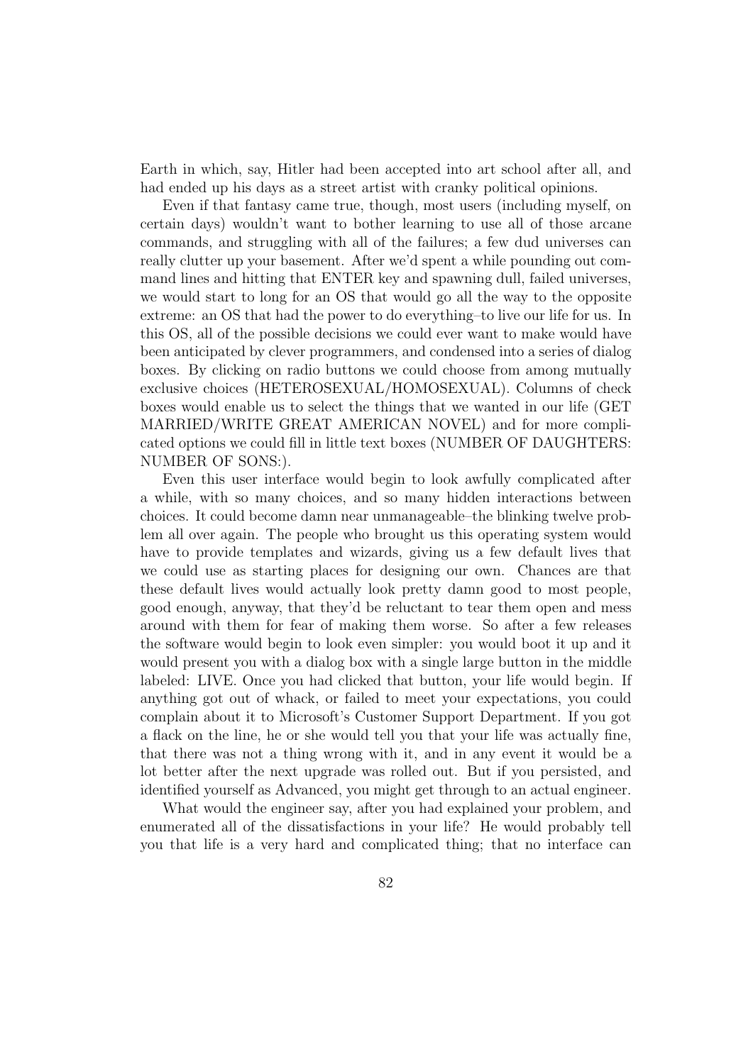Earth in which, say, Hitler had been accepted into art school after all, and had ended up his days as a street artist with cranky political opinions.

Even if that fantasy came true, though, most users (including myself, on certain days) wouldn't want to bother learning to use all of those arcane commands, and struggling with all of the failures; a few dud universes can really clutter up your basement. After we'd spent a while pounding out command lines and hitting that ENTER key and spawning dull, failed universes, we would start to long for an OS that would go all the way to the opposite extreme: an OS that had the power to do everything–to live our life for us. In this OS, all of the possible decisions we could ever want to make would have been anticipated by clever programmers, and condensed into a series of dialog boxes. By clicking on radio buttons we could choose from among mutually exclusive choices (HETEROSEXUAL/HOMOSEXUAL). Columns of check boxes would enable us to select the things that we wanted in our life (GET MARRIED/WRITE GREAT AMERICAN NOVEL) and for more complicated options we could fill in little text boxes (NUMBER OF DAUGHTERS: NUMBER OF SONS:).

Even this user interface would begin to look awfully complicated after a while, with so many choices, and so many hidden interactions between choices. It could become damn near unmanageable–the blinking twelve problem all over again. The people who brought us this operating system would have to provide templates and wizards, giving us a few default lives that we could use as starting places for designing our own. Chances are that these default lives would actually look pretty damn good to most people, good enough, anyway, that they'd be reluctant to tear them open and mess around with them for fear of making them worse. So after a few releases the software would begin to look even simpler: you would boot it up and it would present you with a dialog box with a single large button in the middle labeled: LIVE. Once you had clicked that button, your life would begin. If anything got out of whack, or failed to meet your expectations, you could complain about it to Microsoft's Customer Support Department. If you got a flack on the line, he or she would tell you that your life was actually fine, that there was not a thing wrong with it, and in any event it would be a lot better after the next upgrade was rolled out. But if you persisted, and identified yourself as Advanced, you might get through to an actual engineer.

What would the engineer say, after you had explained your problem, and enumerated all of the dissatisfactions in your life? He would probably tell you that life is a very hard and complicated thing; that no interface can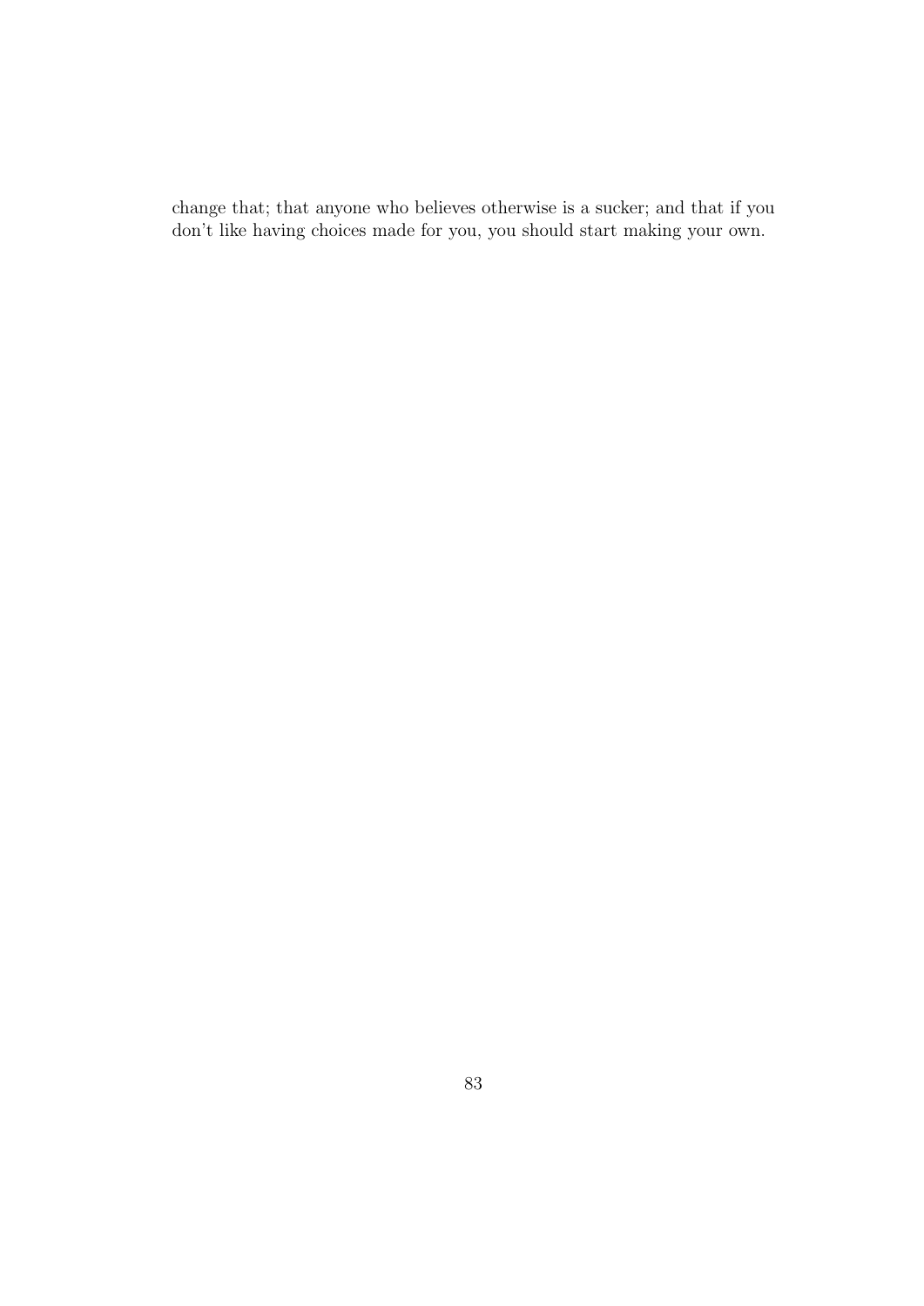change that; that anyone who believes otherwise is a sucker; and that if you don't like having choices made for you, you should start making your own.